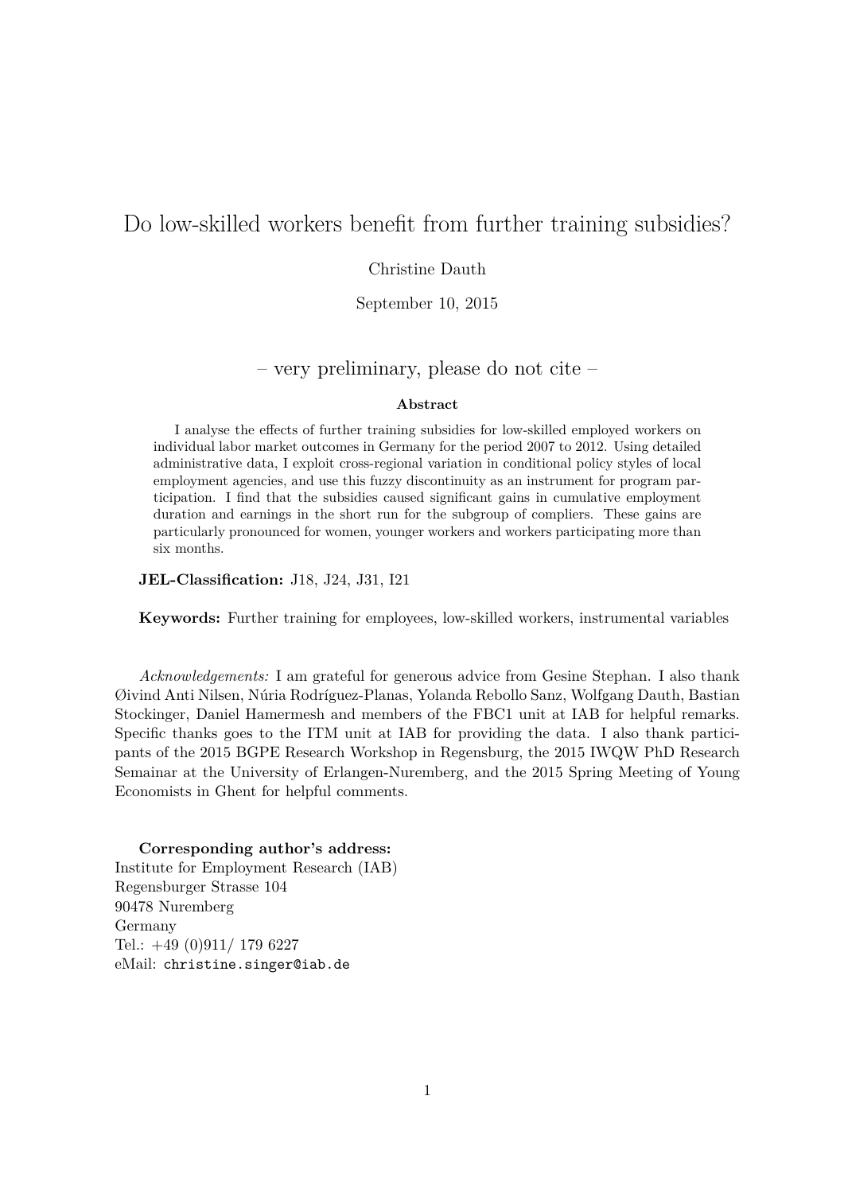# Do low-skilled workers benefit from further training subsidies?

Christine Dauth

September 10, 2015

– very preliminary, please do not cite –

**Abstract**

I analyse the effects of further training subsidies for low-skilled employed workers on individual labor market outcomes in Germany for the period 2007 to 2012. Using detailed administrative data, I exploit cross-regional variation in conditional policy styles of local employment agencies, and use this fuzzy discontinuity as an instrument for program participation. I find that the subsidies caused significant gains in cumulative employment duration and earnings in the short run for the subgroup of compliers. These gains are particularly pronounced for women, younger workers and workers participating more than six months.

**JEL-Classification:** J18, J24, J31, I21

**Keywords:** Further training for employees, low-skilled workers, instrumental variables

*Acknowledgements:* I am grateful for generous advice from Gesine Stephan. I also thank Øivind Anti Nilsen, Núria Rodríguez-Planas, Yolanda Rebollo Sanz, Wolfgang Dauth, Bastian Stockinger, Daniel Hamermesh and members of the FBC1 unit at IAB for helpful remarks. Specific thanks goes to the ITM unit at IAB for providing the data. I also thank participants of the 2015 BGPE Research Workshop in Regensburg, the 2015 IWQW PhD Research Semainar at the University of Erlangen-Nuremberg, and the 2015 Spring Meeting of Young Economists in Ghent for helpful comments.

**Corresponding author's address:**
Institute for Employment Research (IAB)
Regensburger Strasse 104
90478 Nuremberg
Germany
Tel.: +49 (0)911/ 179 6227
eMail: christine.singer@iab.de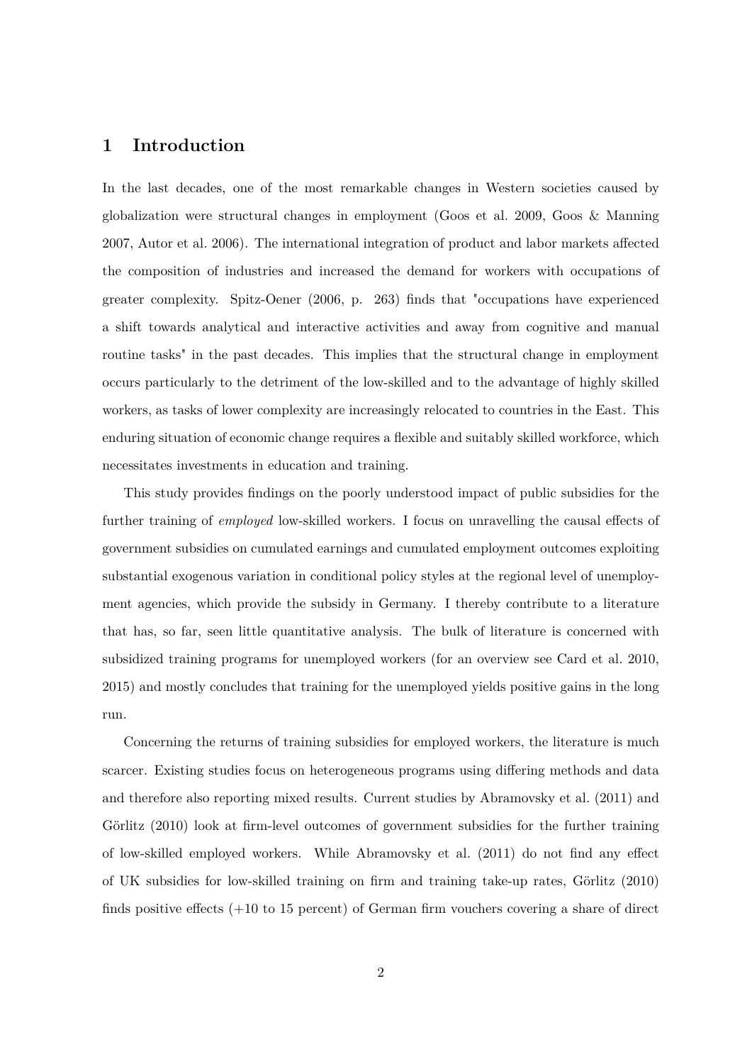# 1 Introduction

In the last decades, one of the most remarkable changes in Western societies caused by globalization were structural changes in employment (Goos et al. 2009, Goos & Manning 2007, Autor et al. 2006). The international integration of product and labor markets affected the composition of industries and increased the demand for workers with occupations of greater complexity. Spitz-Oener (2006, p. 263) finds that "occupations have experienced a shift towards analytical and interactive activities and away from cognitive and manual routine tasks" in the past decades. This implies that the structural change in employment occurs particularly to the detriment of the low-skilled and to the advantage of highly skilled workers, as tasks of lower complexity are increasingly relocated to countries in the East. This enduring situation of economic change requires a flexible and suitably skilled workforce, which necessitates investments in education and training.

This study provides findings on the poorly understood impact of public subsidies for the further training of *employed* low-skilled workers. I focus on unravelling the causal effects of government subsidies on cumulated earnings and cumulated employment outcomes exploiting substantial exogenous variation in conditional policy styles at the regional level of unemployment agencies, which provide the subsidy in Germany. I thereby contribute to a literature that has, so far, seen little quantitative analysis. The bulk of literature is concerned with subsidized training programs for unemployed workers (for an overview see Card et al. 2010, 2015) and mostly concludes that training for the unemployed yields positive gains in the long run.

Concerning the returns of training subsidies for employed workers, the literature is much scarcer. Existing studies focus on heterogeneous programs using differing methods and data and therefore also reporting mixed results. Current studies by Abramovsky et al. (2011) and Görlitz (2010) look at firm-level outcomes of government subsidies for the further training of low-skilled employed workers. While Abramovsky et al. (2011) do not find any effect of UK subsidies for low-skilled training on firm and training take-up rates, Görlitz (2010) finds positive effects (+10 to 15 percent) of German firm vouchers covering a share of direct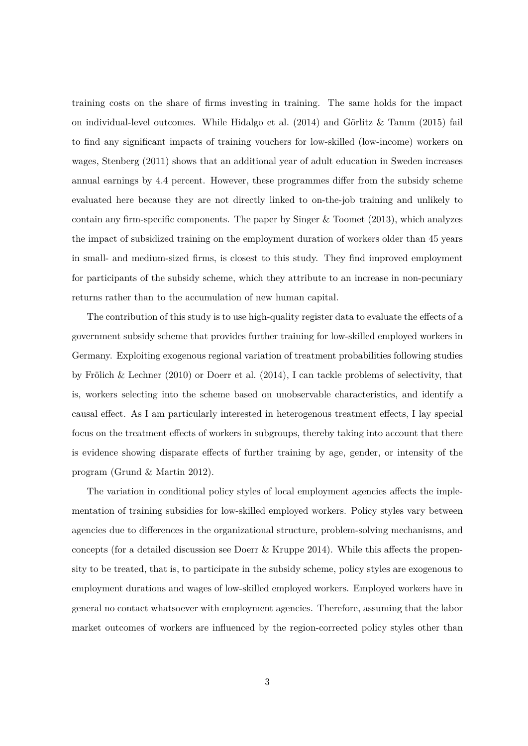training costs on the share of firms investing in training. The same holds for the impact on individual-level outcomes. While Hidalgo et al. (2014) and Görlitz & Tamm (2015) fail to find any significant impacts of training vouchers for low-skilled (low-income) workers on wages, Stenberg (2011) shows that an additional year of adult education in Sweden increases annual earnings by 4.4 percent. However, these programmes differ from the subsidy scheme evaluated here because they are not directly linked to on-the-job training and unlikely to contain any firm-specific components. The paper by Singer & Toomet (2013), which analyzes the impact of subsidized training on the employment duration of workers older than 45 years in small- and medium-sized firms, is closest to this study. They find improved employment for participants of the subsidy scheme, which they attribute to an increase in non-pecuniary returns rather than to the accumulation of new human capital.

The contribution of this study is to use high-quality register data to evaluate the effects of a government subsidy scheme that provides further training for low-skilled employed workers in Germany. Exploiting exogenous regional variation of treatment probabilities following studies by Frölich & Lechner (2010) or Doerr et al. (2014), I can tackle problems of selectivity, that is, workers selecting into the scheme based on unobservable characteristics, and identify a causal effect. As I am particularly interested in heterogenous treatment effects, I lay special focus on the treatment effects of workers in subgroups, thereby taking into account that there is evidence showing disparate effects of further training by age, gender, or intensity of the program (Grund & Martin 2012).

The variation in conditional policy styles of local employment agencies affects the implementation of training subsidies for low-skilled employed workers. Policy styles vary between agencies due to differences in the organizational structure, problem-solving mechanisms, and concepts (for a detailed discussion see Doerr & Kruppe 2014). While this affects the propensity to be treated, that is, to participate in the subsidy scheme, policy styles are exogenous to employment durations and wages of low-skilled employed workers. Employed workers have in general no contact whatsoever with employment agencies. Therefore, assuming that the labor market outcomes of workers are influenced by the region-corrected policy styles other than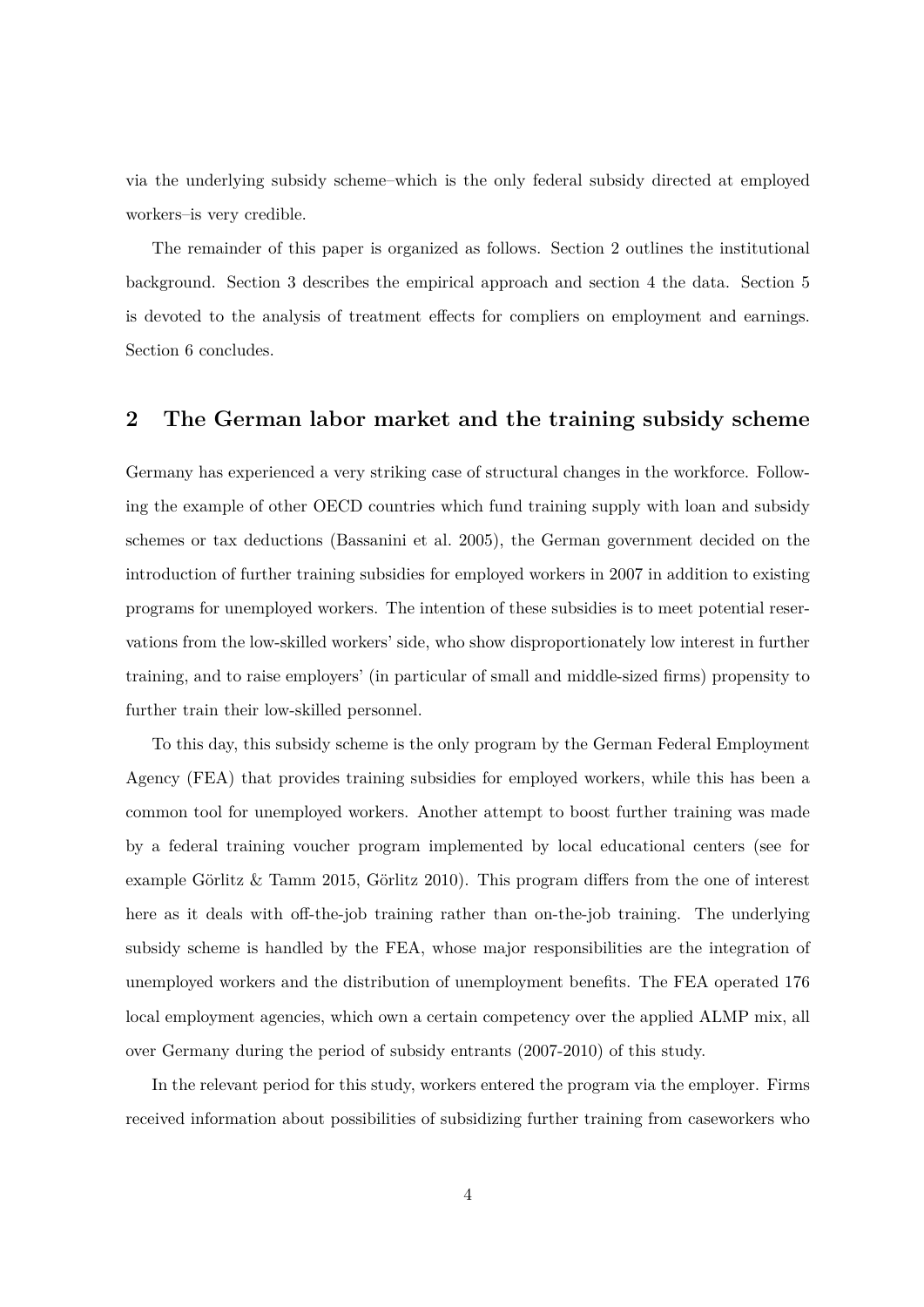via the underlying subsidy scheme–which is the only federal subsidy directed at employed workers–is very credible.

The remainder of this paper is organized as follows. Section 2 outlines the institutional background. Section 3 describes the empirical approach and section 4 the data. Section 5 is devoted to the analysis of treatment effects for compliers on employment and earnings. Section 6 concludes.

## 2 The German labor market and the training subsidy scheme

Germany has experienced a very striking case of structural changes in the workforce. Following the example of other OECD countries which fund training supply with loan and subsidy schemes or tax deductions (Bassanini et al. 2005), the German government decided on the introduction of further training subsidies for employed workers in 2007 in addition to existing programs for unemployed workers. The intention of these subsidies is to meet potential reservations from the low-skilled workers' side, who show disproportionately low interest in further training, and to raise employers' (in particular of small and middle-sized firms) propensity to further train their low-skilled personnel.

To this day, this subsidy scheme is the only program by the German Federal Employment Agency (FEA) that provides training subsidies for employed workers, while this has been a common tool for unemployed workers. Another attempt to boost further training was made by a federal training voucher program implemented by local educational centers (see for example Görlitz & Tamm 2015, Görlitz 2010). This program differs from the one of interest here as it deals with off-the-job training rather than on-the-job training. The underlying subsidy scheme is handled by the FEA, whose major responsibilities are the integration of unemployed workers and the distribution of unemployment benefits. The FEA operated 176 local employment agencies, which own a certain competency over the applied ALMP mix, all over Germany during the period of subsidy entrants (2007-2010) of this study.

In the relevant period for this study, workers entered the program via the employer. Firms received information about possibilities of subsidizing further training from caseworkers who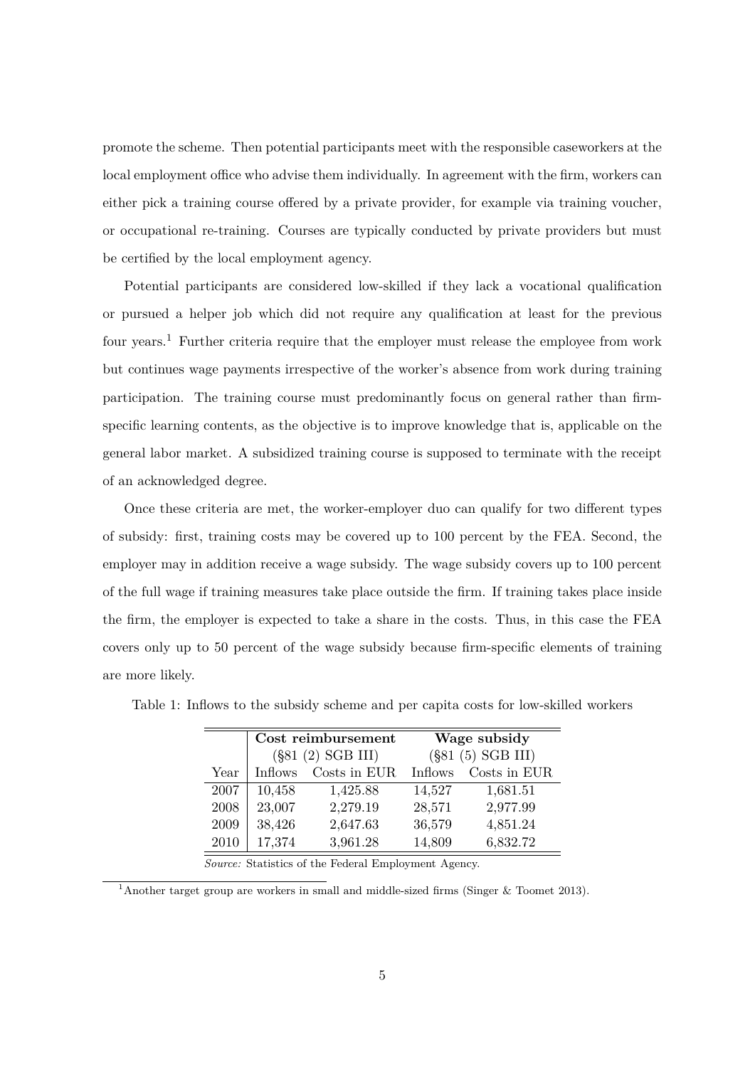promote the scheme. Then potential participants meet with the responsible caseworkers at the local employment office who advise them individually. In agreement with the firm, workers can either pick a training course offered by a private provider, for example via training voucher, or occupational re-training. Courses are typically conducted by private providers but must be certified by the local employment agency.

Potential participants are considered low-skilled if they lack a vocational qualification or pursued a helper job which did not require any qualification at least for the previous four years.[1] Further criteria require that the employer must release the employee from work but continues wage payments irrespective of the worker's absence from work during training participation. The training course must predominantly focus on general rather than firm-specific learning contents, as the objective is to improve knowledge that is, applicable on the general labor market. A subsidized training course is supposed to terminate with the receipt of an acknowledged degree.

Once these criteria are met, the worker-employer duo can qualify for two different types of subsidy: first, training costs may be covered up to 100 percent by the FEA. Second, the employer may in addition receive a wage subsidy. The wage subsidy covers up to 100 percent of the full wage if training measures take place outside the firm. If training takes place inside the firm, the employer is expected to take a share in the costs. Thus, in this case the FEA covers only up to 50 percent of the wage subsidy because firm-specific elements of training are more likely.

Table 1: Inflows to the subsidy scheme and per capita costs for low-skilled workers

| | **Cost reimbursement** (§81 (2) SGB III) | | **Wage subsidy** (§81 (5) SGB III) | |
|---|---|---|---|---|
| Year | Inflows | Costs in EUR | Inflows | Costs in EUR |
| 2007 | 10,458 | 1,425.88 | 14,527 | 1,681.51 |
| 2008 | 23,007 | 2,279.19 | 28,571 | 2,977.99 |
| 2009 | 38,426 | 2,647.63 | 36,579 | 4,851.24 |
| 2010 | 17,374 | 3,961.28 | 14,809 | 6,832.72 |

*Source:* Statistics of the Federal Employment Agency.

[1] Another target group are workers in small and middle-sized firms (Singer & Toomet 2013).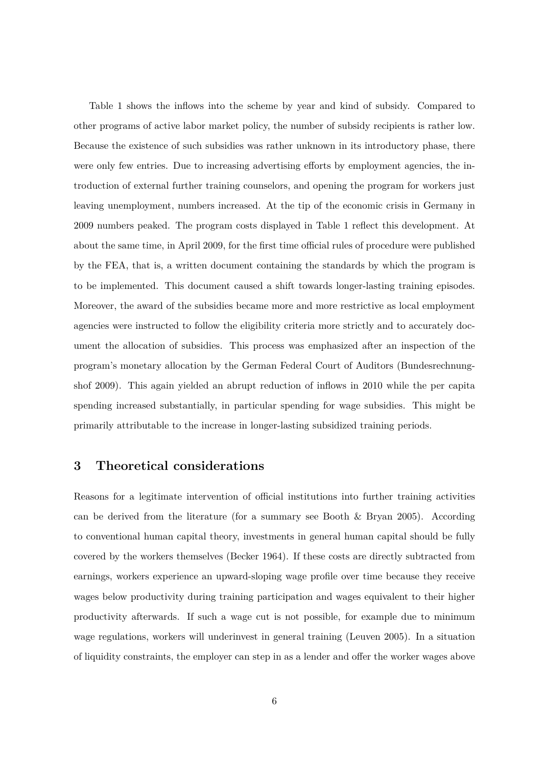Table 1 shows the inflows into the scheme by year and kind of subsidy. Compared to other programs of active labor market policy, the number of subsidy recipients is rather low. Because the existence of such subsidies was rather unknown in its introductory phase, there were only few entries. Due to increasing advertising efforts by employment agencies, the introduction of external further training counselors, and opening the program for workers just leaving unemployment, numbers increased. At the tip of the economic crisis in Germany in 2009 numbers peaked. The program costs displayed in Table 1 reflect this development. At about the same time, in April 2009, for the first time official rules of procedure were published by the FEA, that is, a written document containing the standards by which the program is to be implemented. This document caused a shift towards longer-lasting training episodes. Moreover, the award of the subsidies became more and more restrictive as local employment agencies were instructed to follow the eligibility criteria more strictly and to accurately document the allocation of subsidies. This process was emphasized after an inspection of the program's monetary allocation by the German Federal Court of Auditors (Bundesrechnungshof 2009). This again yielded an abrupt reduction of inflows in 2010 while the per capita spending increased substantially, in particular spending for wage subsidies. This might be primarily attributable to the increase in longer-lasting subsidized training periods.

## 3 Theoretical considerations

Reasons for a legitimate intervention of official institutions into further training activities can be derived from the literature (for a summary see Booth & Bryan 2005). According to conventional human capital theory, investments in general human capital should be fully covered by the workers themselves (Becker 1964). If these costs are directly subtracted from earnings, workers experience an upward-sloping wage profile over time because they receive wages below productivity during training participation and wages equivalent to their higher productivity afterwards. If such a wage cut is not possible, for example due to minimum wage regulations, workers will underinvest in general training (Leuven 2005). In a situation of liquidity constraints, the employer can step in as a lender and offer the worker wages above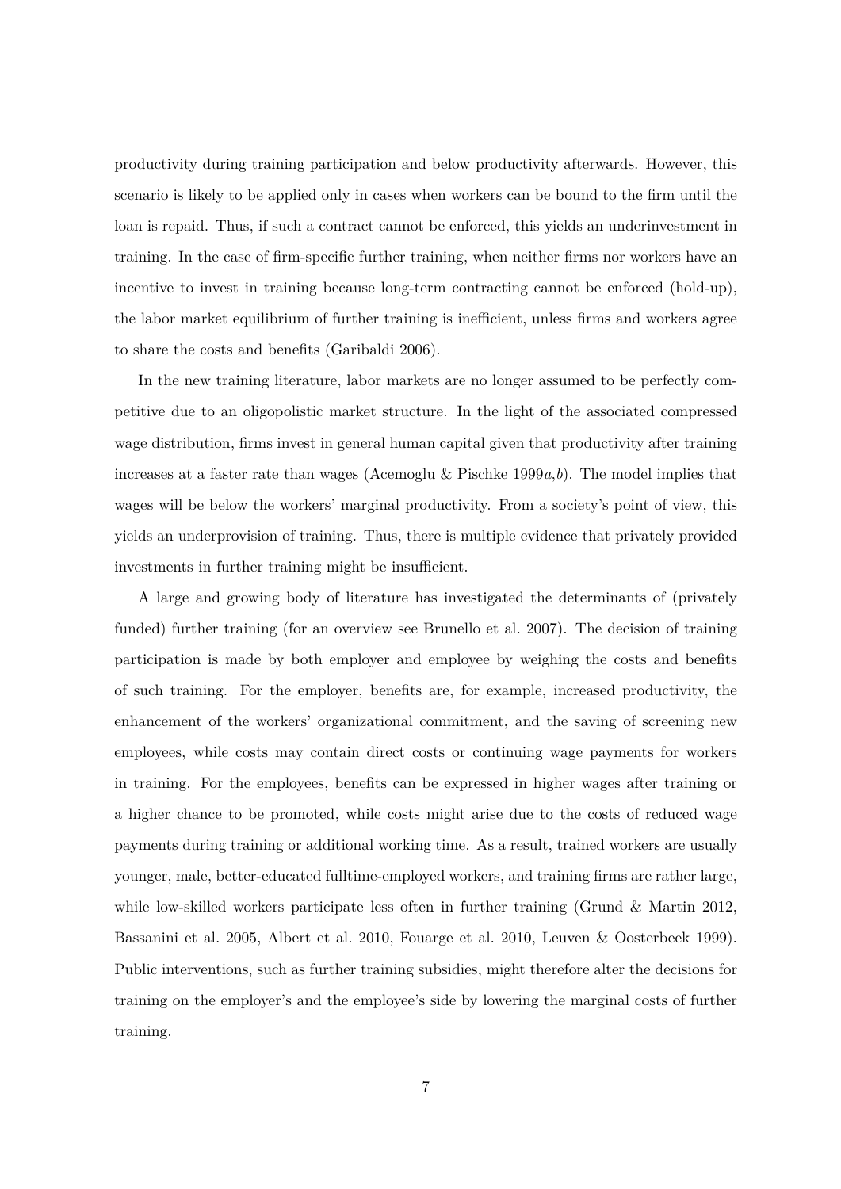productivity during training participation and below productivity afterwards. However, this scenario is likely to be applied only in cases when workers can be bound to the firm until the loan is repaid. Thus, if such a contract cannot be enforced, this yields an underinvestment in training. In the case of firm-specific further training, when neither firms nor workers have an incentive to invest in training because long-term contracting cannot be enforced (hold-up), the labor market equilibrium of further training is inefficient, unless firms and workers agree to share the costs and benefits (Garibaldi 2006).

In the new training literature, labor markets are no longer assumed to be perfectly competitive due to an oligopolistic market structure. In the light of the associated compressed wage distribution, firms invest in general human capital given that productivity after training increases at a faster rate than wages (Acemoglu & Pischke 1999*a*,*b*). The model implies that wages will be below the workers' marginal productivity. From a society's point of view, this yields an underprovision of training. Thus, there is multiple evidence that privately provided investments in further training might be insufficient.

A large and growing body of literature has investigated the determinants of (privately funded) further training (for an overview see Brunello et al. 2007). The decision of training participation is made by both employer and employee by weighing the costs and benefits of such training. For the employer, benefits are, for example, increased productivity, the enhancement of the workers' organizational commitment, and the saving of screening new employees, while costs may contain direct costs or continuing wage payments for workers in training. For the employees, benefits can be expressed in higher wages after training or a higher chance to be promoted, while costs might arise due to the costs of reduced wage payments during training or additional working time. As a result, trained workers are usually younger, male, better-educated fulltime-employed workers, and training firms are rather large, while low-skilled workers participate less often in further training (Grund & Martin 2012, Bassanini et al. 2005, Albert et al. 2010, Fouarge et al. 2010, Leuven & Oosterbeek 1999). Public interventions, such as further training subsidies, might therefore alter the decisions for training on the employer's and the employee's side by lowering the marginal costs of further training.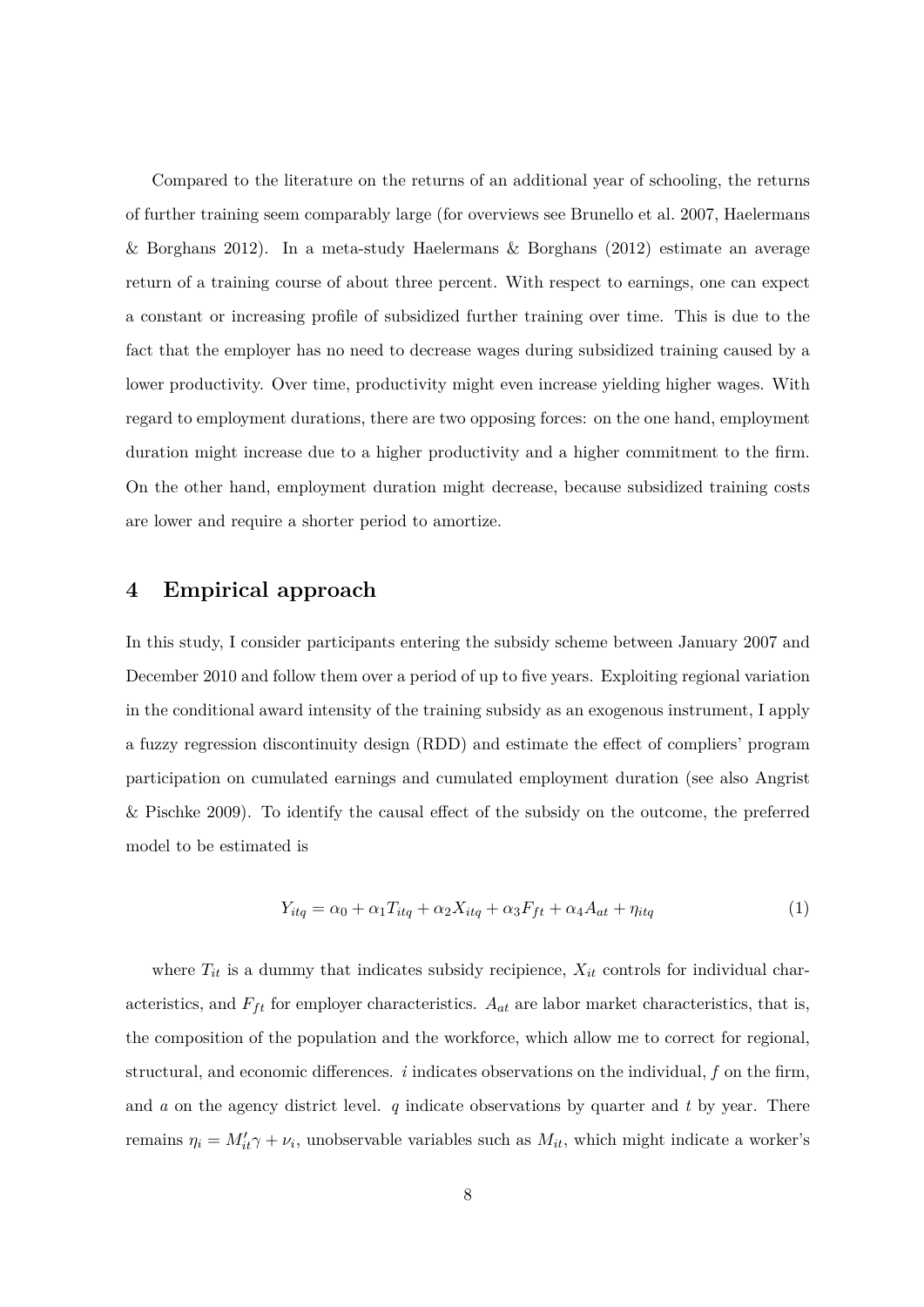Compared to the literature on the returns of an additional year of schooling, the returns of further training seem comparably large (for overviews see Brunello et al. 2007, Haelermans & Borghans 2012). In a meta-study Haelermans & Borghans (2012) estimate an average return of a training course of about three percent. With respect to earnings, one can expect a constant or increasing profile of subsidized further training over time. This is due to the fact that the employer has no need to decrease wages during subsidized training caused by a lower productivity. Over time, productivity might even increase yielding higher wages. With regard to employment durations, there are two opposing forces: on the one hand, employment duration might increase due to a higher productivity and a higher commitment to the firm. On the other hand, employment duration might decrease, because subsidized training costs are lower and require a shorter period to amortize.

## 4 Empirical approach

In this study, I consider participants entering the subsidy scheme between January 2007 and December 2010 and follow them over a period of up to five years. Exploiting regional variation in the conditional award intensity of the training subsidy as an exogenous instrument, I apply a fuzzy regression discontinuity design (RDD) and estimate the effect of compliers' program participation on cumulated earnings and cumulated employment duration (see also Angrist & Pischke 2009). To identify the causal effect of the subsidy on the outcome, the preferred model to be estimated is

$$Y_{itq} = \alpha_0 + \alpha_1 T_{itq} + \alpha_2 X_{itq} + \alpha_3 F_{ft} + \alpha_4 A_{at} + \eta_{itq} \tag{1}$$

where $T_{it}$ is a dummy that indicates subsidy recipience, $X_{it}$ controls for individual characteristics, and $F_{ft}$ for employer characteristics. $A_{at}$ are labor market characteristics, that is, the composition of the population and the workforce, which allow me to correct for regional, structural, and economic differences. $i$ indicates observations on the individual, $f$ on the firm, and $a$ on the agency district level. $q$ indicate observations by quarter and $t$ by year. There remains $\eta_i = M'_{it}\gamma + \nu_i$, unobservable variables such as $M_{it}$, which might indicate a worker's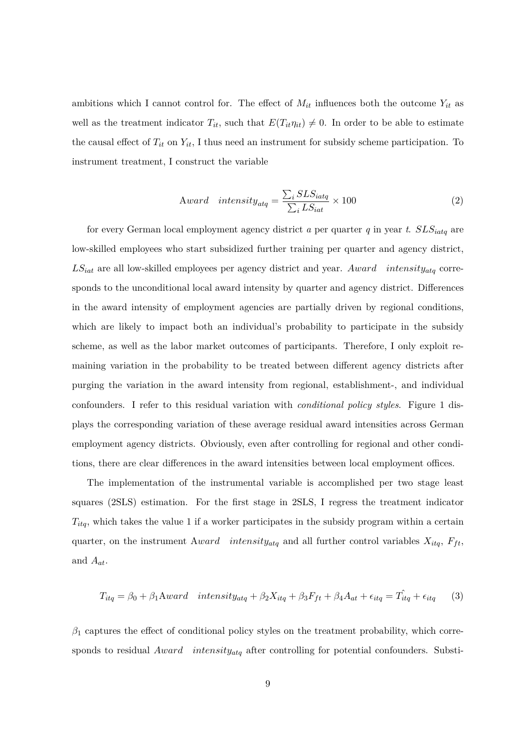ambitions which I cannot control for. The effect of $M_{it}$ influences both the outcome $Y_{it}$ as well as the treatment indicator $T_{it}$, such that $E(T_{it}\eta_{it}) \neq 0$. In order to be able to estimate the causal effect of $T_{it}$ on $Y_{it}$, I thus need an instrument for subsidy scheme participation. To instrument treatment, I construct the variable

$$\text{A}ward \quad intensity_{atq} = \frac{\sum_i SLS_{iatq}}{\sum_i LS_{iat}} \times 100 \tag{2}$$

for every German local employment agency district $a$ per quarter $q$ in year $t$. $SLS_{iatq}$ are low-skilled employees who start subsidized further training per quarter and agency district, $LS_{iat}$ are all low-skilled employees per agency district and year. $Award \quad intensity_{atq}$ corresponds to the unconditional local award intensity by quarter and agency district. Differences in the award intensity of employment agencies are partially driven by regional conditions, which are likely to impact both an individual's probability to participate in the subsidy scheme, as well as the labor market outcomes of participants. Therefore, I only exploit remaining variation in the probability to be treated between different agency districts after purging the variation in the award intensity from regional, establishment-, and individual confounders. I refer to this residual variation with *conditional policy styles*. Figure 1 displays the corresponding variation of these average residual award intensities across German employment agency districts. Obviously, even after controlling for regional and other conditions, there are clear differences in the award intensities between local employment offices.

The implementation of the instrumental variable is accomplished per two stage least squares (2SLS) estimation. For the first stage in 2SLS, I regress the treatment indicator $T_{itq}$, which takes the value 1 if a worker participates in the subsidy program within a certain quarter, on the instrument $\text{A}ward \quad intensity_{atq}$ and all further control variables $X_{itq}$, $F_{ft}$, and $A_{at}$.

$$T_{itq} = \beta_0 + \beta_1 \text{A}ward \quad intensity_{atq} + \beta_2 X_{itq} + \beta_3 F_{ft} + \beta_4 A_{at} + \epsilon_{itq} = \hat{T_{itq}} + \epsilon_{itq} \tag{3}$$

$\beta_1$ captures the effect of conditional policy styles on the treatment probability, which corresponds to residual $Award \quad intensity_{atq}$ after controlling for potential confounders. Substi-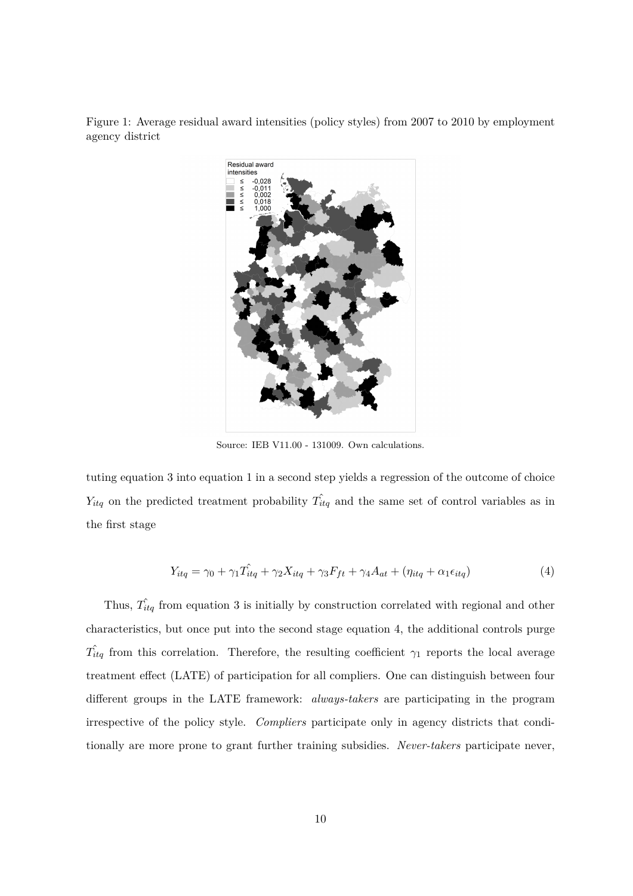Figure 1: Average residual award intensities (policy styles) from 2007 to 2010 by employment agency district

Source: IEB V11.00 - 131009. Own calculations.

tuting equation 3 into equation 1 in a second step yields a regression of the outcome of choice $Y_{itq}$ on the predicted treatment probability $\hat{T_{itq}}$ and the same set of control variables as in the first stage

$$Y_{itq} = \gamma_0 + \gamma_1 \hat{T_{itq}} + \gamma_2 X_{itq} + \gamma_3 F_{ft} + \gamma_4 A_{at} + (\eta_{itq} + \alpha_1 \epsilon_{itq}) \tag{4}$$

Thus, $\hat{T_{itq}}$ from equation 3 is initially by construction correlated with regional and other characteristics, but once put into the second stage equation 4, the additional controls purge $\hat{T_{itq}}$ from this correlation. Therefore, the resulting coefficient $\gamma_1$ reports the local average treatment effect (LATE) of participation for all compliers. One can distinguish between four different groups in the LATE framework: *always-takers* are participating in the program irrespective of the policy style. *Compliers* participate only in agency districts that conditionally are more prone to grant further training subsidies. *Never-takers* participate never,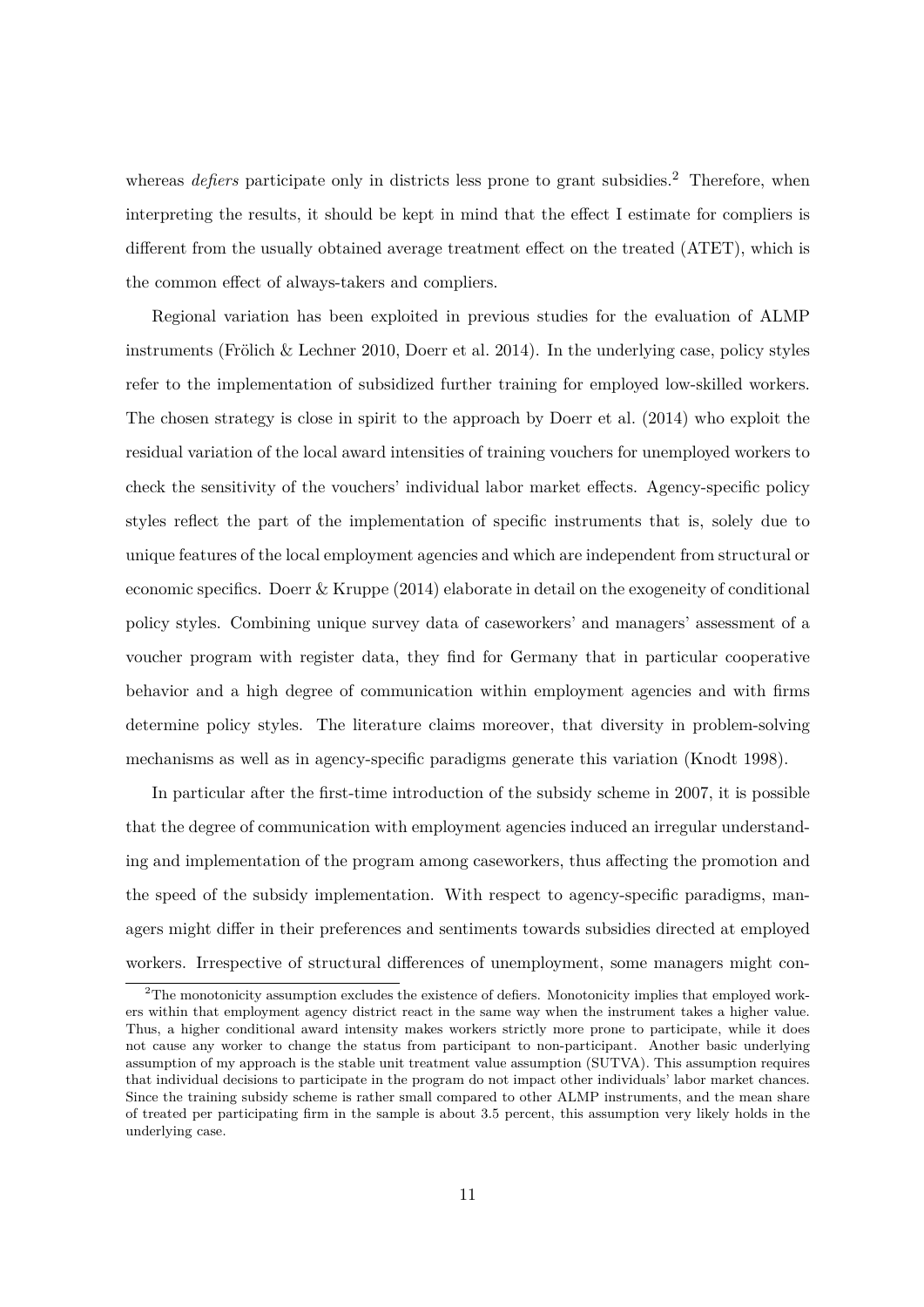whereas *defiers* participate only in districts less prone to grant subsidies.[2] Therefore, when interpreting the results, it should be kept in mind that the effect I estimate for compliers is different from the usually obtained average treatment effect on the treated (ATET), which is the common effect of always-takers and compliers.

Regional variation has been exploited in previous studies for the evaluation of ALMP instruments (Frölich & Lechner 2010, Doerr et al. 2014). In the underlying case, policy styles refer to the implementation of subsidized further training for employed low-skilled workers. The chosen strategy is close in spirit to the approach by Doerr et al. (2014) who exploit the residual variation of the local award intensities of training vouchers for unemployed workers to check the sensitivity of the vouchers' individual labor market effects. Agency-specific policy styles reflect the part of the implementation of specific instruments that is, solely due to unique features of the local employment agencies and which are independent from structural or economic specifics. Doerr & Kruppe (2014) elaborate in detail on the exogeneity of conditional policy styles. Combining unique survey data of caseworkers' and managers' assessment of a voucher program with register data, they find for Germany that in particular cooperative behavior and a high degree of communication within employment agencies and with firms determine policy styles. The literature claims moreover, that diversity in problem-solving mechanisms as well as in agency-specific paradigms generate this variation (Knodt 1998).

In particular after the first-time introduction of the subsidy scheme in 2007, it is possible that the degree of communication with employment agencies induced an irregular understanding and implementation of the program among caseworkers, thus affecting the promotion and the speed of the subsidy implementation. With respect to agency-specific paradigms, managers might differ in their preferences and sentiments towards subsidies directed at employed workers. Irrespective of structural differences of unemployment, some managers might con-

[2] The monotonicity assumption excludes the existence of defiers. Monotonicity implies that employed workers within that employment agency district react in the same way when the instrument takes a higher value. Thus, a higher conditional award intensity makes workers strictly more prone to participate, while it does not cause any worker to change the status from participant to non-participant. Another basic underlying assumption of my approach is the stable unit treatment value assumption (SUTVA). This assumption requires that individual decisions to participate in the program do not impact other individuals' labor market chances. Since the training subsidy scheme is rather small compared to other ALMP instruments, and the mean share of treated per participating firm in the sample is about 3.5 percent, this assumption very likely holds in the underlying case.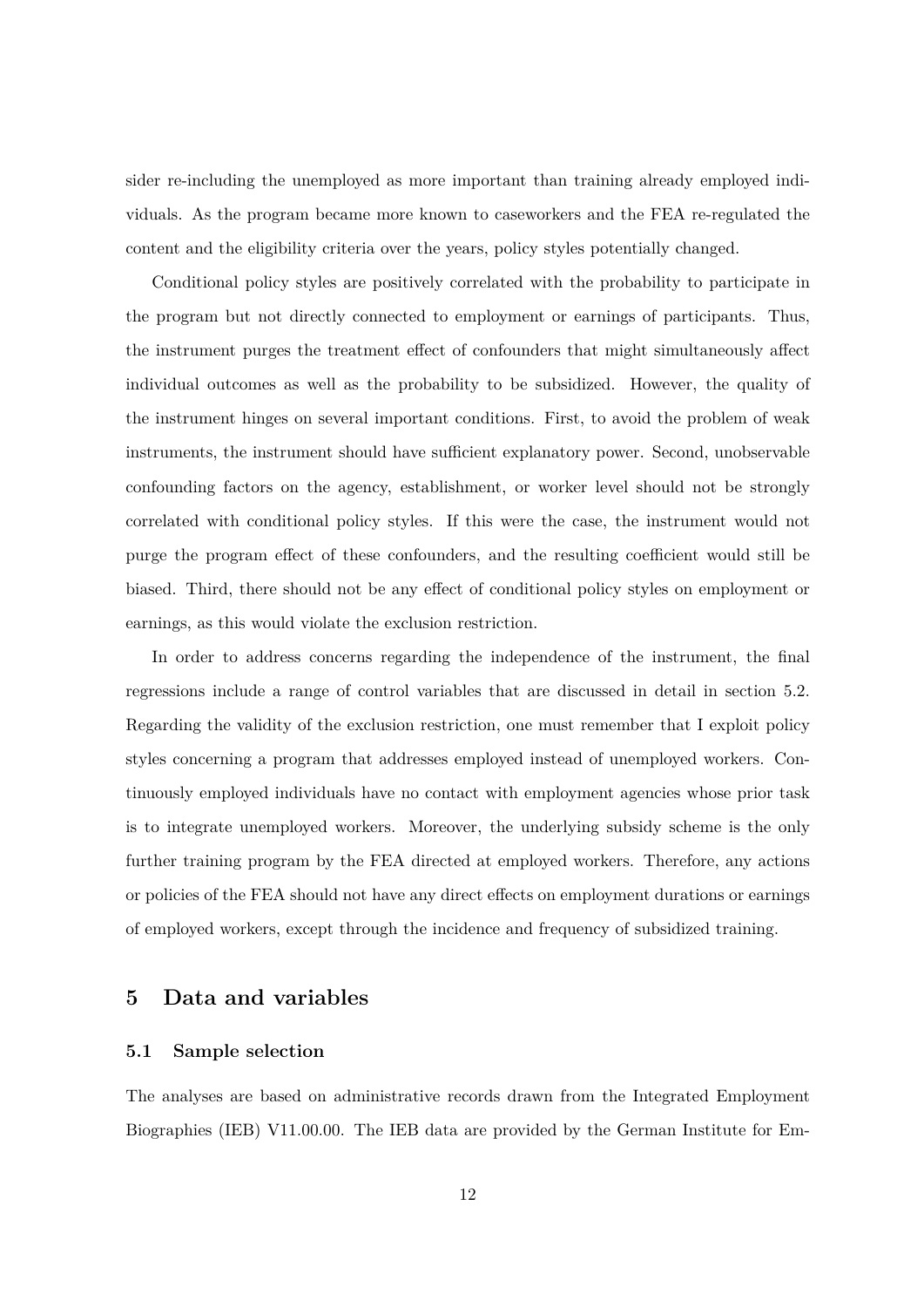sider re-including the unemployed as more important than training already employed individuals. As the program became more known to caseworkers and the FEA re-regulated the content and the eligibility criteria over the years, policy styles potentially changed.

Conditional policy styles are positively correlated with the probability to participate in the program but not directly connected to employment or earnings of participants. Thus, the instrument purges the treatment effect of confounders that might simultaneously affect individual outcomes as well as the probability to be subsidized. However, the quality of the instrument hinges on several important conditions. First, to avoid the problem of weak instruments, the instrument should have sufficient explanatory power. Second, unobservable confounding factors on the agency, establishment, or worker level should not be strongly correlated with conditional policy styles. If this were the case, the instrument would not purge the program effect of these confounders, and the resulting coefficient would still be biased. Third, there should not be any effect of conditional policy styles on employment or earnings, as this would violate the exclusion restriction.

In order to address concerns regarding the independence of the instrument, the final regressions include a range of control variables that are discussed in detail in section 5.2. Regarding the validity of the exclusion restriction, one must remember that I exploit policy styles concerning a program that addresses employed instead of unemployed workers. Continuously employed individuals have no contact with employment agencies whose prior task is to integrate unemployed workers. Moreover, the underlying subsidy scheme is the only further training program by the FEA directed at employed workers. Therefore, any actions or policies of the FEA should not have any direct effects on employment durations or earnings of employed workers, except through the incidence and frequency of subsidized training.

## 5 Data and variables

### 5.1 Sample selection

The analyses are based on administrative records drawn from the Integrated Employment Biographies (IEB) V11.00.00. The IEB data are provided by the German Institute for Em-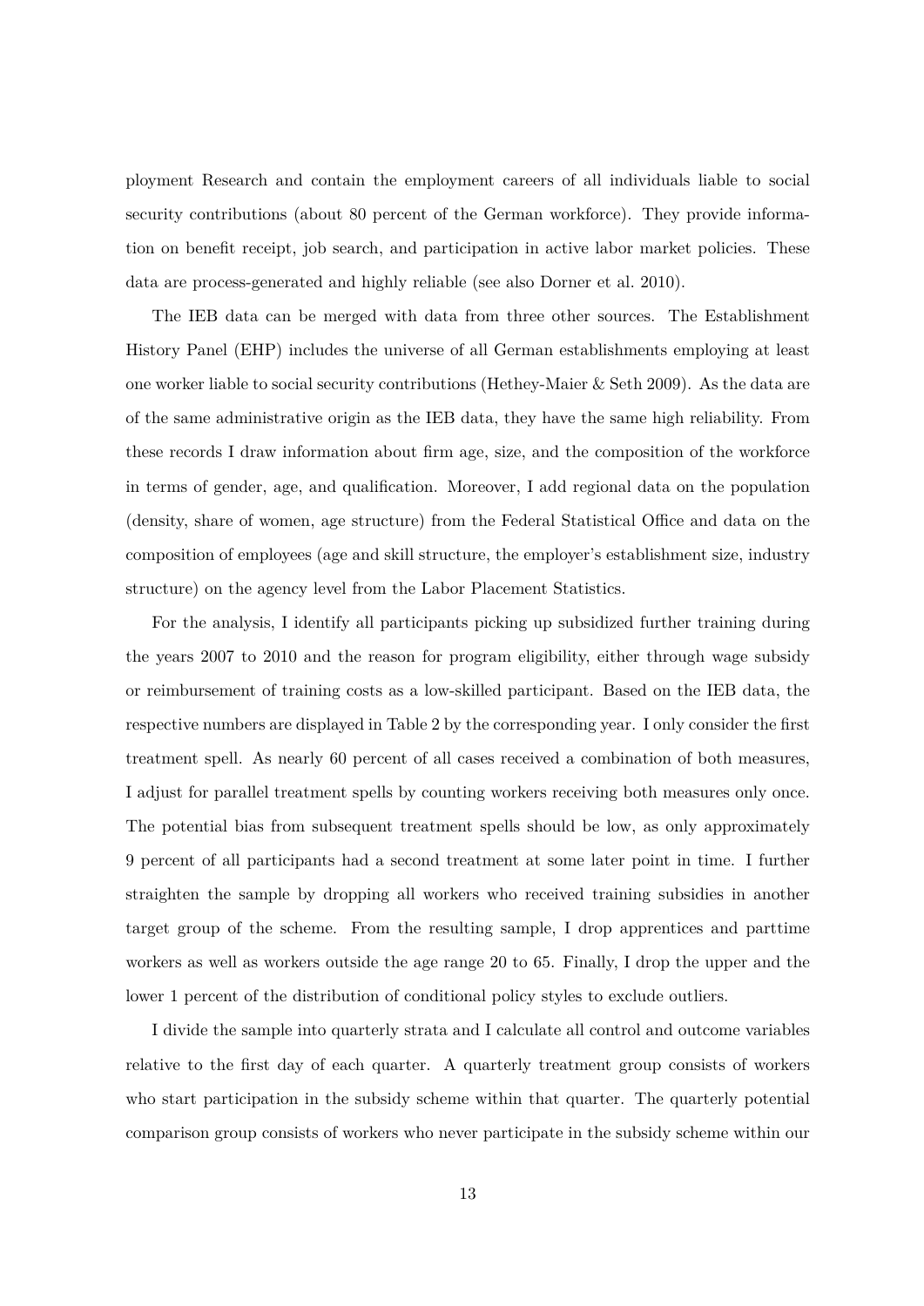ployment Research and contain the employment careers of all individuals liable to social security contributions (about 80 percent of the German workforce). They provide information on benefit receipt, job search, and participation in active labor market policies. These data are process-generated and highly reliable (see also Dorner et al. 2010).

The IEB data can be merged with data from three other sources. The Establishment History Panel (EHP) includes the universe of all German establishments employing at least one worker liable to social security contributions (Hethey-Maier & Seth 2009). As the data are of the same administrative origin as the IEB data, they have the same high reliability. From these records I draw information about firm age, size, and the composition of the workforce in terms of gender, age, and qualification. Moreover, I add regional data on the population (density, share of women, age structure) from the Federal Statistical Office and data on the composition of employees (age and skill structure, the employer's establishment size, industry structure) on the agency level from the Labor Placement Statistics.

For the analysis, I identify all participants picking up subsidized further training during the years 2007 to 2010 and the reason for program eligibility, either through wage subsidy or reimbursement of training costs as a low-skilled participant. Based on the IEB data, the respective numbers are displayed in Table 2 by the corresponding year. I only consider the first treatment spell. As nearly 60 percent of all cases received a combination of both measures, I adjust for parallel treatment spells by counting workers receiving both measures only once. The potential bias from subsequent treatment spells should be low, as only approximately 9 percent of all participants had a second treatment at some later point in time. I further straighten the sample by dropping all workers who received training subsidies in another target group of the scheme. From the resulting sample, I drop apprentices and parttime workers as well as workers outside the age range 20 to 65. Finally, I drop the upper and the lower 1 percent of the distribution of conditional policy styles to exclude outliers.

I divide the sample into quarterly strata and I calculate all control and outcome variables relative to the first day of each quarter. A quarterly treatment group consists of workers who start participation in the subsidy scheme within that quarter. The quarterly potential comparison group consists of workers who never participate in the subsidy scheme within our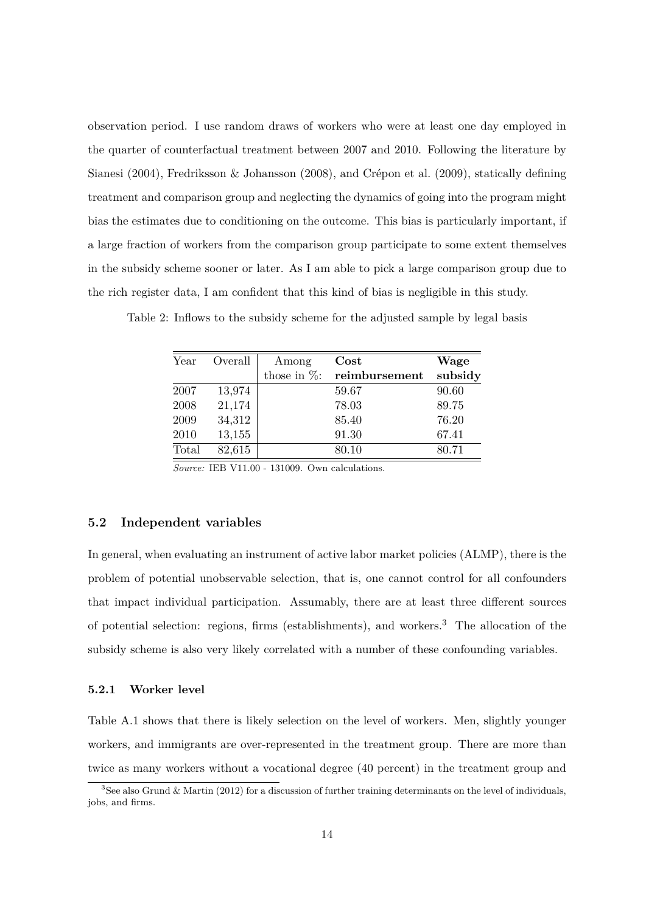observation period. I use random draws of workers who were at least one day employed in the quarter of counterfactual treatment between 2007 and 2010. Following the literature by Sianesi (2004), Fredriksson & Johansson (2008), and Crépon et al. (2009), statically defining treatment and comparison group and neglecting the dynamics of going into the program might bias the estimates due to conditioning on the outcome. This bias is particularly important, if a large fraction of workers from the comparison group participate to some extent themselves in the subsidy scheme sooner or later. As I am able to pick a large comparison group due to the rich register data, I am confident that this kind of bias is negligible in this study.

Table 2: Inflows to the subsidy scheme for the adjusted sample by legal basis

| Year | Overall | Among those in %: | **Cost reimbursement** | **Wage subsidy** |
|---|---|---|---|---|
| 2007 | 13,974 | | 59.67 | 90.60 |
| 2008 | 21,174 | | 78.03 | 89.75 |
| 2009 | 34,312 | | 85.40 | 76.20 |
| 2010 | 13,155 | | 91.30 | 67.41 |
| Total | 82,615 | | 80.10 | 80.71 |

*Source:* IEB V11.00 - 131009. Own calculations.

### 5.2 Independent variables

In general, when evaluating an instrument of active labor market policies (ALMP), there is the problem of potential unobservable selection, that is, one cannot control for all confounders that impact individual participation. Assumably, there are at least three different sources of potential selection: regions, firms (establishments), and workers.[3] The allocation of the subsidy scheme is also very likely correlated with a number of these confounding variables.

#### 5.2.1 Worker level

Table A.1 shows that there is likely selection on the level of workers. Men, slightly younger workers, and immigrants are over-represented in the treatment group. There are more than twice as many workers without a vocational degree (40 percent) in the treatment group and

[3] See also Grund & Martin (2012) for a discussion of further training determinants on the level of individuals, jobs, and firms.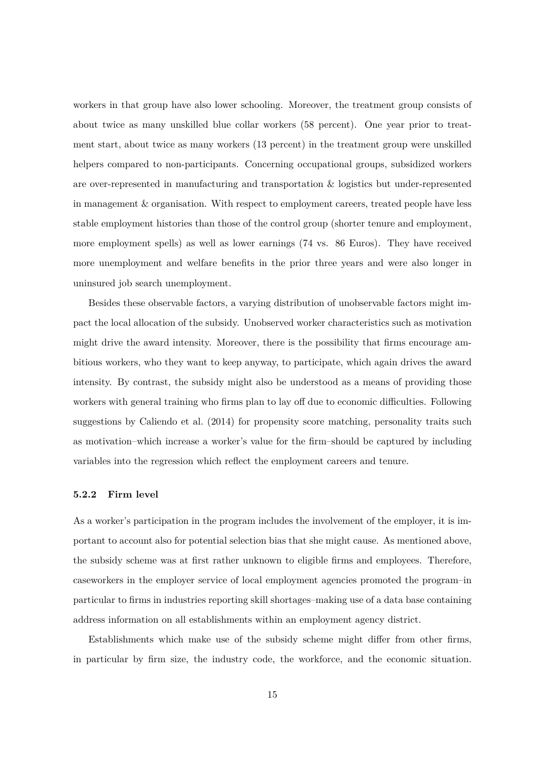workers in that group have also lower schooling. Moreover, the treatment group consists of about twice as many unskilled blue collar workers (58 percent). One year prior to treatment start, about twice as many workers (13 percent) in the treatment group were unskilled helpers compared to non-participants. Concerning occupational groups, subsidized workers are over-represented in manufacturing and transportation & logistics but under-represented in management & organisation. With respect to employment careers, treated people have less stable employment histories than those of the control group (shorter tenure and employment, more employment spells) as well as lower earnings (74 vs. 86 Euros). They have received more unemployment and welfare benefits in the prior three years and were also longer in uninsured job search unemployment.

Besides these observable factors, a varying distribution of unobservable factors might impact the local allocation of the subsidy. Unobserved worker characteristics such as motivation might drive the award intensity. Moreover, there is the possibility that firms encourage ambitious workers, who they want to keep anyway, to participate, which again drives the award intensity. By contrast, the subsidy might also be understood as a means of providing those workers with general training who firms plan to lay off due to economic difficulties. Following suggestions by Caliendo et al. (2014) for propensity score matching, personality traits such as motivation–which increase a worker's value for the firm–should be captured by including variables into the regression which reflect the employment careers and tenure.

### 5.2.2 Firm level

As a worker's participation in the program includes the involvement of the employer, it is important to account also for potential selection bias that she might cause. As mentioned above, the subsidy scheme was at first rather unknown to eligible firms and employees. Therefore, caseworkers in the employer service of local employment agencies promoted the program–in particular to firms in industries reporting skill shortages–making use of a data base containing address information on all establishments within an employment agency district.

Establishments which make use of the subsidy scheme might differ from other firms, in particular by firm size, the industry code, the workforce, and the economic situation.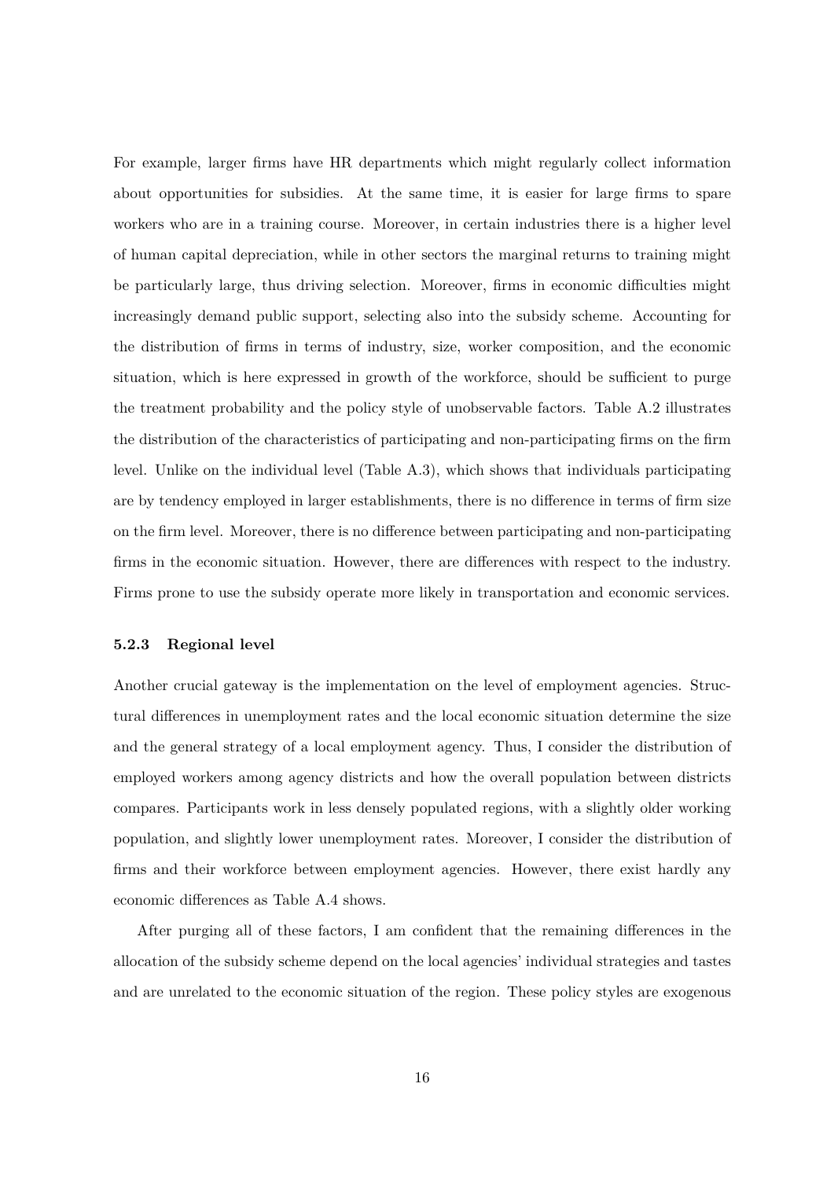For example, larger firms have HR departments which might regularly collect information about opportunities for subsidies. At the same time, it is easier for large firms to spare workers who are in a training course. Moreover, in certain industries there is a higher level of human capital depreciation, while in other sectors the marginal returns to training might be particularly large, thus driving selection. Moreover, firms in economic difficulties might increasingly demand public support, selecting also into the subsidy scheme. Accounting for the distribution of firms in terms of industry, size, worker composition, and the economic situation, which is here expressed in growth of the workforce, should be sufficient to purge the treatment probability and the policy style of unobservable factors. Table A.2 illustrates the distribution of the characteristics of participating and non-participating firms on the firm level. Unlike on the individual level (Table A.3), which shows that individuals participating are by tendency employed in larger establishments, there is no difference in terms of firm size on the firm level. Moreover, there is no difference between participating and non-participating firms in the economic situation. However, there are differences with respect to the industry. Firms prone to use the subsidy operate more likely in transportation and economic services.

### 5.2.3 Regional level

Another crucial gateway is the implementation on the level of employment agencies. Structural differences in unemployment rates and the local economic situation determine the size and the general strategy of a local employment agency. Thus, I consider the distribution of employed workers among agency districts and how the overall population between districts compares. Participants work in less densely populated regions, with a slightly older working population, and slightly lower unemployment rates. Moreover, I consider the distribution of firms and their workforce between employment agencies. However, there exist hardly any economic differences as Table A.4 shows.

After purging all of these factors, I am confident that the remaining differences in the allocation of the subsidy scheme depend on the local agencies' individual strategies and tastes and are unrelated to the economic situation of the region. These policy styles are exogenous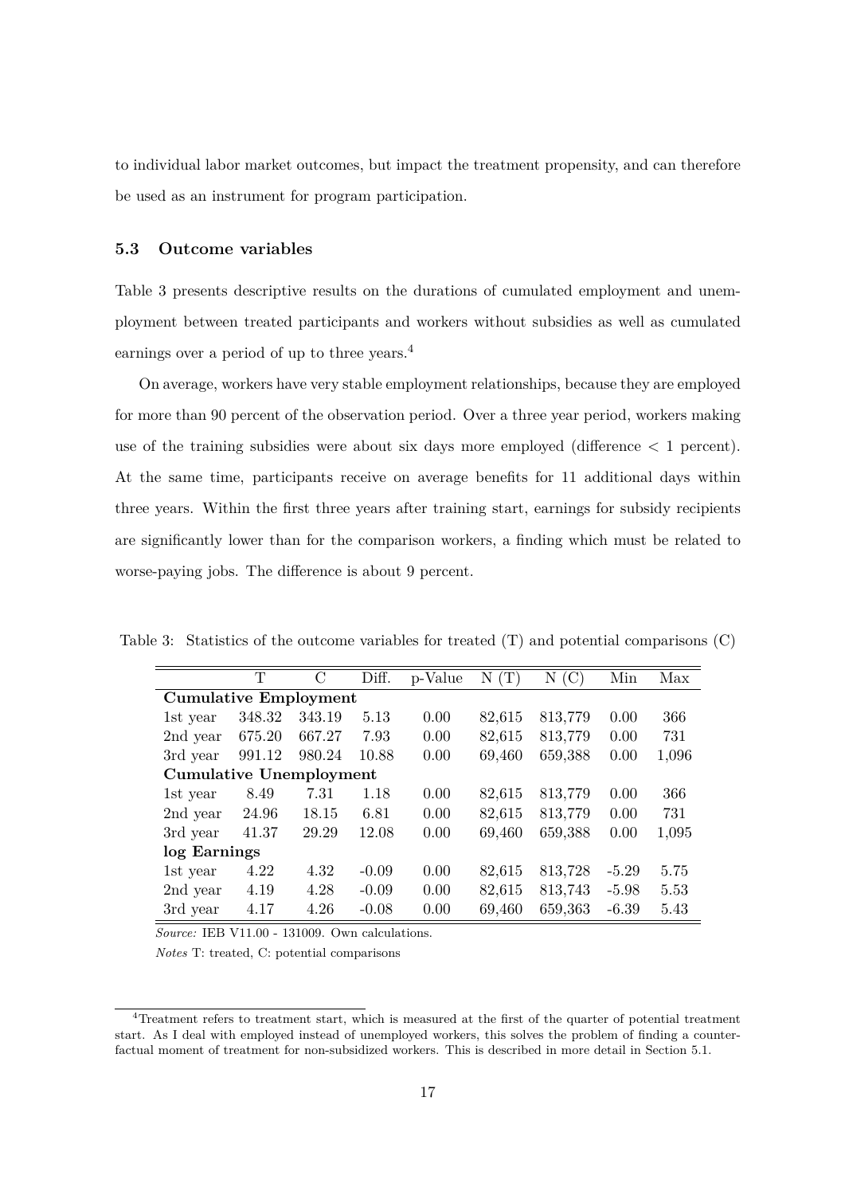to individual labor market outcomes, but impact the treatment propensity, and can therefore be used as an instrument for program participation.

### 5.3 Outcome variables

Table 3 presents descriptive results on the durations of cumulated employment and unemployment between treated participants and workers without subsidies as well as cumulated earnings over a period of up to three years.[4]

On average, workers have very stable employment relationships, because they are employed for more than 90 percent of the observation period. Over a three year period, workers making use of the training subsidies were about six days more employed (difference < 1 percent). At the same time, participants receive on average benefits for 11 additional days within three years. Within the first three years after training start, earnings for subsidy recipients are significantly lower than for the comparison workers, a finding which must be related to worse-paying jobs. The difference is about 9 percent.

Table 3: Statistics of the outcome variables for treated (T) and potential comparisons (C)

| | T | C | Diff. | p-Value | N (T) | N (C) | Min | Max |
|---|---|---|---|---|---|---|---|---|
| **Cumulative Employment** | | | | | | | | |
| 1st year | 348.32 | 343.19 | 5.13 | 0.00 | 82,615 | 813,779 | 0.00 | 366 |
| 2nd year | 675.20 | 667.27 | 7.93 | 0.00 | 82,615 | 813,779 | 0.00 | 731 |
| 3rd year | 991.12 | 980.24 | 10.88 | 0.00 | 69,460 | 659,388 | 0.00 | 1,096 |
| **Cumulative Unemployment** | | | | | | | | |
| 1st year | 8.49 | 7.31 | 1.18 | 0.00 | 82,615 | 813,779 | 0.00 | 366 |
| 2nd year | 24.96 | 18.15 | 6.81 | 0.00 | 82,615 | 813,779 | 0.00 | 731 |
| 3rd year | 41.37 | 29.29 | 12.08 | 0.00 | 69,460 | 659,388 | 0.00 | 1,095 |
| **log Earnings** | | | | | | | | |
| 1st year | 4.22 | 4.32 | -0.09 | 0.00 | 82,615 | 813,728 | -5.29 | 5.75 |
| 2nd year | 4.19 | 4.28 | -0.09 | 0.00 | 82,615 | 813,743 | -5.98 | 5.53 |
| 3rd year | 4.17 | 4.26 | -0.08 | 0.00 | 69,460 | 659,363 | -6.39 | 5.43 |

*Source:* IEB V11.00 - 131009. Own calculations.

*Notes* T: treated, C: potential comparisons

[4] Treatment refers to treatment start, which is measured at the first of the quarter of potential treatment start. As I deal with employed instead of unemployed workers, this solves the problem of finding a counterfactual moment of treatment for non-subsidized workers. This is described in more detail in Section 5.1.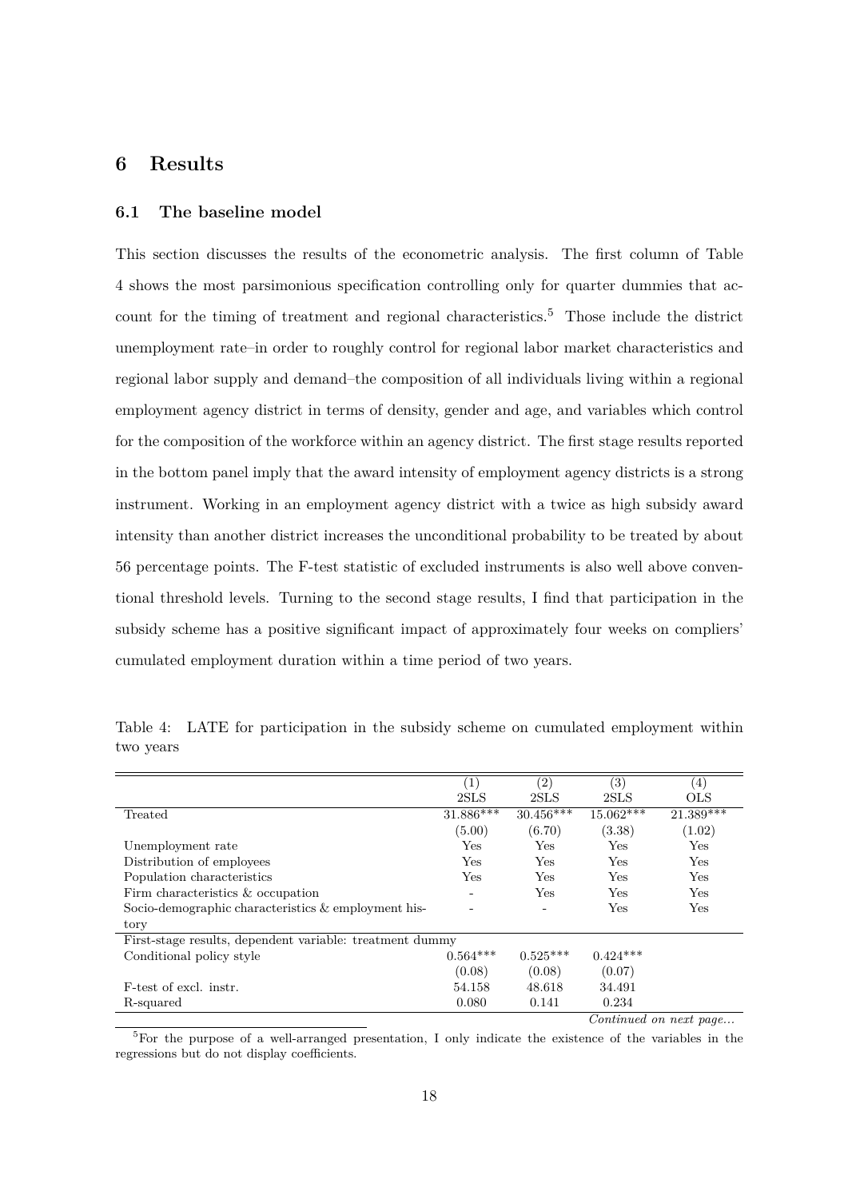## 6 Results

### 6.1 The baseline model

This section discusses the results of the econometric analysis. The first column of Table 4 shows the most parsimonious specification controlling only for quarter dummies that account for the timing of treatment and regional characteristics.[5] Those include the district unemployment rate–in order to roughly control for regional labor market characteristics and regional labor supply and demand–the composition of all individuals living within a regional employment agency district in terms of density, gender and age, and variables which control for the composition of the workforce within an agency district. The first stage results reported in the bottom panel imply that the award intensity of employment agency districts is a strong instrument. Working in an employment agency district with a twice as high subsidy award intensity than another district increases the unconditional probability to be treated by about 56 percentage points. The F-test statistic of excluded instruments is also well above conventional threshold levels. Turning to the second stage results, I find that participation in the subsidy scheme has a positive significant impact of approximately four weeks on compliers' cumulated employment duration within a time period of two years.

Table 4: LATE for participation in the subsidy scheme on cumulated employment within two years

| | (1) 2SLS | (2) 2SLS | (3) 2SLS | (4) OLS |
|---|---|---|---|---|
| Treated | 31.886*** | 30.456*** | 15.062*** | 21.389*** |
| | (5.00) | (6.70) | (3.38) | (1.02) |
| Unemployment rate | Yes | Yes | Yes | Yes |
| Distribution of employees | Yes | Yes | Yes | Yes |
| Population characteristics | Yes | Yes | Yes | Yes |
| Firm characteristics & occupation | - | Yes | Yes | Yes |
| Socio-demographic characteristics & employment history | - | - | Yes | Yes |
| First-stage results, dependent variable: treatment dummy | | | | |
| Conditional policy style | 0.564*** | 0.525*** | 0.424*** | |
| | (0.08) | (0.08) | (0.07) | |
| F-test of excl. instr. | 54.158 | 48.618 | 34.491 | |
| R-squared | 0.080 | 0.141 | 0.234 | |

*Continued on next page...*

[5]For the purpose of a well-arranged presentation, I only indicate the existence of the variables in the regressions but do not display coefficients.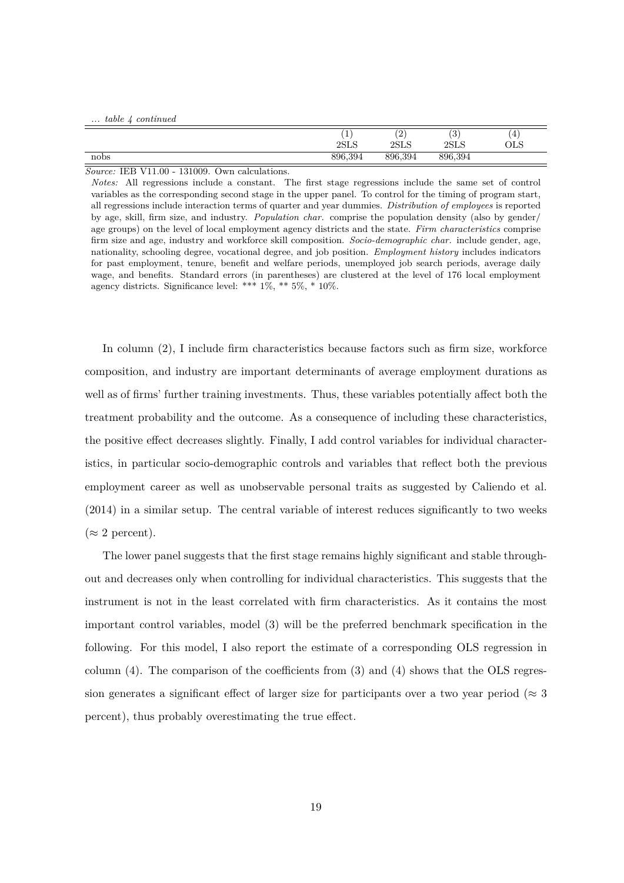*... table 4 continued*

| | (1) | (2) | (3) | (4) |
|---|---|---|---|---|
| | 2SLS | 2SLS | 2SLS | OLS |
| nobs | 896,394 | 896,394 | 896,394 | |

*Source:* IEB V11.00 - 131009. Own calculations.

*Notes:* All regressions include a constant. The first stage regressions include the same set of control variables as the corresponding second stage in the upper panel. To control for the timing of program start, all regressions include interaction terms of quarter and year dummies. *Distribution of employees* is reported by age, skill, firm size, and industry. *Population char.* comprise the population density (also by gender/ age groups) on the level of local employment agency districts and the state. *Firm characteristics* comprise firm size and age, industry and workforce skill composition. *Socio-demographic char.* include gender, age, nationality, schooling degree, vocational degree, and job position. *Employment history* includes indicators for past employment, tenure, benefit and welfare periods, unemployed job search periods, average daily wage, and benefits. Standard errors (in parentheses) are clustered at the level of 176 local employment agency districts. Significance level: *** 1%, ** 5%, * 10%.

In column (2), I include firm characteristics because factors such as firm size, workforce composition, and industry are important determinants of average employment durations as well as of firms' further training investments. Thus, these variables potentially affect both the treatment probability and the outcome. As a consequence of including these characteristics, the positive effect decreases slightly. Finally, I add control variables for individual characteristics, in particular socio-demographic controls and variables that reflect both the previous employment career as well as unobservable personal traits as suggested by Caliendo et al. (2014) in a similar setup. The central variable of interest reduces significantly to two weeks ($\approx 2$ percent).

The lower panel suggests that the first stage remains highly significant and stable throughout and decreases only when controlling for individual characteristics. This suggests that the instrument is not in the least correlated with firm characteristics. As it contains the most important control variables, model (3) will be the preferred benchmark specification in the following. For this model, I also report the estimate of a corresponding OLS regression in column (4). The comparison of the coefficients from (3) and (4) shows that the OLS regression generates a significant effect of larger size for participants over a two year period ($\approx 3$ percent), thus probably overestimating the true effect.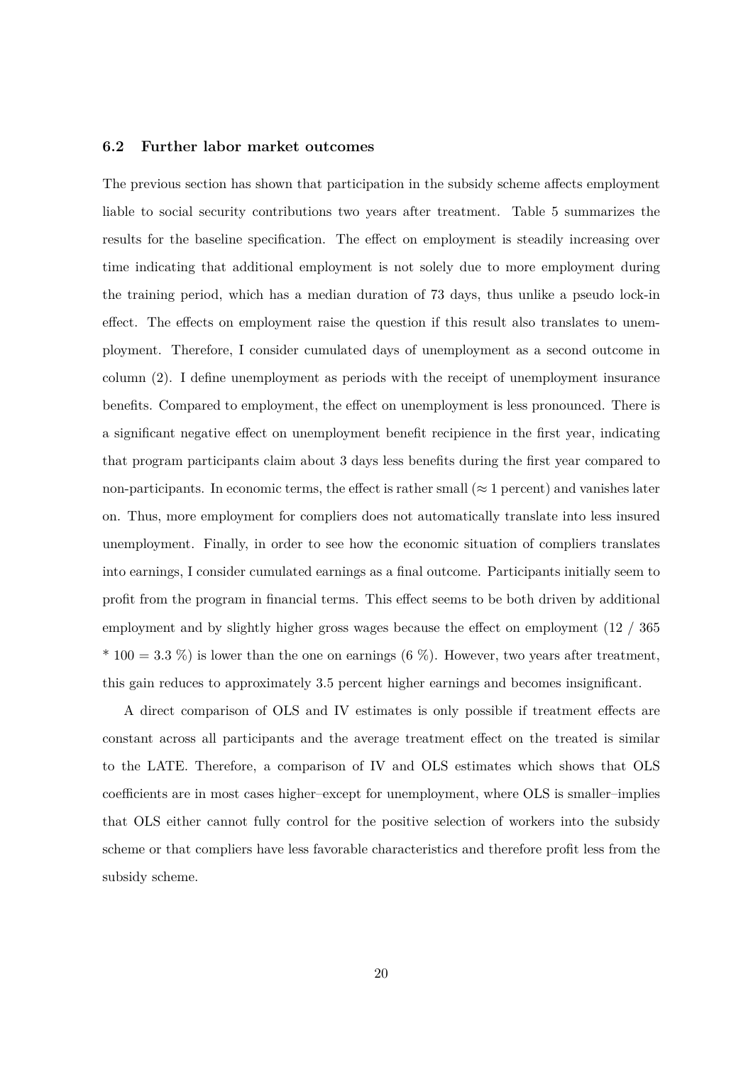### 6.2 Further labor market outcomes

The previous section has shown that participation in the subsidy scheme affects employment liable to social security contributions two years after treatment. Table 5 summarizes the results for the baseline specification. The effect on employment is steadily increasing over time indicating that additional employment is not solely due to more employment during the training period, which has a median duration of 73 days, thus unlike a pseudo lock-in effect. The effects on employment raise the question if this result also translates to unemployment. Therefore, I consider cumulated days of unemployment as a second outcome in column (2). I define unemployment as periods with the receipt of unemployment insurance benefits. Compared to employment, the effect on unemployment is less pronounced. There is a significant negative effect on unemployment benefit recipience in the first year, indicating that program participants claim about 3 days less benefits during the first year compared to non-participants. In economic terms, the effect is rather small ($\approx 1$ percent) and vanishes later on. Thus, more employment for compliers does not automatically translate into less insured unemployment. Finally, in order to see how the economic situation of compliers translates into earnings, I consider cumulated earnings as a final outcome. Participants initially seem to profit from the program in financial terms. This effect seems to be both driven by additional employment and by slightly higher gross wages because the effect on employment ($12 / 365 * 100 = 3.3$ %) is lower than the one on earnings (6 %). However, two years after treatment, this gain reduces to approximately 3.5 percent higher earnings and becomes insignificant.

A direct comparison of OLS and IV estimates is only possible if treatment effects are constant across all participants and the average treatment effect on the treated is similar to the LATE. Therefore, a comparison of IV and OLS estimates which shows that OLS coefficients are in most cases higher–except for unemployment, where OLS is smaller–implies that OLS either cannot fully control for the positive selection of workers into the subsidy scheme or that compliers have less favorable characteristics and therefore profit less from the subsidy scheme.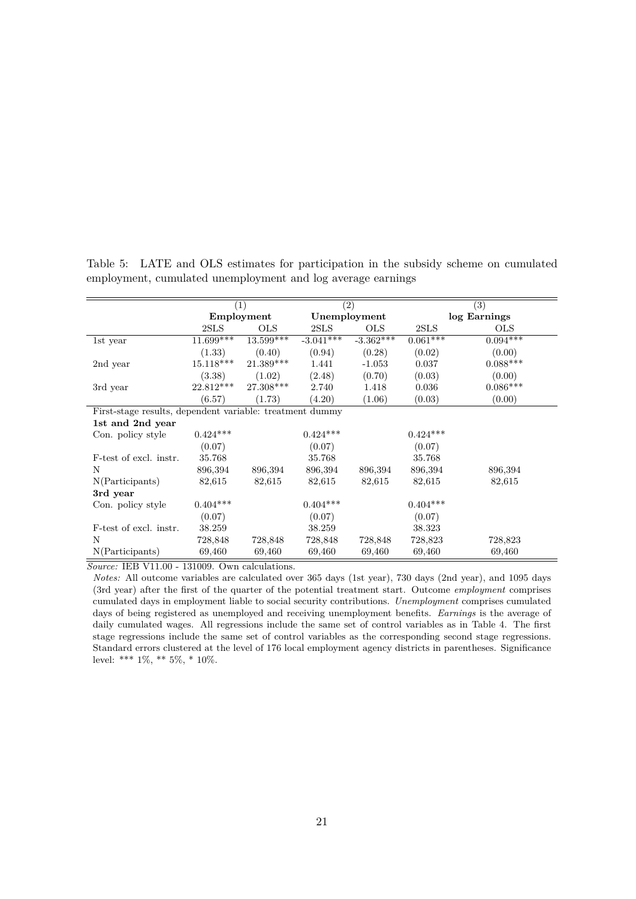Table 5: LATE and OLS estimates for participation in the subsidy scheme on cumulated employment, cumulated unemployment and log average earnings

| | (1) | | (2) | | (3) | |
|---|---|---|---|---|---|---|
| | **Employment** | | **Unemployment** | | **log Earnings** | |
| | 2SLS | OLS | 2SLS | OLS | 2SLS | OLS |
| 1st year | 11.699*** | 13.599*** | -3.041*** | -3.362*** | 0.061*** | 0.094*** |
| | (1.33) | (0.40) | (0.94) | (0.28) | (0.02) | (0.00) |
| 2nd year | 15.118*** | 21.389*** | 1.441 | -1.053 | 0.037 | 0.088*** |
| | (3.38) | (1.02) | (2.48) | (0.70) | (0.03) | (0.00) |
| 3rd year | 22.812*** | 27.308*** | 2.740 | 1.418 | 0.036 | 0.086*** |
| | (6.57) | (1.73) | (4.20) | (1.06) | (0.03) | (0.00) |
| First-stage results, dependent variable: treatment dummy | | | | | | |
| **1st and 2nd year** | | | | | | |
| Con. policy style | 0.424*** | | 0.424*** | | 0.424*** | |
| | (0.07) | | (0.07) | | (0.07) | |
| F-test of excl. instr. | 35.768 | | 35.768 | | 35.768 | |
| N | 896,394 | 896,394 | 896,394 | 896,394 | 896,394 | 896,394 |
| N(Participants) | 82,615 | 82,615 | 82,615 | 82,615 | 82,615 | 82,615 |
| **3rd year** | | | | | | |
| Con. policy style | 0.404*** | | 0.404*** | | 0.404*** | |
| | (0.07) | | (0.07) | | (0.07) | |
| F-test of excl. instr. | 38.259 | | 38.259 | | 38.323 | |
| N | 728,848 | 728,848 | 728,848 | 728,848 | 728,823 | 728,823 |
| N(Participants) | 69,460 | 69,460 | 69,460 | 69,460 | 69,460 | 69,460 |

*Source:* IEB V11.00 - 131009. Own calculations.

*Notes:* All outcome variables are calculated over 365 days (1st year), 730 days (2nd year), and 1095 days (3rd year) after the first of the quarter of the potential treatment start. Outcome *employment* comprises cumulated days in employment liable to social security contributions. *Unemployment* comprises cumulated days of being registered as unemployed and receiving unemployment benefits. *Earnings* is the average of daily cumulated wages. All regressions include the same set of control variables as in Table 4. The first stage regressions include the same set of control variables as the corresponding second stage regressions. Standard errors clustered at the level of 176 local employment agency districts in parentheses. Significance level: *** 1%, ** 5%, * 10%.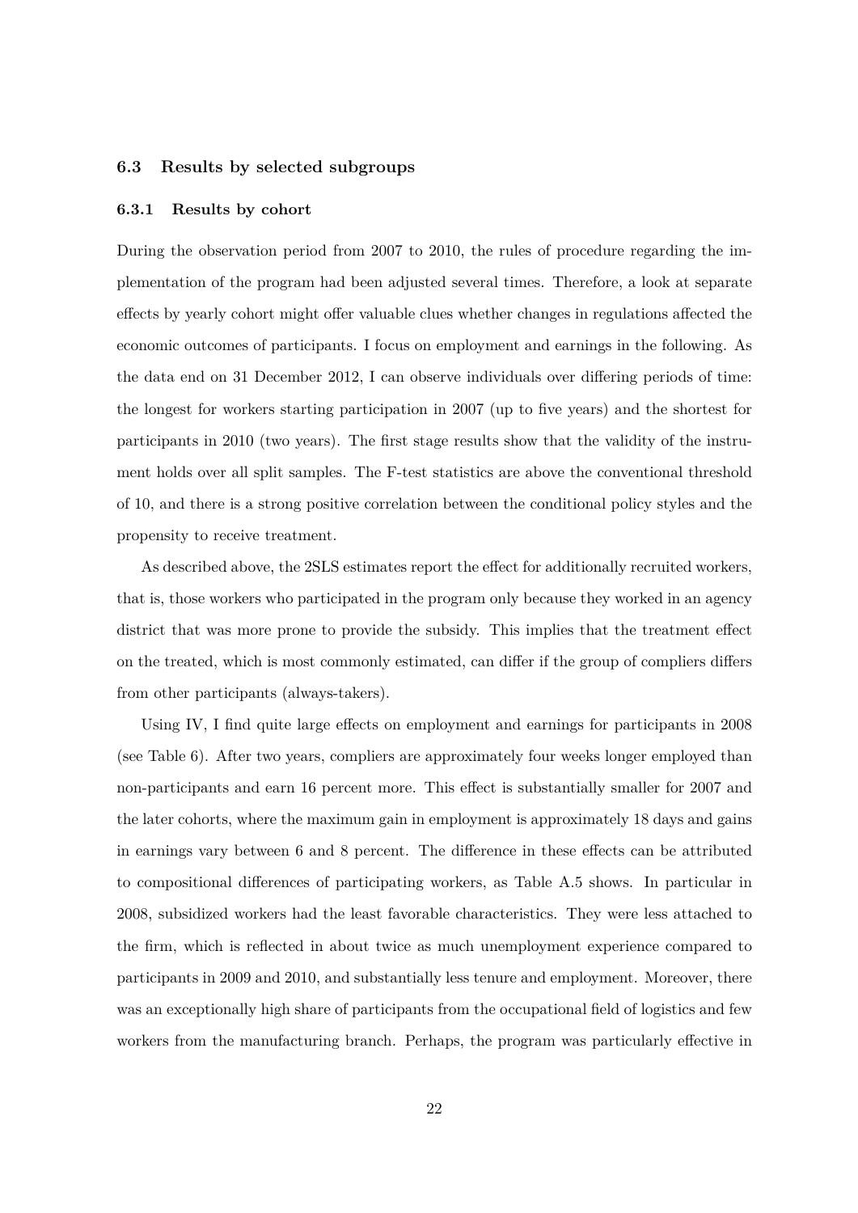### 6.3 Results by selected subgroups

#### 6.3.1 Results by cohort

During the observation period from 2007 to 2010, the rules of procedure regarding the implementation of the program had been adjusted several times. Therefore, a look at separate effects by yearly cohort might offer valuable clues whether changes in regulations affected the economic outcomes of participants. I focus on employment and earnings in the following. As the data end on 31 December 2012, I can observe individuals over differing periods of time: the longest for workers starting participation in 2007 (up to five years) and the shortest for participants in 2010 (two years). The first stage results show that the validity of the instrument holds over all split samples. The F-test statistics are above the conventional threshold of 10, and there is a strong positive correlation between the conditional policy styles and the propensity to receive treatment.

As described above, the 2SLS estimates report the effect for additionally recruited workers, that is, those workers who participated in the program only because they worked in an agency district that was more prone to provide the subsidy. This implies that the treatment effect on the treated, which is most commonly estimated, can differ if the group of compliers differs from other participants (always-takers).

Using IV, I find quite large effects on employment and earnings for participants in 2008 (see Table 6). After two years, compliers are approximately four weeks longer employed than non-participants and earn 16 percent more. This effect is substantially smaller for 2007 and the later cohorts, where the maximum gain in employment is approximately 18 days and gains in earnings vary between 6 and 8 percent. The difference in these effects can be attributed to compositional differences of participating workers, as Table A.5 shows. In particular in 2008, subsidized workers had the least favorable characteristics. They were less attached to the firm, which is reflected in about twice as much unemployment experience compared to participants in 2009 and 2010, and substantially less tenure and employment. Moreover, there was an exceptionally high share of participants from the occupational field of logistics and few workers from the manufacturing branch. Perhaps, the program was particularly effective in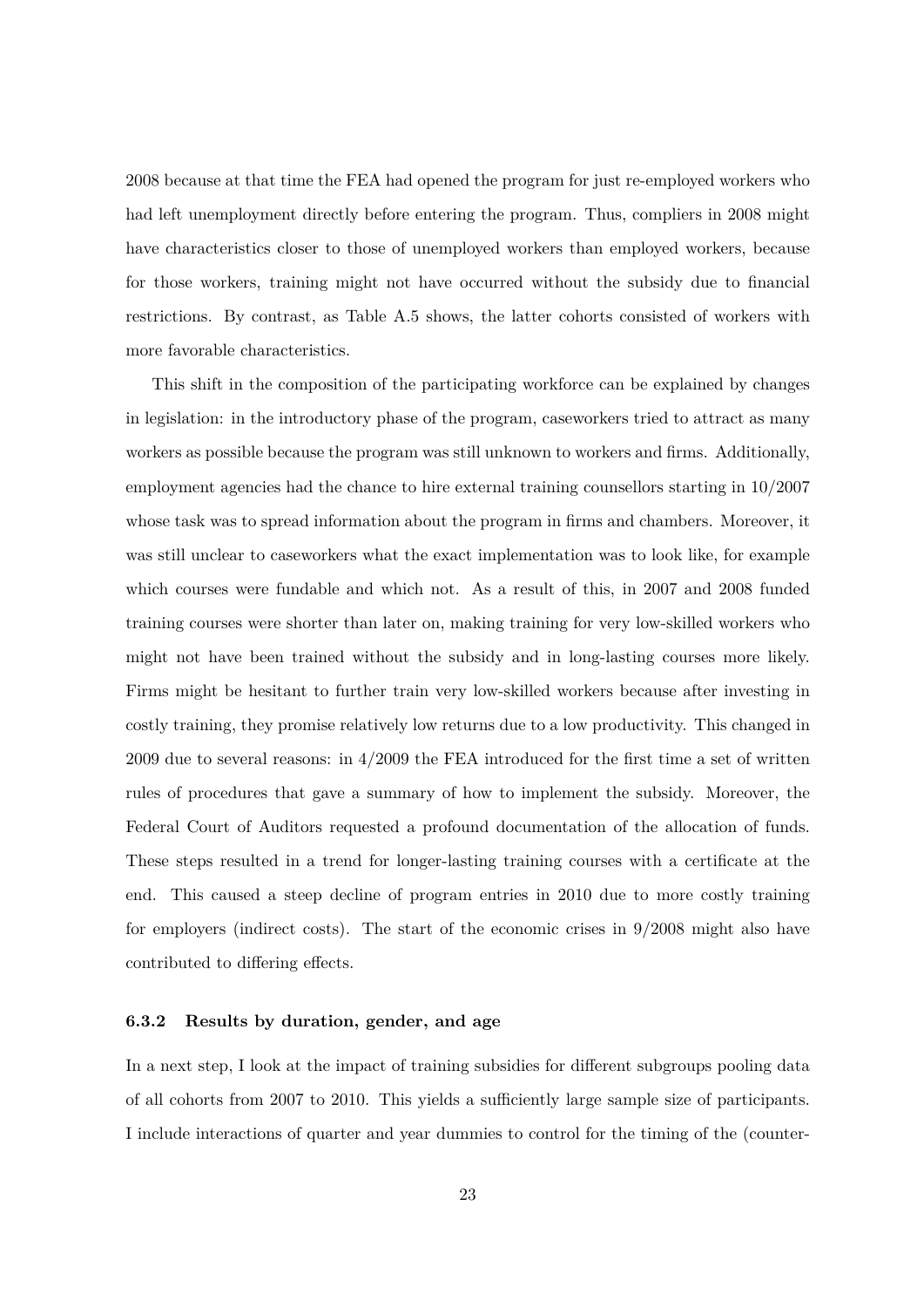2008 because at that time the FEA had opened the program for just re-employed workers who had left unemployment directly before entering the program. Thus, compliers in 2008 might have characteristics closer to those of unemployed workers than employed workers, because for those workers, training might not have occurred without the subsidy due to financial restrictions. By contrast, as Table A.5 shows, the latter cohorts consisted of workers with more favorable characteristics.

This shift in the composition of the participating workforce can be explained by changes in legislation: in the introductory phase of the program, caseworkers tried to attract as many workers as possible because the program was still unknown to workers and firms. Additionally, employment agencies had the chance to hire external training counsellors starting in 10/2007 whose task was to spread information about the program in firms and chambers. Moreover, it was still unclear to caseworkers what the exact implementation was to look like, for example which courses were fundable and which not. As a result of this, in 2007 and 2008 funded training courses were shorter than later on, making training for very low-skilled workers who might not have been trained without the subsidy and in long-lasting courses more likely. Firms might be hesitant to further train very low-skilled workers because after investing in costly training, they promise relatively low returns due to a low productivity. This changed in 2009 due to several reasons: in 4/2009 the FEA introduced for the first time a set of written rules of procedures that gave a summary of how to implement the subsidy. Moreover, the Federal Court of Auditors requested a profound documentation of the allocation of funds. These steps resulted in a trend for longer-lasting training courses with a certificate at the end. This caused a steep decline of program entries in 2010 due to more costly training for employers (indirect costs). The start of the economic crises in 9/2008 might also have contributed to differing effects.

#### 6.3.2 Results by duration, gender, and age

In a next step, I look at the impact of training subsidies for different subgroups pooling data of all cohorts from 2007 to 2010. This yields a sufficiently large sample size of participants. I include interactions of quarter and year dummies to control for the timing of the (counter-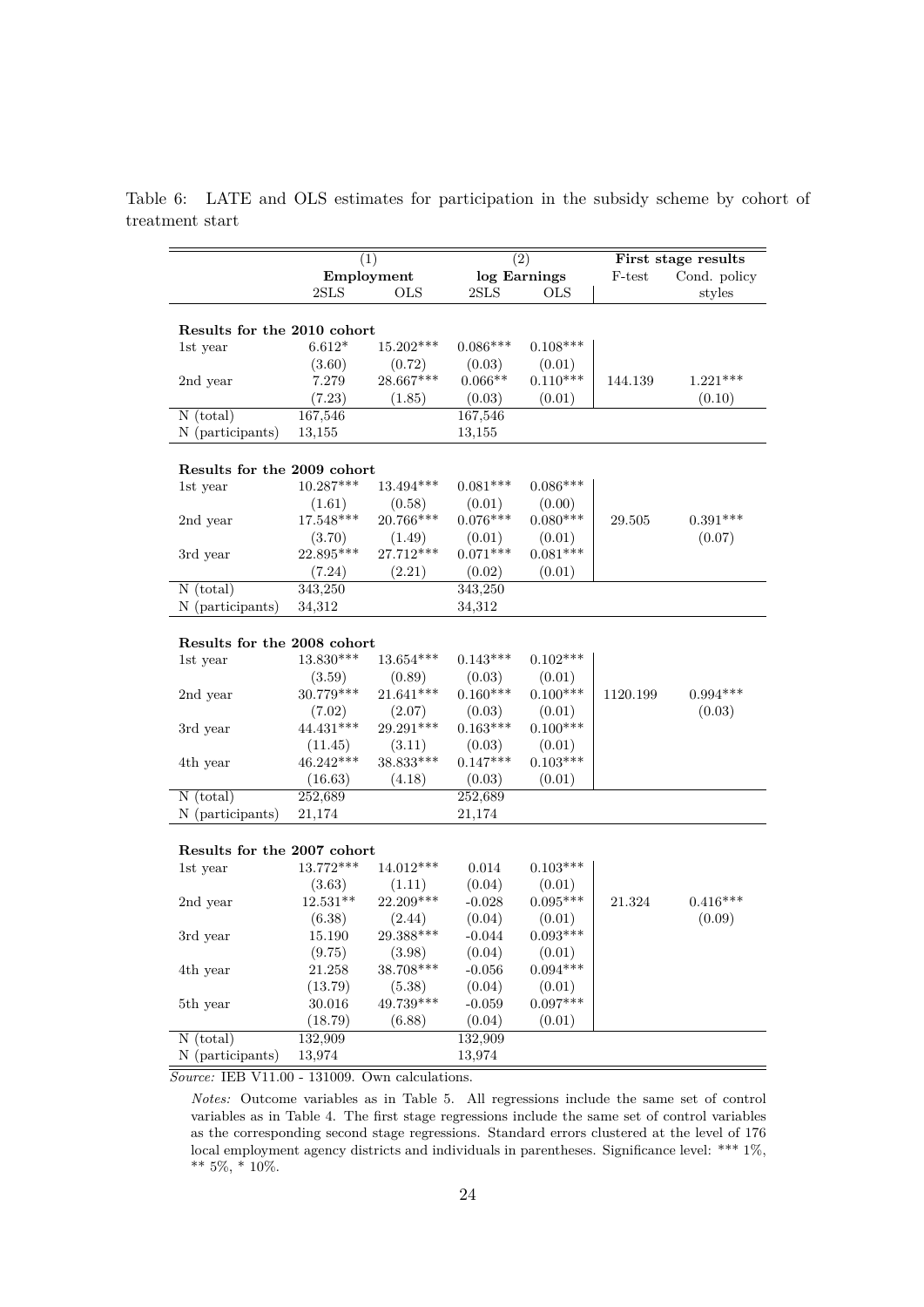Table 6: LATE and OLS estimates for participation in the subsidy scheme by cohort of treatment start

| | (1) Employment | | (2) log Earnings | | First stage results | |
|---|---|---|---|---|---|---|
| | 2SLS | OLS | 2SLS | OLS | F-test | Cond. policy styles |
| **Results for the 2010 cohort** | | | | | | |
| 1st year | 6.612* | 15.202*** | 0.086*** | 0.108*** | | |
| | (3.60) | (0.72) | (0.03) | (0.01) | | |
| 2nd year | 7.279 | 28.667*** | 0.066** | 0.110*** | 144.139 | 1.221*** |
| | (7.23) | (1.85) | (0.03) | (0.01) | | (0.10) |
| N (total) | 167,546 | | 167,546 | | | |
| N (participants) | 13,155 | | 13,155 | | | |
| **Results for the 2009 cohort** | | | | | | |
| 1st year | 10.287*** | 13.494*** | 0.081*** | 0.086*** | | |
| | (1.61) | (0.58) | (0.01) | (0.00) | | |
| 2nd year | 17.548*** | 20.766*** | 0.076*** | 0.080*** | 29.505 | 0.391*** |
| | (3.70) | (1.49) | (0.01) | (0.01) | | (0.07) |
| 3rd year | 22.895*** | 27.712*** | 0.071*** | 0.081*** | | |
| | (7.24) | (2.21) | (0.02) | (0.01) | | |
| N (total) | 343,250 | | 343,250 | | | |
| N (participants) | 34,312 | | 34,312 | | | |
| **Results for the 2008 cohort** | | | | | | |
| 1st year | 13.830*** | 13.654*** | 0.143*** | 0.102*** | | |
| | (3.59) | (0.89) | (0.03) | (0.01) | | |
| 2nd year | 30.779*** | 21.641*** | 0.160*** | 0.100*** | 1120.199 | 0.994*** |
| | (7.02) | (2.07) | (0.03) | (0.01) | | (0.03) |
| 3rd year | 44.431*** | 29.291*** | 0.163*** | 0.100*** | | |
| | (11.45) | (3.11) | (0.03) | (0.01) | | |
| 4th year | 46.242*** | 38.833*** | 0.147*** | 0.103*** | | |
| | (16.63) | (4.18) | (0.03) | (0.01) | | |
| N (total) | 252,689 | | 252,689 | | | |
| N (participants) | 21,174 | | 21,174 | | | |
| **Results for the 2007 cohort** | | | | | | |
| 1st year | 13.772*** | 14.012*** | 0.014 | 0.103*** | | |
| | (3.63) | (1.11) | (0.04) | (0.01) | | |
| 2nd year | 12.531** | 22.209*** | -0.028 | 0.095*** | 21.324 | 0.416*** |
| | (6.38) | (2.44) | (0.04) | (0.01) | | (0.09) |
| 3rd year | 15.190 | 29.388*** | -0.044 | 0.093*** | | |
| | (9.75) | (3.98) | (0.04) | (0.01) | | |
| 4th year | 21.258 | 38.708*** | -0.056 | 0.094*** | | |
| | (13.79) | (5.38) | (0.04) | (0.01) | | |
| 5th year | 30.016 | 49.739*** | -0.059 | 0.097*** | | |
| | (18.79) | (6.88) | (0.04) | (0.01) | | |
| N (total) | 132,909 | | 132,909 | | | |
| N (participants) | 13,974 | | 13,974 | | | |

*Source:* IEB V11.00 - 131009. Own calculations.

*Notes:* Outcome variables as in Table 5. All regressions include the same set of control variables as in Table 4. The first stage regressions include the same set of control variables as the corresponding second stage regressions. Standard errors clustered at the level of 176 local employment agency districts and individuals in parentheses. Significance level: *** 1%, ** 5%, * 10%.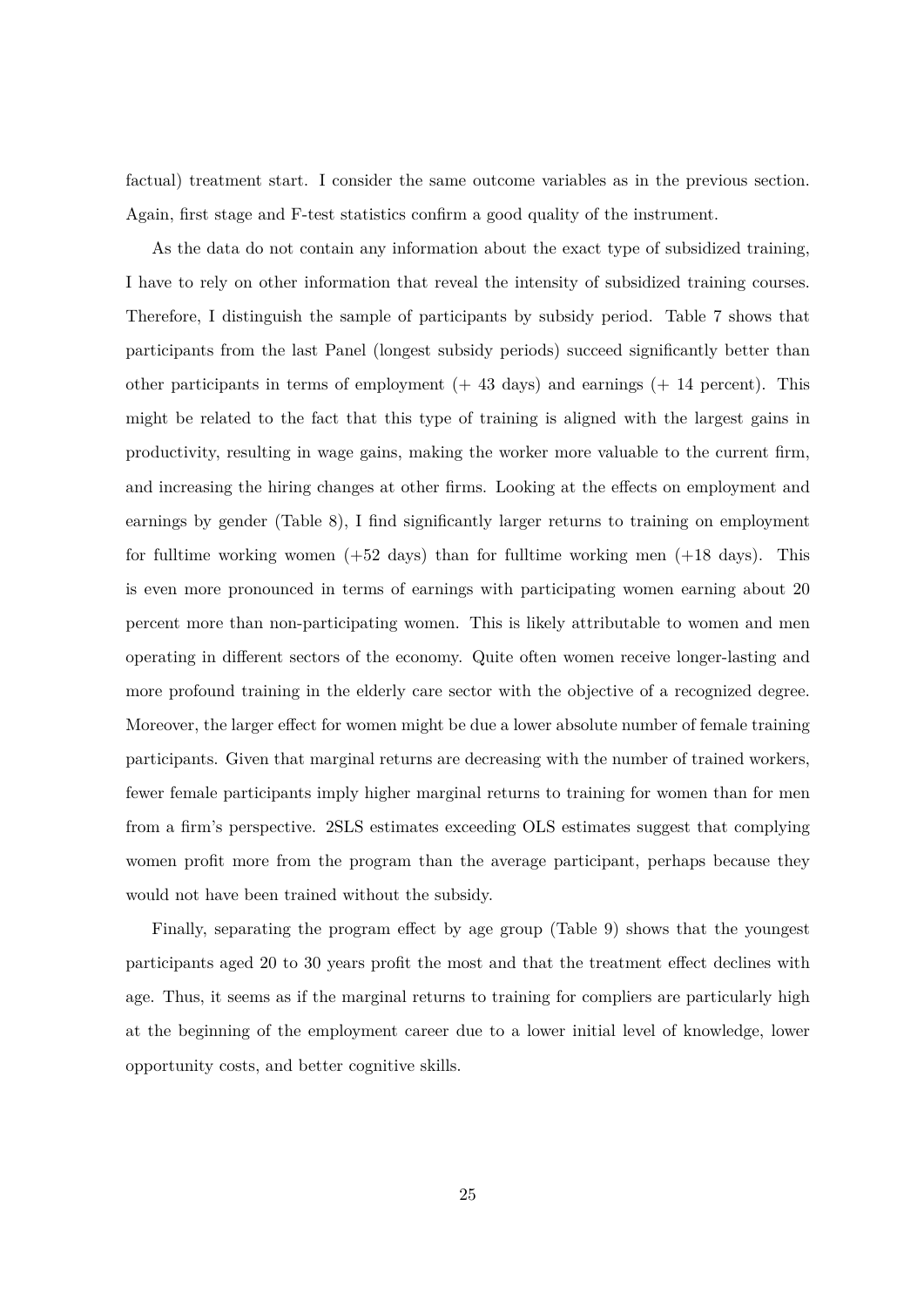factual) treatment start. I consider the same outcome variables as in the previous section. Again, first stage and F-test statistics confirm a good quality of the instrument.

As the data do not contain any information about the exact type of subsidized training, I have to rely on other information that reveal the intensity of subsidized training courses. Therefore, I distinguish the sample of participants by subsidy period. Table 7 shows that participants from the last Panel (longest subsidy periods) succeed significantly better than other participants in terms of employment (+ 43 days) and earnings (+ 14 percent). This might be related to the fact that this type of training is aligned with the largest gains in productivity, resulting in wage gains, making the worker more valuable to the current firm, and increasing the hiring changes at other firms. Looking at the effects on employment and earnings by gender (Table 8), I find significantly larger returns to training on employment for fulltime working women (+52 days) than for fulltime working men (+18 days). This is even more pronounced in terms of earnings with participating women earning about 20 percent more than non-participating women. This is likely attributable to women and men operating in different sectors of the economy. Quite often women receive longer-lasting and more profound training in the elderly care sector with the objective of a recognized degree. Moreover, the larger effect for women might be due a lower absolute number of female training participants. Given that marginal returns are decreasing with the number of trained workers, fewer female participants imply higher marginal returns to training for women than for men from a firm's perspective. 2SLS estimates exceeding OLS estimates suggest that complying women profit more from the program than the average participant, perhaps because they would not have been trained without the subsidy.

Finally, separating the program effect by age group (Table 9) shows that the youngest participants aged 20 to 30 years profit the most and that the treatment effect declines with age. Thus, it seems as if the marginal returns to training for compliers are particularly high at the beginning of the employment career due to a lower initial level of knowledge, lower opportunity costs, and better cognitive skills.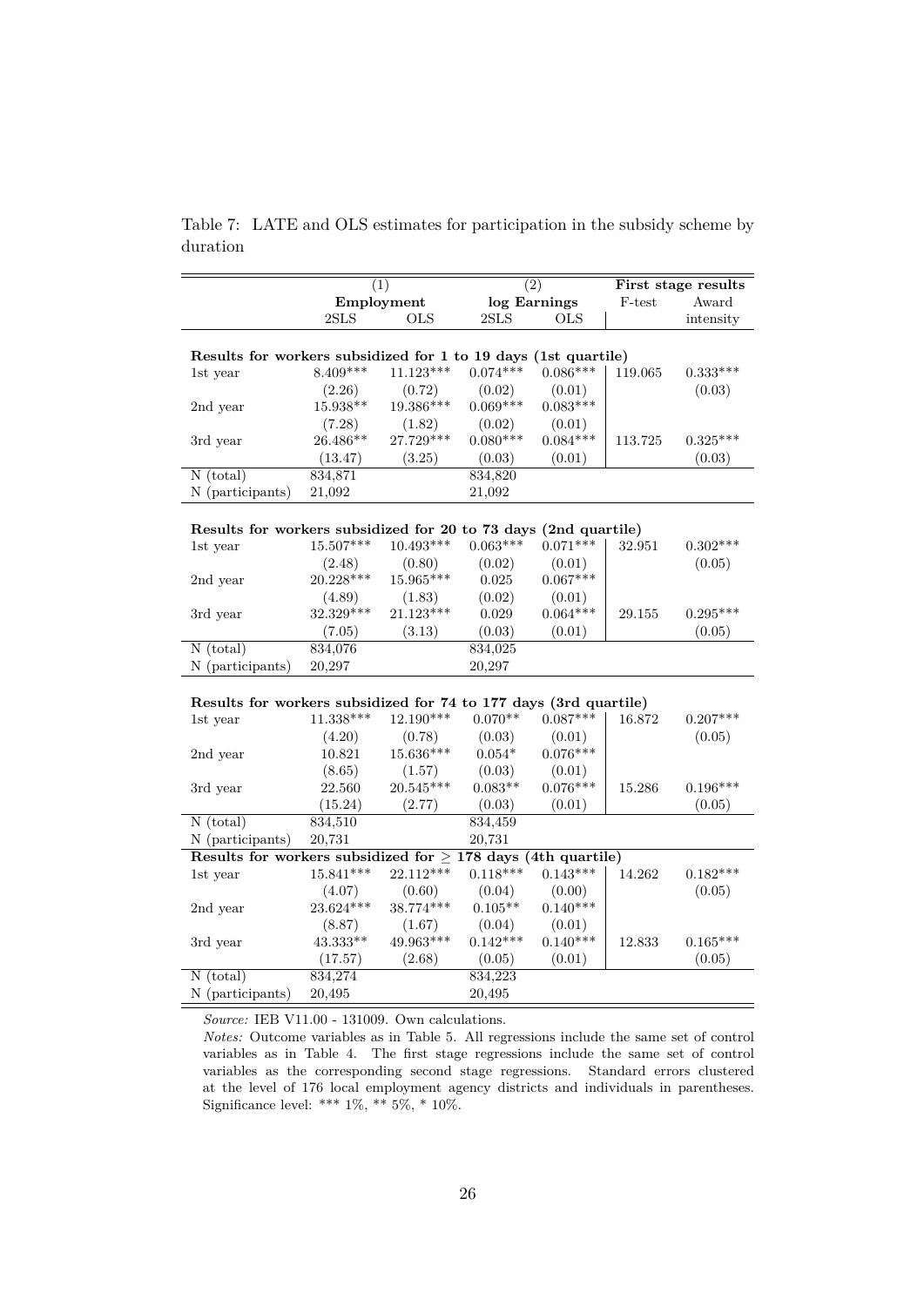Table 7: LATE and OLS estimates for participation in the subsidy scheme by duration

| | (1) Employment | | (2) log Earnings | | First stage results | |
|---|---|---|---|---|---|---|
| | 2SLS | OLS | 2SLS | OLS | F-test | Award intensity |
| **Results for workers subsidized for 1 to 19 days (1st quartile)** | | | | | | |
| 1st year | 8.409*** | 11.123*** | 0.074*** | 0.086*** | 119.065 | 0.333*** |
| | (2.26) | (0.72) | (0.02) | (0.01) | | (0.03) |
| 2nd year | 15.938** | 19.386*** | 0.069*** | 0.083*** | | |
| | (7.28) | (1.82) | (0.02) | (0.01) | | |
| 3rd year | 26.486** | 27.729*** | 0.080*** | 0.084*** | 113.725 | 0.325*** |
| | (13.47) | (3.25) | (0.03) | (0.01) | | (0.03) |
| N (total) | 834,871 | | 834,820 | | | |
| N (participants) | 21,092 | | 21,092 | | | |
| **Results for workers subsidized for 20 to 73 days (2nd quartile)** | | | | | | |
| 1st year | 15.507*** | 10.493*** | 0.063*** | 0.071*** | 32.951 | 0.302*** |
| | (2.48) | (0.80) | (0.02) | (0.01) | | (0.05) |
| 2nd year | 20.228*** | 15.965*** | 0.025 | 0.067*** | | |
| | (4.89) | (1.83) | (0.02) | (0.01) | | |
| 3rd year | 32.329*** | 21.123*** | 0.029 | 0.064*** | 29.155 | 0.295*** |
| | (7.05) | (3.13) | (0.03) | (0.01) | | (0.05) |
| N (total) | 834,076 | | 834,025 | | | |
| N (participants) | 20,297 | | 20,297 | | | |
| **Results for workers subsidized for 74 to 177 days (3rd quartile)** | | | | | | |
| 1st year | 11.338*** | 12.190*** | 0.070** | 0.087*** | 16.872 | 0.207*** |
| | (4.20) | (0.78) | (0.03) | (0.01) | | (0.05) |
| 2nd year | 10.821 | 15.636*** | 0.054* | 0.076*** | | |
| | (8.65) | (1.57) | (0.03) | (0.01) | | |
| 3rd year | 22.560 | 20.545*** | 0.083** | 0.076*** | 15.286 | 0.196*** |
| | (15.24) | (2.77) | (0.03) | (0.01) | | (0.05) |
| N (total) | 834,510 | | 834,459 | | | |
| N (participants) | 20,731 | | 20,731 | | | |
| **Results for workers subsidized for $\geq$ 178 days (4th quartile)** | | | | | | |
| 1st year | 15.841*** | 22.112*** | 0.118*** | 0.143*** | 14.262 | 0.182*** |
| | (4.07) | (0.60) | (0.04) | (0.00) | | (0.05) |
| 2nd year | 23.624*** | 38.774*** | 0.105** | 0.140*** | | |
| | (8.87) | (1.67) | (0.04) | (0.01) | | |
| 3rd year | 43.333** | 49.963*** | 0.142*** | 0.140*** | 12.833 | 0.165*** |
| | (17.57) | (2.68) | (0.05) | (0.01) | | (0.05) |
| N (total) | 834,274 | | 834,223 | | | |
| N (participants) | 20,495 | | 20,495 | | | |

*Source:* IEB V11.00 - 131009. Own calculations.

*Notes:* Outcome variables as in Table 5. All regressions include the same set of control variables as in Table 4. The first stage regressions include the same set of control variables as the corresponding second stage regressions. Standard errors clustered at the level of 176 local employment agency districts and individuals in parentheses. Significance level: *** 1%, ** 5%, * 10%.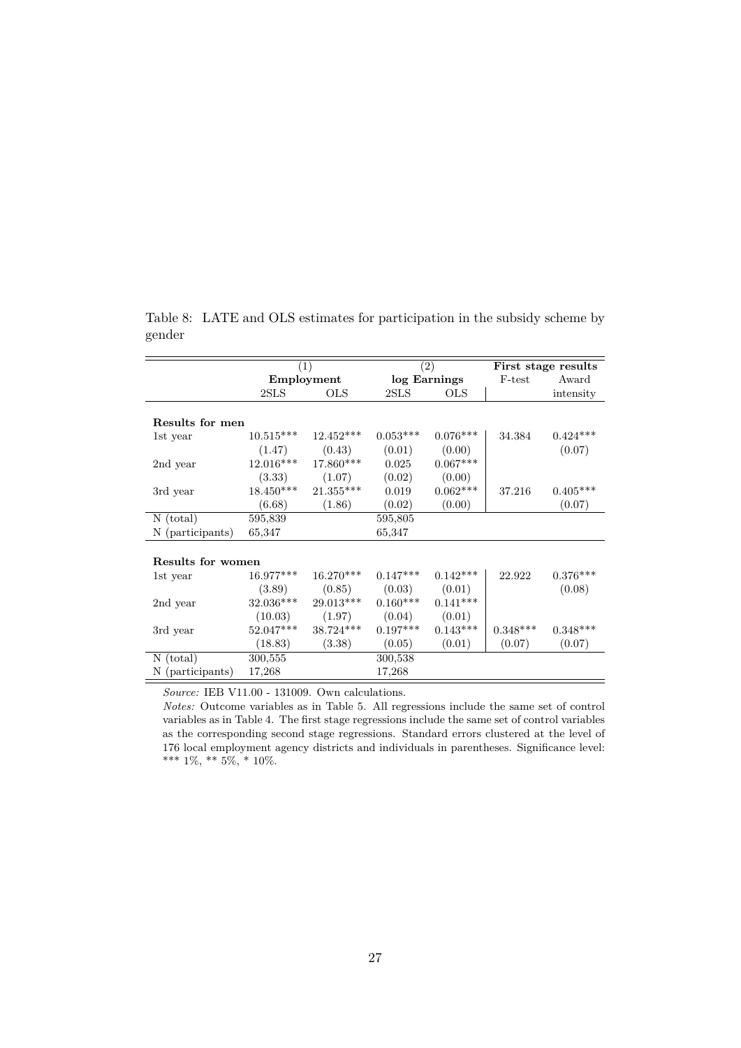Table 8: LATE and OLS estimates for participation in the subsidy scheme by gender

| | (1) Employment | | (2) log Earnings | | First stage results | |
|---|---|---|---|---|---|---|
| | 2SLS | OLS | 2SLS | OLS | F-test | Award intensity |
| **Results for men** | | | | | | |
| 1st year | 10.515*** | 12.452*** | 0.053*** | 0.076*** | 34.384 | 0.424*** |
| | (1.47) | (0.43) | (0.01) | (0.00) | | (0.07) |
| 2nd year | 12.016*** | 17.860*** | 0.025 | 0.067*** | | |
| | (3.33) | (1.07) | (0.02) | (0.00) | | |
| 3rd year | 18.450*** | 21.355*** | 0.019 | 0.062*** | 37.216 | 0.405*** |
| | (6.68) | (1.86) | (0.02) | (0.00) | | (0.07) |
| N (total) | 595,839 | | 595,805 | | | |
| N (participants) | 65,347 | | 65,347 | | | |
| **Results for women** | | | | | | |
| 1st year | 16.977*** | 16.270*** | 0.147*** | 0.142*** | 22.922 | 0.376*** |
| | (3.89) | (0.85) | (0.03) | (0.01) | | (0.08) |
| 2nd year | 32.036*** | 29.013*** | 0.160*** | 0.141*** | | |
| | (10.03) | (1.97) | (0.04) | (0.01) | | |
| 3rd year | 52.047*** | 38.724*** | 0.197*** | 0.143*** | 0.348*** | 0.348*** |
| | (18.83) | (3.38) | (0.05) | (0.01) | (0.07) | (0.07) |
| N (total) | 300,555 | | 300,538 | | | |
| N (participants) | 17,268 | | 17,268 | | | |

*Source:* IEB V11.00 - 131009. Own calculations.

*Notes:* Outcome variables as in Table 5. All regressions include the same set of control variables as in Table 4. The first stage regressions include the same set of control variables as the corresponding second stage regressions. Standard errors clustered at the level of 176 local employment agency districts and individuals in parentheses. Significance level: *** 1%, ** 5%, * 10%.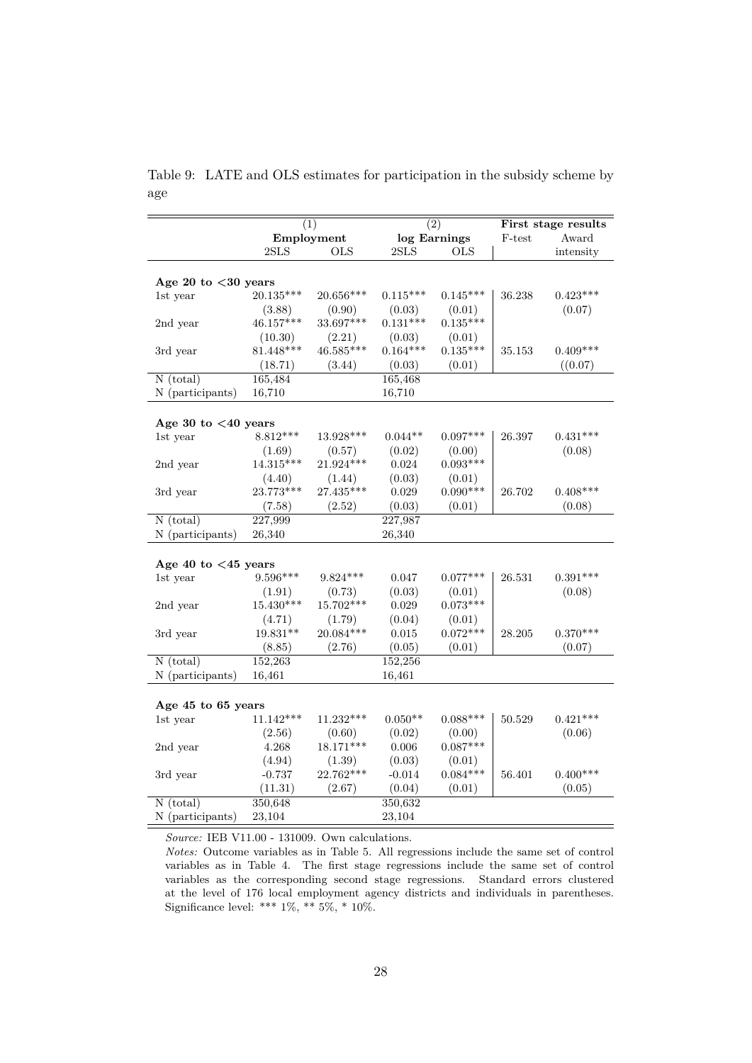Table 9: LATE and OLS estimates for participation in the subsidy scheme by age

| | (1) | | (2) | | First stage results | |
|---|---|---|---|---|---|---|
| | Employment | | log Earnings | | F-test | Award |
| | 2SLS | OLS | 2SLS | OLS | | intensity |
| **Age 20 to <30 years** | | | | | | |
| 1st year | 20.135*** | 20.656*** | 0.115*** | 0.145*** | 36.238 | 0.423*** |
| | (3.88) | (0.90) | (0.03) | (0.01) | | (0.07) |
| 2nd year | 46.157*** | 33.697*** | 0.131*** | 0.135*** | | |
| | (10.30) | (2.21) | (0.03) | (0.01) | | |
| 3rd year | 81.448*** | 46.585*** | 0.164*** | 0.135*** | 35.153 | 0.409*** |
| | (18.71) | (3.44) | (0.03) | (0.01) | | ((0.07) |
| N (total) | 165,484 | | 165,468 | | | |
| N (participants) | 16,710 | | 16,710 | | | |
| **Age 30 to <40 years** | | | | | | |
| 1st year | 8.812*** | 13.928*** | 0.044** | 0.097*** | 26.397 | 0.431*** |
| | (1.69) | (0.57) | (0.02) | (0.00) | | (0.08) |
| 2nd year | 14.315*** | 21.924*** | 0.024 | 0.093*** | | |
| | (4.40) | (1.44) | (0.03) | (0.01) | | |
| 3rd year | 23.773*** | 27.435*** | 0.029 | 0.090*** | 26.702 | 0.408*** |
| | (7.58) | (2.52) | (0.03) | (0.01) | | (0.08) |
| N (total) | 227,999 | | 227,987 | | | |
| N (participants) | 26,340 | | 26,340 | | | |
| **Age 40 to <45 years** | | | | | | |
| 1st year | 9.596*** | 9.824*** | 0.047 | 0.077*** | 26.531 | 0.391*** |
| | (1.91) | (0.73) | (0.03) | (0.01) | | (0.08) |
| 2nd year | 15.430*** | 15.702*** | 0.029 | 0.073*** | | |
| | (4.71) | (1.79) | (0.04) | (0.01) | | |
| 3rd year | 19.831** | 20.084*** | 0.015 | 0.072*** | 28.205 | 0.370*** |
| | (8.85) | (2.76) | (0.05) | (0.01) | | (0.07) |
| N (total) | 152,263 | | 152,256 | | | |
| N (participants) | 16,461 | | 16,461 | | | |
| **Age 45 to 65 years** | | | | | | |
| 1st year | 11.142*** | 11.232*** | 0.050** | 0.088*** | 50.529 | 0.421*** |
| | (2.56) | (0.60) | (0.02) | (0.00) | | (0.06) |
| 2nd year | 4.268 | 18.171*** | 0.006 | 0.087*** | | |
| | (4.94) | (1.39) | (0.03) | (0.01) | | |
| 3rd year | -0.737 | 22.762*** | -0.014 | 0.084*** | 56.401 | 0.400*** |
| | (11.31) | (2.67) | (0.04) | (0.01) | | (0.05) |
| N (total) | 350,648 | | 350,632 | | | |
| N (participants) | 23,104 | | 23,104 | | | |

*Source:* IEB V11.00 - 131009. Own calculations.

*Notes:* Outcome variables as in Table 5. All regressions include the same set of control variables as in Table 4. The first stage regressions include the same set of control variables as the corresponding second stage regressions. Standard errors clustered at the level of 176 local employment agency districts and individuals in parentheses. Significance level: *** 1%, ** 5%, * 10%.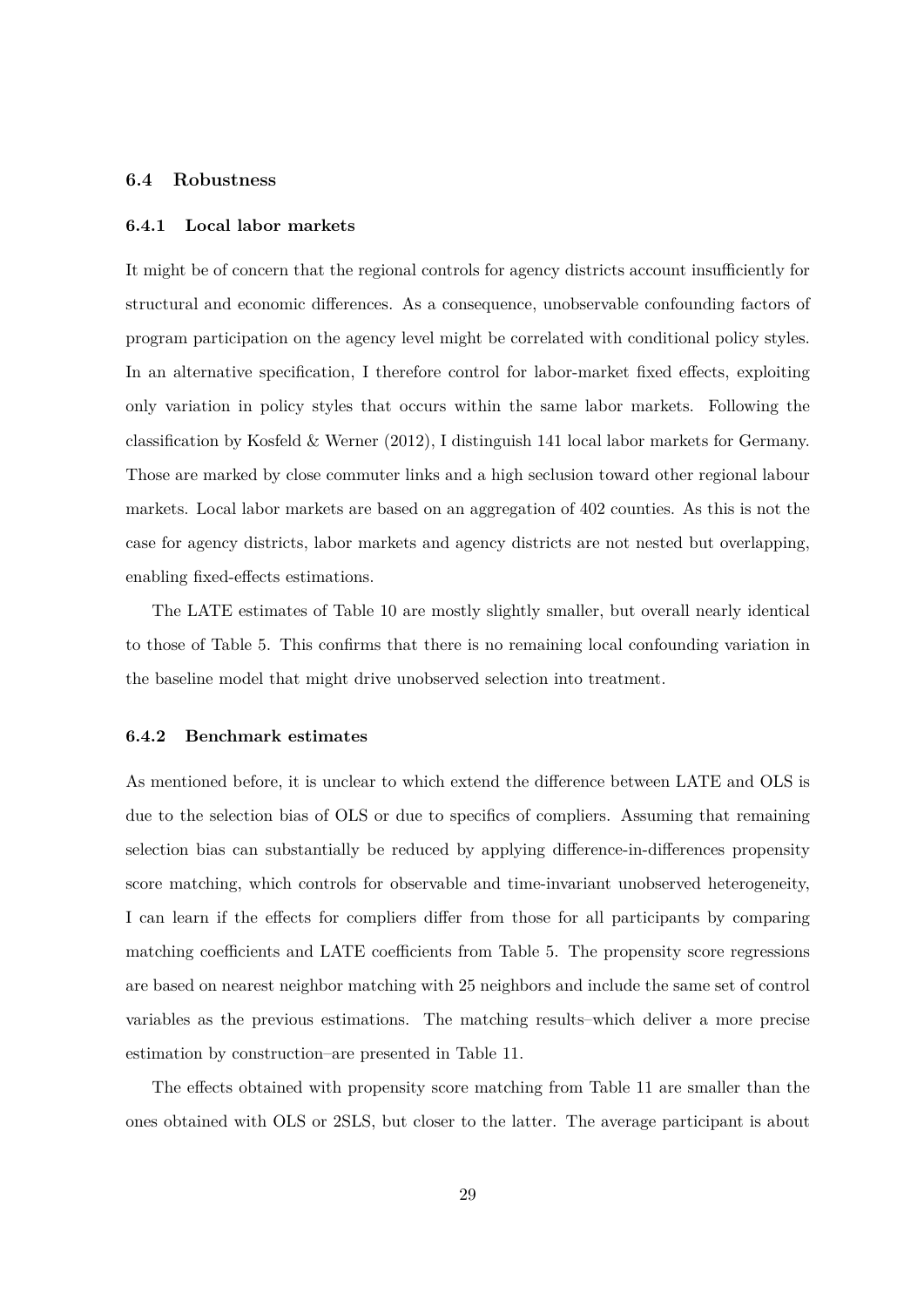### 6.4 Robustness

#### 6.4.1 Local labor markets

It might be of concern that the regional controls for agency districts account insufficiently for structural and economic differences. As a consequence, unobservable confounding factors of program participation on the agency level might be correlated with conditional policy styles. In an alternative specification, I therefore control for labor-market fixed effects, exploiting only variation in policy styles that occurs within the same labor markets. Following the classification by Kosfeld & Werner (2012), I distinguish 141 local labor markets for Germany. Those are marked by close commuter links and a high seclusion toward other regional labour markets. Local labor markets are based on an aggregation of 402 counties. As this is not the case for agency districts, labor markets and agency districts are not nested but overlapping, enabling fixed-effects estimations.

The LATE estimates of Table 10 are mostly slightly smaller, but overall nearly identical to those of Table 5. This confirms that there is no remaining local confounding variation in the baseline model that might drive unobserved selection into treatment.

#### 6.4.2 Benchmark estimates

As mentioned before, it is unclear to which extend the difference between LATE and OLS is due to the selection bias of OLS or due to specifics of compliers. Assuming that remaining selection bias can substantially be reduced by applying difference-in-differences propensity score matching, which controls for observable and time-invariant unobserved heterogeneity, I can learn if the effects for compliers differ from those for all participants by comparing matching coefficients and LATE coefficients from Table 5. The propensity score regressions are based on nearest neighbor matching with 25 neighbors and include the same set of control variables as the previous estimations. The matching results–which deliver a more precise estimation by construction–are presented in Table 11.

The effects obtained with propensity score matching from Table 11 are smaller than the ones obtained with OLS or 2SLS, but closer to the latter. The average participant is about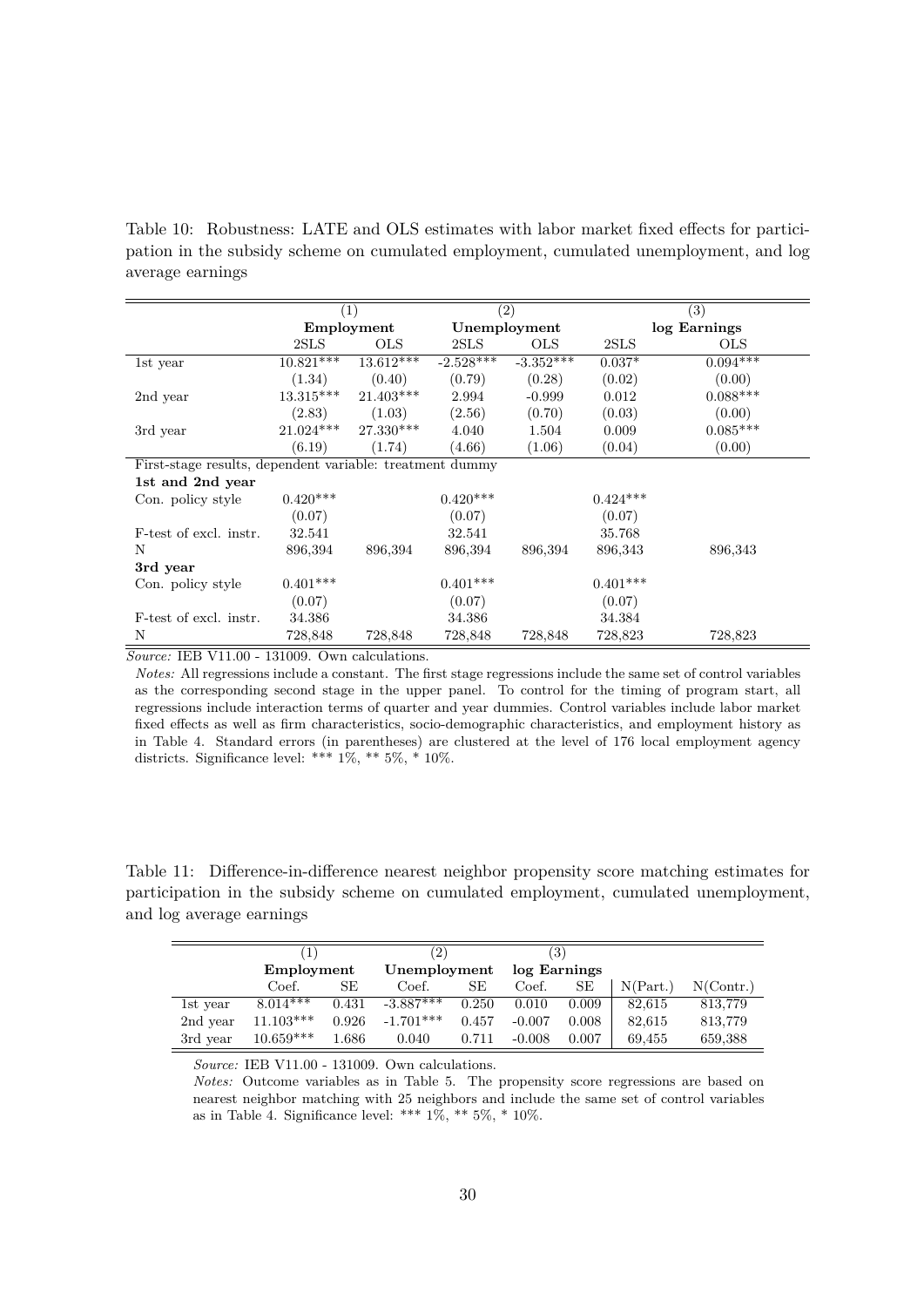Table 10: Robustness: LATE and OLS estimates with labor market fixed effects for participation in the subsidy scheme on cumulated employment, cumulated unemployment, and log average earnings

| | (1) | | (2) | | (3) | |
|---|---|---|---|---|---|---|
| | **Employment** | | **Unemployment** | | **log Earnings** | |
| | 2SLS | OLS | 2SLS | OLS | 2SLS | OLS |
| 1st year | 10.821*** | 13.612*** | -2.528*** | -3.352*** | 0.037* | 0.094*** |
| | (1.34) | (0.40) | (0.79) | (0.28) | (0.02) | (0.00) |
| 2nd year | 13.315*** | 21.403*** | 2.994 | -0.999 | 0.012 | 0.088*** |
| | (2.83) | (1.03) | (2.56) | (0.70) | (0.03) | (0.00) |
| 3rd year | 21.024*** | 27.330*** | 4.040 | 1.504 | 0.009 | 0.085*** |
| | (6.19) | (1.74) | (4.66) | (1.06) | (0.04) | (0.00) |
| First-stage results, dependent variable: treatment dummy | | | | | | |
| **1st and 2nd year** | | | | | | |
| Con. policy style | 0.420*** | | 0.420*** | | 0.424*** | |
| | (0.07) | | (0.07) | | (0.07) | |
| F-test of excl. instr. | 32.541 | | 32.541 | | 35.768 | |
| N | 896,394 | 896,394 | 896,394 | 896,394 | 896,343 | 896,343 |
| **3rd year** | | | | | | |
| Con. policy style | 0.401*** | | 0.401*** | | 0.401*** | |
| | (0.07) | | (0.07) | | (0.07) | |
| F-test of excl. instr. | 34.386 | | 34.386 | | 34.384 | |
| N | 728,848 | 728,848 | 728,848 | 728,848 | 728,823 | 728,823 |

*Source:* IEB V11.00 - 131009. Own calculations.

*Notes:* All regressions include a constant. The first stage regressions include the same set of control variables as the corresponding second stage in the upper panel. To control for the timing of program start, all regressions include interaction terms of quarter and year dummies. Control variables include labor market fixed effects as well as firm characteristics, socio-demographic characteristics, and employment history as in Table 4. Standard errors (in parentheses) are clustered at the level of 176 local employment agency districts. Significance level: *** 1%, ** 5%, * 10%.

Table 11: Difference-in-difference nearest neighbor propensity score matching estimates for participation in the subsidy scheme on cumulated employment, cumulated unemployment, and log average earnings

| | (1) | | (2) | | (3) | | | |
|---|---|---|---|---|---|---|---|---|
| | **Employment** | | **Unemployment** | | **log Earnings** | | | |
| | Coef. | SE | Coef. | SE | Coef. | SE | N(Part.) | N(Contr.) |
| 1st year | 8.014*** | 0.431 | -3.887*** | 0.250 | 0.010 | 0.009 | 82,615 | 813,779 |
| 2nd year | 11.103*** | 0.926 | -1.701*** | 0.457 | -0.007 | 0.008 | 82,615 | 813,779 |
| 3rd year | 10.659*** | 1.686 | 0.040 | 0.711 | -0.008 | 0.007 | 69,455 | 659,388 |

*Source:* IEB V11.00 - 131009. Own calculations.

*Notes:* Outcome variables as in Table 5. The propensity score regressions are based on nearest neighbor matching with 25 neighbors and include the same set of control variables as in Table 4. Significance level: *** 1%, ** 5%, * 10%.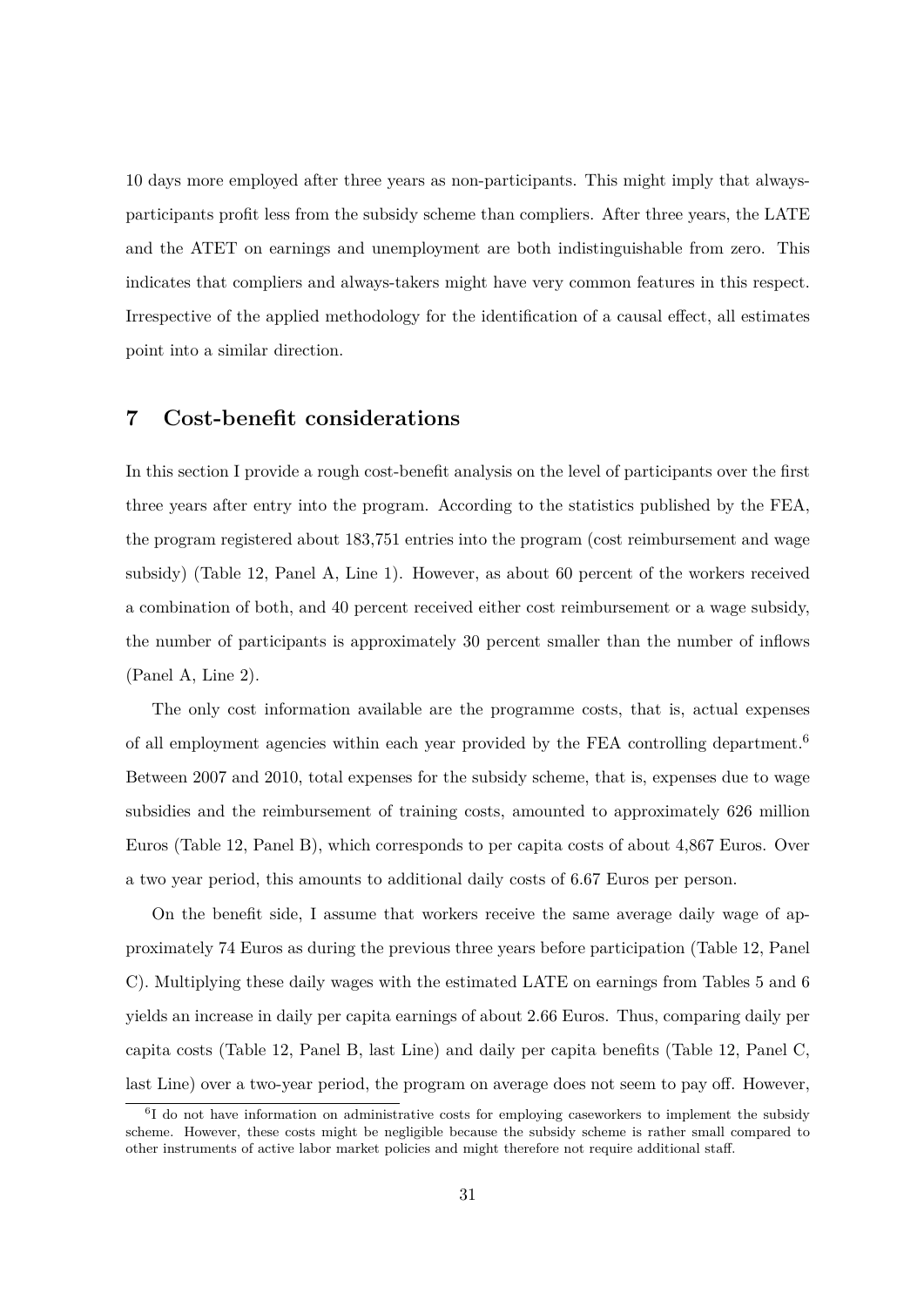10 days more employed after three years as non-participants. This might imply that always-participants profit less from the subsidy scheme than compliers. After three years, the LATE and the ATET on earnings and unemployment are both indistinguishable from zero. This indicates that compliers and always-takers might have very common features in this respect. Irrespective of the applied methodology for the identification of a causal effect, all estimates point into a similar direction.

## 7 Cost-benefit considerations

In this section I provide a rough cost-benefit analysis on the level of participants over the first three years after entry into the program. According to the statistics published by the FEA, the program registered about 183,751 entries into the program (cost reimbursement and wage subsidy) (Table 12, Panel A, Line 1). However, as about 60 percent of the workers received a combination of both, and 40 percent received either cost reimbursement or a wage subsidy, the number of participants is approximately 30 percent smaller than the number of inflows (Panel A, Line 2).

The only cost information available are the programme costs, that is, actual expenses of all employment agencies within each year provided by the FEA controlling department.[6] Between 2007 and 2010, total expenses for the subsidy scheme, that is, expenses due to wage subsidies and the reimbursement of training costs, amounted to approximately 626 million Euros (Table 12, Panel B), which corresponds to per capita costs of about 4,867 Euros. Over a two year period, this amounts to additional daily costs of 6.67 Euros per person.

On the benefit side, I assume that workers receive the same average daily wage of approximately 74 Euros as during the previous three years before participation (Table 12, Panel C). Multiplying these daily wages with the estimated LATE on earnings from Tables 5 and 6 yields an increase in daily per capita earnings of about 2.66 Euros. Thus, comparing daily per capita costs (Table 12, Panel B, last Line) and daily per capita benefits (Table 12, Panel C, last Line) over a two-year period, the program on average does not seem to pay off. However,

[6] I do not have information on administrative costs for employing caseworkers to implement the subsidy scheme. However, these costs might be negligible because the subsidy scheme is rather small compared to other instruments of active labor market policies and might therefore not require additional staff.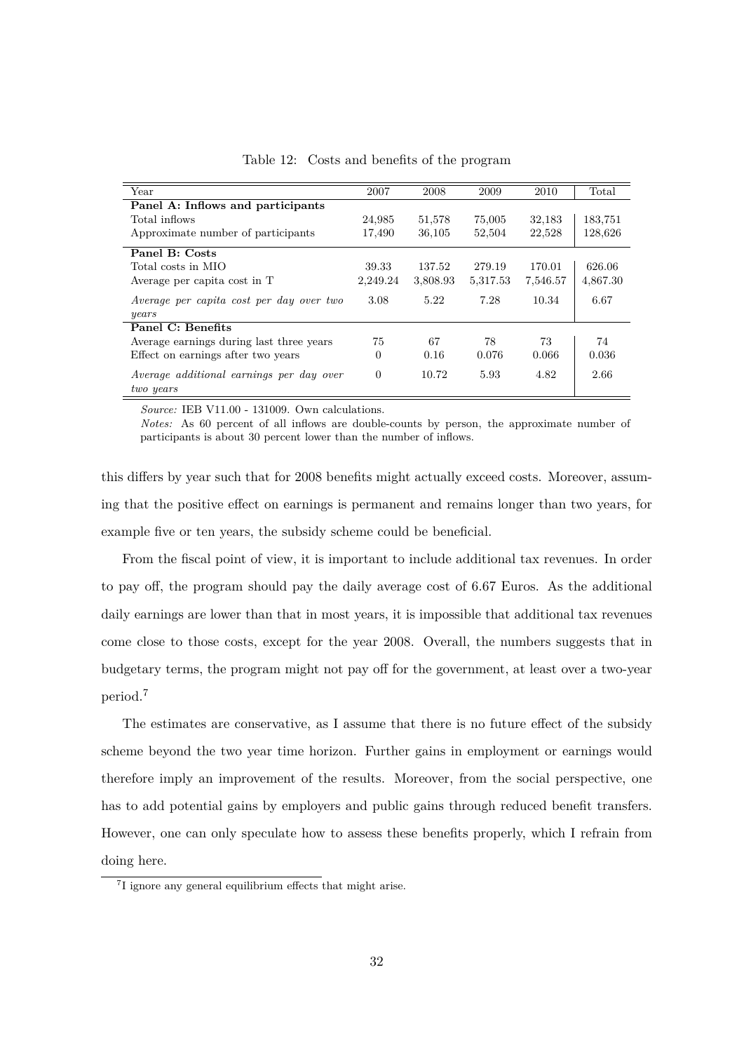Table 12: Costs and benefits of the program

| Year | 2007 | 2008 | 2009 | 2010 | Total |
|---|---|---|---|---|---|
| **Panel A: Inflows and participants** | | | | | |
| Total inflows | 24,985 | 51,578 | 75,005 | 32,183 | 183,751 |
| Approximate number of participants | 17,490 | 36,105 | 52,504 | 22,528 | 128,626 |
| **Panel B: Costs** | | | | | |
| Total costs in MIO | 39.33 | 137.52 | 279.19 | 170.01 | 626.06 |
| Average per capita cost in T | 2,249.24 | 3,808.93 | 5,317.53 | 7,546.57 | 4,867.30 |
| *Average per capita cost per day over two years* | 3.08 | 5.22 | 7.28 | 10.34 | 6.67 |
| **Panel C: Benefits** | | | | | |
| Average earnings during last three years | 75 | 67 | 78 | 73 | 74 |
| Effect on earnings after two years | 0 | 0.16 | 0.076 | 0.066 | 0.036 |
| *Average additional earnings per day over two years* | 0 | 10.72 | 5.93 | 4.82 | 2.66 |

*Source:* IEB V11.00 - 131009. Own calculations.

*Notes:* As 60 percent of all inflows are double-counts by person, the approximate number of participants is about 30 percent lower than the number of inflows.

this differs by year such that for 2008 benefits might actually exceed costs. Moreover, assuming that the positive effect on earnings is permanent and remains longer than two years, for example five or ten years, the subsidy scheme could be beneficial.

From the fiscal point of view, it is important to include additional tax revenues. In order to pay off, the program should pay the daily average cost of 6.67 Euros. As the additional daily earnings are lower than that in most years, it is impossible that additional tax revenues come close to those costs, except for the year 2008. Overall, the numbers suggests that in budgetary terms, the program might not pay off for the government, at least over a two-year period.[7]

The estimates are conservative, as I assume that there is no future effect of the subsidy scheme beyond the two year time horizon. Further gains in employment or earnings would therefore imply an improvement of the results. Moreover, from the social perspective, one has to add potential gains by employers and public gains through reduced benefit transfers. However, one can only speculate how to assess these benefits properly, which I refrain from doing here.

[7] I ignore any general equilibrium effects that might arise.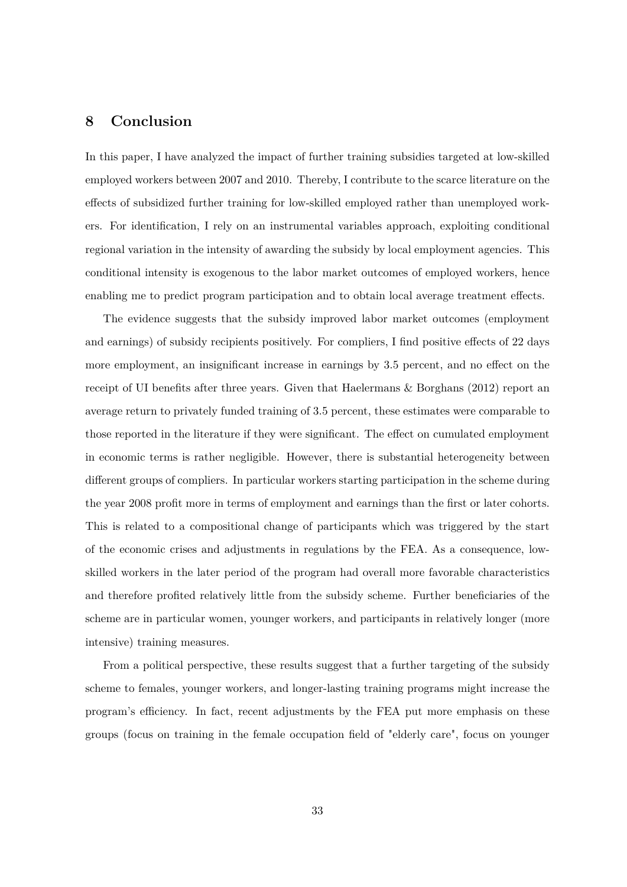## 8 Conclusion

In this paper, I have analyzed the impact of further training subsidies targeted at low-skilled employed workers between 2007 and 2010. Thereby, I contribute to the scarce literature on the effects of subsidized further training for low-skilled employed rather than unemployed workers. For identification, I rely on an instrumental variables approach, exploiting conditional regional variation in the intensity of awarding the subsidy by local employment agencies. This conditional intensity is exogenous to the labor market outcomes of employed workers, hence enabling me to predict program participation and to obtain local average treatment effects.

The evidence suggests that the subsidy improved labor market outcomes (employment and earnings) of subsidy recipients positively. For compliers, I find positive effects of 22 days more employment, an insignificant increase in earnings by 3.5 percent, and no effect on the receipt of UI benefits after three years. Given that Haelermans & Borghans (2012) report an average return to privately funded training of 3.5 percent, these estimates were comparable to those reported in the literature if they were significant. The effect on cumulated employment in economic terms is rather negligible. However, there is substantial heterogeneity between different groups of compliers. In particular workers starting participation in the scheme during the year 2008 profit more in terms of employment and earnings than the first or later cohorts. This is related to a compositional change of participants which was triggered by the start of the economic crises and adjustments in regulations by the FEA. As a consequence, low-skilled workers in the later period of the program had overall more favorable characteristics and therefore profited relatively little from the subsidy scheme. Further beneficiaries of the scheme are in particular women, younger workers, and participants in relatively longer (more intensive) training measures.

From a political perspective, these results suggest that a further targeting of the subsidy scheme to females, younger workers, and longer-lasting training programs might increase the program's efficiency. In fact, recent adjustments by the FEA put more emphasis on these groups (focus on training in the female occupation field of "elderly care", focus on younger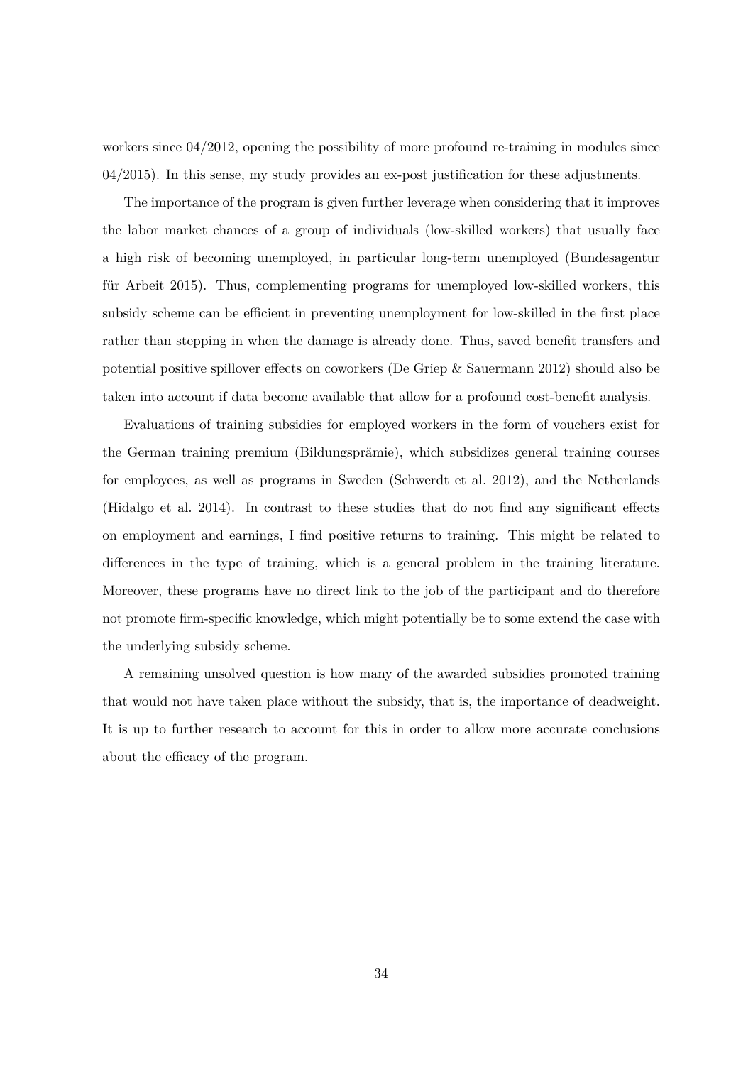workers since 04/2012, opening the possibility of more profound re-training in modules since 04/2015). In this sense, my study provides an ex-post justification for these adjustments.

The importance of the program is given further leverage when considering that it improves the labor market chances of a group of individuals (low-skilled workers) that usually face a high risk of becoming unemployed, in particular long-term unemployed (Bundesagentur für Arbeit 2015). Thus, complementing programs for unemployed low-skilled workers, this subsidy scheme can be efficient in preventing unemployment for low-skilled in the first place rather than stepping in when the damage is already done. Thus, saved benefit transfers and potential positive spillover effects on coworkers (De Griep & Sauermann 2012) should also be taken into account if data become available that allow for a profound cost-benefit analysis.

Evaluations of training subsidies for employed workers in the form of vouchers exist for the German training premium (Bildungsprämie), which subsidizes general training courses for employees, as well as programs in Sweden (Schwerdt et al. 2012), and the Netherlands (Hidalgo et al. 2014). In contrast to these studies that do not find any significant effects on employment and earnings, I find positive returns to training. This might be related to differences in the type of training, which is a general problem in the training literature. Moreover, these programs have no direct link to the job of the participant and do therefore not promote firm-specific knowledge, which might potentially be to some extend the case with the underlying subsidy scheme.

A remaining unsolved question is how many of the awarded subsidies promoted training that would not have taken place without the subsidy, that is, the importance of deadweight. It is up to further research to account for this in order to allow more accurate conclusions about the efficacy of the program.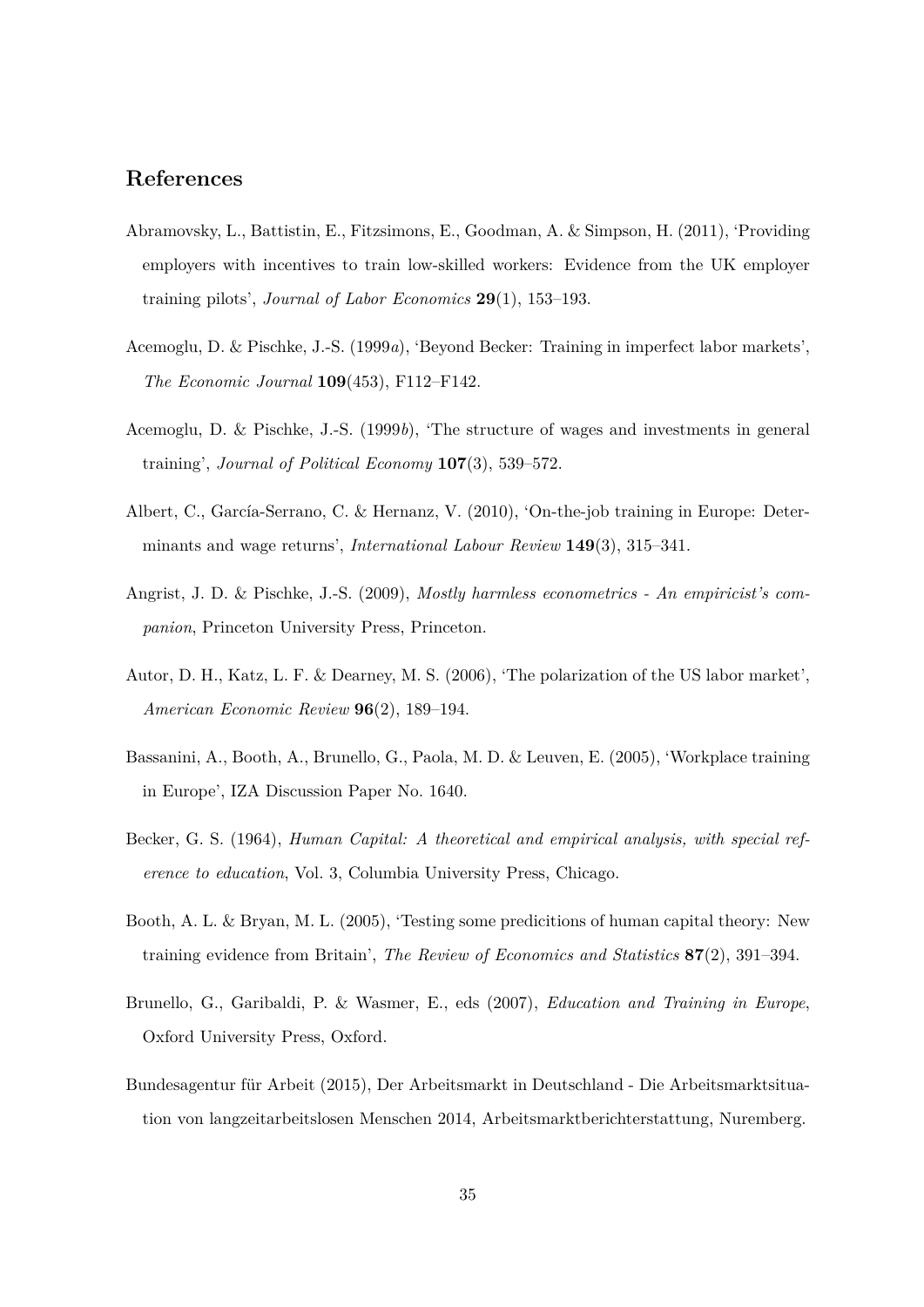## References

Abramovsky, L., Battistin, E., Fitzsimons, E., Goodman, A. & Simpson, H. (2011), 'Providing employers with incentives to train low-skilled workers: Evidence from the UK employer training pilots', *Journal of Labor Economics* **29**(1), 153–193.

Acemoglu, D. & Pischke, J.-S. (1999*a*), 'Beyond Becker: Training in imperfect labor markets', *The Economic Journal* **109**(453), F112–F142.

Acemoglu, D. & Pischke, J.-S. (1999*b*), 'The structure of wages and investments in general training', *Journal of Political Economy* **107**(3), 539–572.

Albert, C., García-Serrano, C. & Hernanz, V. (2010), 'On-the-job training in Europe: Determinants and wage returns', *International Labour Review* **149**(3), 315–341.

Angrist, J. D. & Pischke, J.-S. (2009), *Mostly harmless econometrics - An empiricist's companion*, Princeton University Press, Princeton.

Autor, D. H., Katz, L. F. & Dearney, M. S. (2006), 'The polarization of the US labor market', *American Economic Review* **96**(2), 189–194.

Bassanini, A., Booth, A., Brunello, G., Paola, M. D. & Leuven, E. (2005), 'Workplace training in Europe', IZA Discussion Paper No. 1640.

Becker, G. S. (1964), *Human Capital: A theoretical and empirical analysis, with special reference to education*, Vol. 3, Columbia University Press, Chicago.

Booth, A. L. & Bryan, M. L. (2005), 'Testing some predicitions of human capital theory: New training evidence from Britain', *The Review of Economics and Statistics* **87**(2), 391–394.

Brunello, G., Garibaldi, P. & Wasmer, E., eds (2007), *Education and Training in Europe*, Oxford University Press, Oxford.

Bundesagentur für Arbeit (2015), Der Arbeitsmarkt in Deutschland - Die Arbeitsmarktsituation von langzeitarbeitslosen Menschen 2014, Arbeitsmarktberichterstattung, Nuremberg.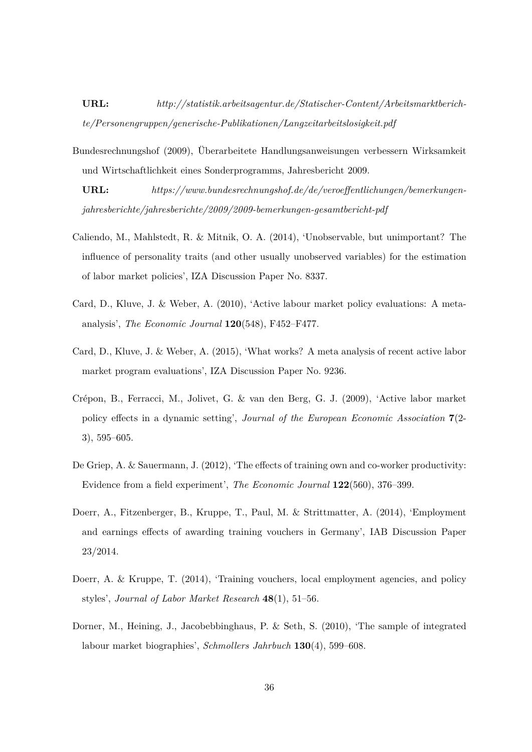**URL:** *http://statistik.arbeitsagentur.de/Statischer-Content/Arbeitsmarktberichte/Personengruppen/generische-Publikationen/Langzeitarbeitslosigkeit.pdf*

Bundesrechnungshof (2009), Überarbeitete Handlungsanweisungen verbessern Wirksamkeit und Wirtschaftlichkeit eines Sonderprogramms, Jahresbericht 2009.

**URL:** *https://www.bundesrechnungshof.de/de/veroeffentlichungen/bemerkungen-jahresberichte/jahresberichte/2009/2009-bemerkungen-gesamtbericht-pdf*

Caliendo, M., Mahlstedt, R. & Mitnik, O. A. (2014), 'Unobservable, but unimportant? The influence of personality traits (and other usually unobserved variables) for the estimation of labor market policies', IZA Discussion Paper No. 8337.

Card, D., Kluve, J. & Weber, A. (2010), 'Active labour market policy evaluations: A meta-analysis', *The Economic Journal* **120**(548), F452–F477.

Card, D., Kluve, J. & Weber, A. (2015), 'What works? A meta analysis of recent active labor market program evaluations', IZA Discussion Paper No. 9236.

Crépon, B., Ferracci, M., Jolivet, G. & van den Berg, G. J. (2009), 'Active labor market policy effects in a dynamic setting', *Journal of the European Economic Association* **7**(2-3), 595–605.

De Griep, A. & Sauermann, J. (2012), 'The effects of training own and co-worker productivity: Evidence from a field experiment', *The Economic Journal* **122**(560), 376–399.

Doerr, A., Fitzenberger, B., Kruppe, T., Paul, M. & Strittmatter, A. (2014), 'Employment and earnings effects of awarding training vouchers in Germany', IAB Discussion Paper 23/2014.

Doerr, A. & Kruppe, T. (2014), 'Training vouchers, local employment agencies, and policy styles', *Journal of Labor Market Research* **48**(1), 51–56.

Dorner, M., Heining, J., Jacobebbinghaus, P. & Seth, S. (2010), 'The sample of integrated labour market biographies', *Schmollers Jahrbuch* **130**(4), 599–608.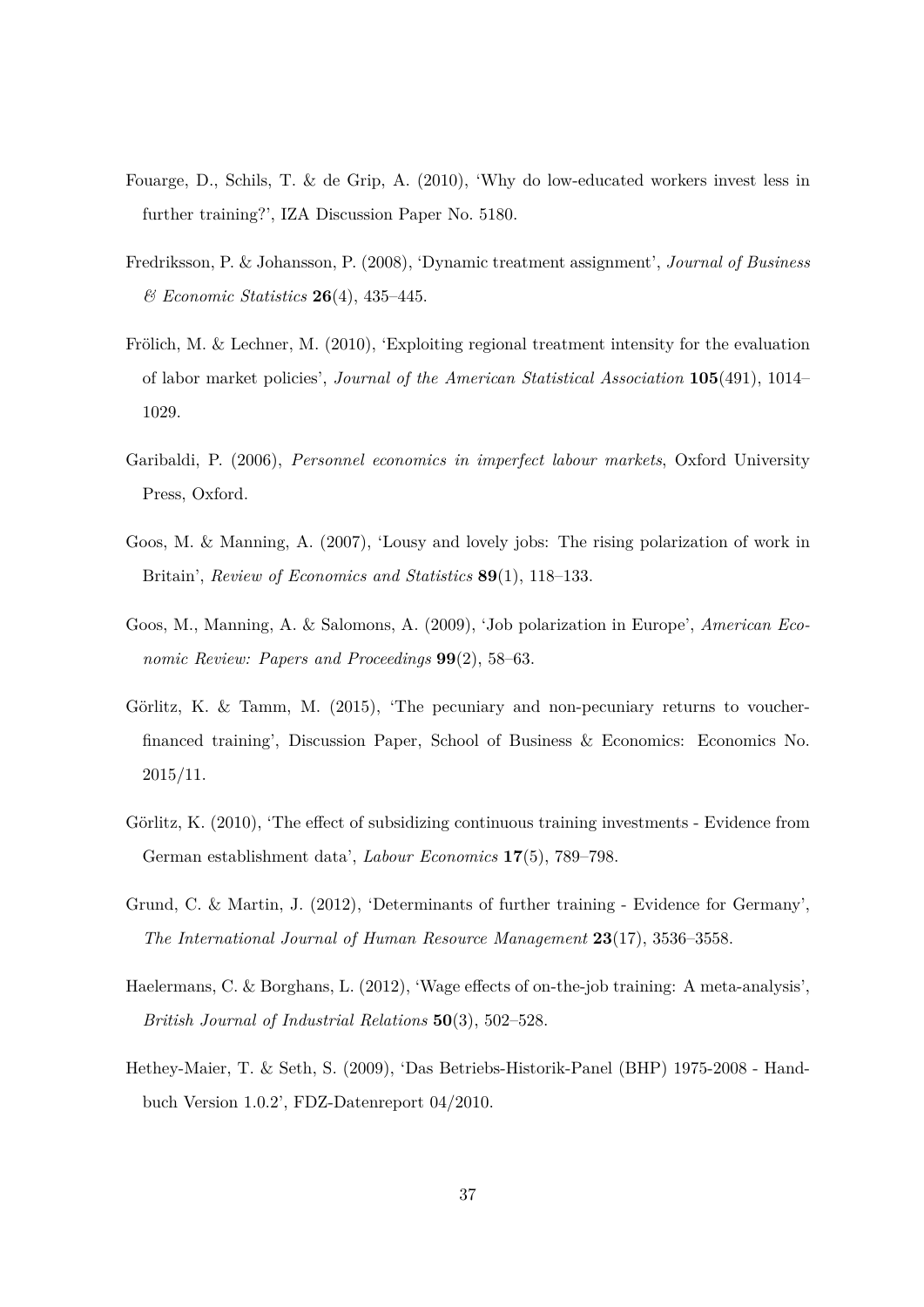Fouarge, D., Schils, T. & de Grip, A. (2010), 'Why do low-educated workers invest less in further training?', IZA Discussion Paper No. 5180.

Fredriksson, P. & Johansson, P. (2008), 'Dynamic treatment assignment', *Journal of Business & Economic Statistics* **26**(4), 435–445.

Frölich, M. & Lechner, M. (2010), 'Exploiting regional treatment intensity for the evaluation of labor market policies', *Journal of the American Statistical Association* **105**(491), 1014–1029.

Garibaldi, P. (2006), *Personnel economics in imperfect labour markets*, Oxford University Press, Oxford.

Goos, M. & Manning, A. (2007), 'Lousy and lovely jobs: The rising polarization of work in Britain', *Review of Economics and Statistics* **89**(1), 118–133.

Goos, M., Manning, A. & Salomons, A. (2009), 'Job polarization in Europe', *American Economic Review: Papers and Proceedings* **99**(2), 58–63.

Görlitz, K. & Tamm, M. (2015), 'The pecuniary and non-pecuniary returns to voucher-financed training', Discussion Paper, School of Business & Economics: Economics No. 2015/11.

Görlitz, K. (2010), 'The effect of subsidizing continuous training investments - Evidence from German establishment data', *Labour Economics* **17**(5), 789–798.

Grund, C. & Martin, J. (2012), 'Determinants of further training - Evidence for Germany', *The International Journal of Human Resource Management* **23**(17), 3536–3558.

Haelermans, C. & Borghans, L. (2012), 'Wage effects of on-the-job training: A meta-analysis', *British Journal of Industrial Relations* **50**(3), 502–528.

Hethey-Maier, T. & Seth, S. (2009), 'Das Betriebs-Historik-Panel (BHP) 1975-2008 - Handbuch Version 1.0.2', FDZ-Datenreport 04/2010.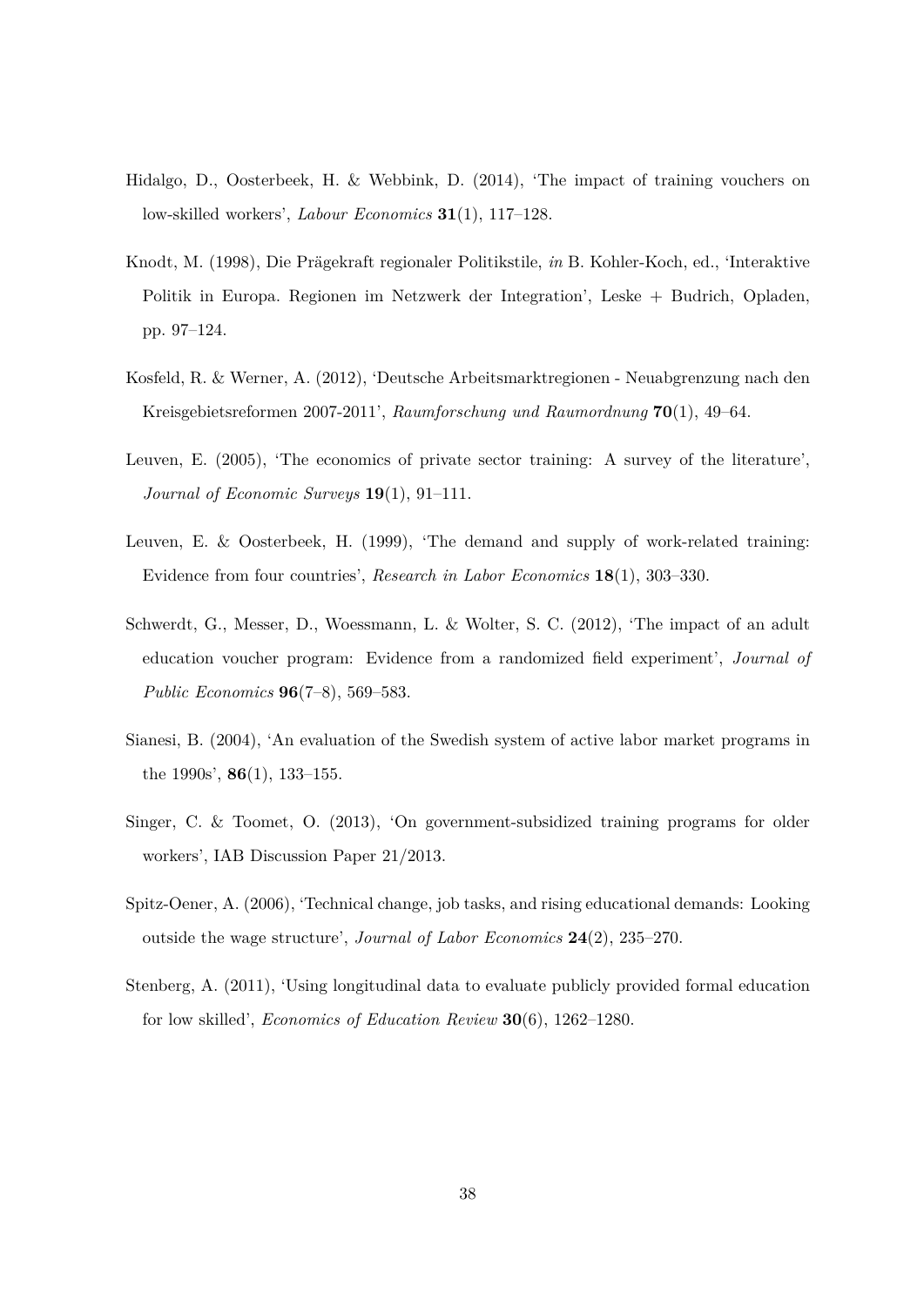Hidalgo, D., Oosterbeek, H. & Webbink, D. (2014), 'The impact of training vouchers on low-skilled workers', *Labour Economics* **31**(1), 117–128.

Knodt, M. (1998), Die Prägekraft regionaler Politikstile, *in* B. Kohler-Koch, ed., 'Interaktive Politik in Europa. Regionen im Netzwerk der Integration', Leske + Budrich, Opladen, pp. 97–124.

Kosfeld, R. & Werner, A. (2012), 'Deutsche Arbeitsmarktregionen - Neuabgrenzung nach den Kreisgebietsreformen 2007-2011', *Raumforschung und Raumordnung* **70**(1), 49–64.

Leuven, E. (2005), 'The economics of private sector training: A survey of the literature', *Journal of Economic Surveys* **19**(1), 91–111.

Leuven, E. & Oosterbeek, H. (1999), 'The demand and supply of work-related training: Evidence from four countries', *Research in Labor Economics* **18**(1), 303–330.

Schwerdt, G., Messer, D., Woessmann, L. & Wolter, S. C. (2012), 'The impact of an adult education voucher program: Evidence from a randomized field experiment', *Journal of Public Economics* **96**(7–8), 569–583.

Sianesi, B. (2004), 'An evaluation of the Swedish system of active labor market programs in the 1990s', **86**(1), 133–155.

Singer, C. & Toomet, O. (2013), 'On government-subsidized training programs for older workers', IAB Discussion Paper 21/2013.

Spitz-Oener, A. (2006), 'Technical change, job tasks, and rising educational demands: Looking outside the wage structure', *Journal of Labor Economics* **24**(2), 235–270.

Stenberg, A. (2011), 'Using longitudinal data to evaluate publicly provided formal education for low skilled', *Economics of Education Review* **30**(6), 1262–1280.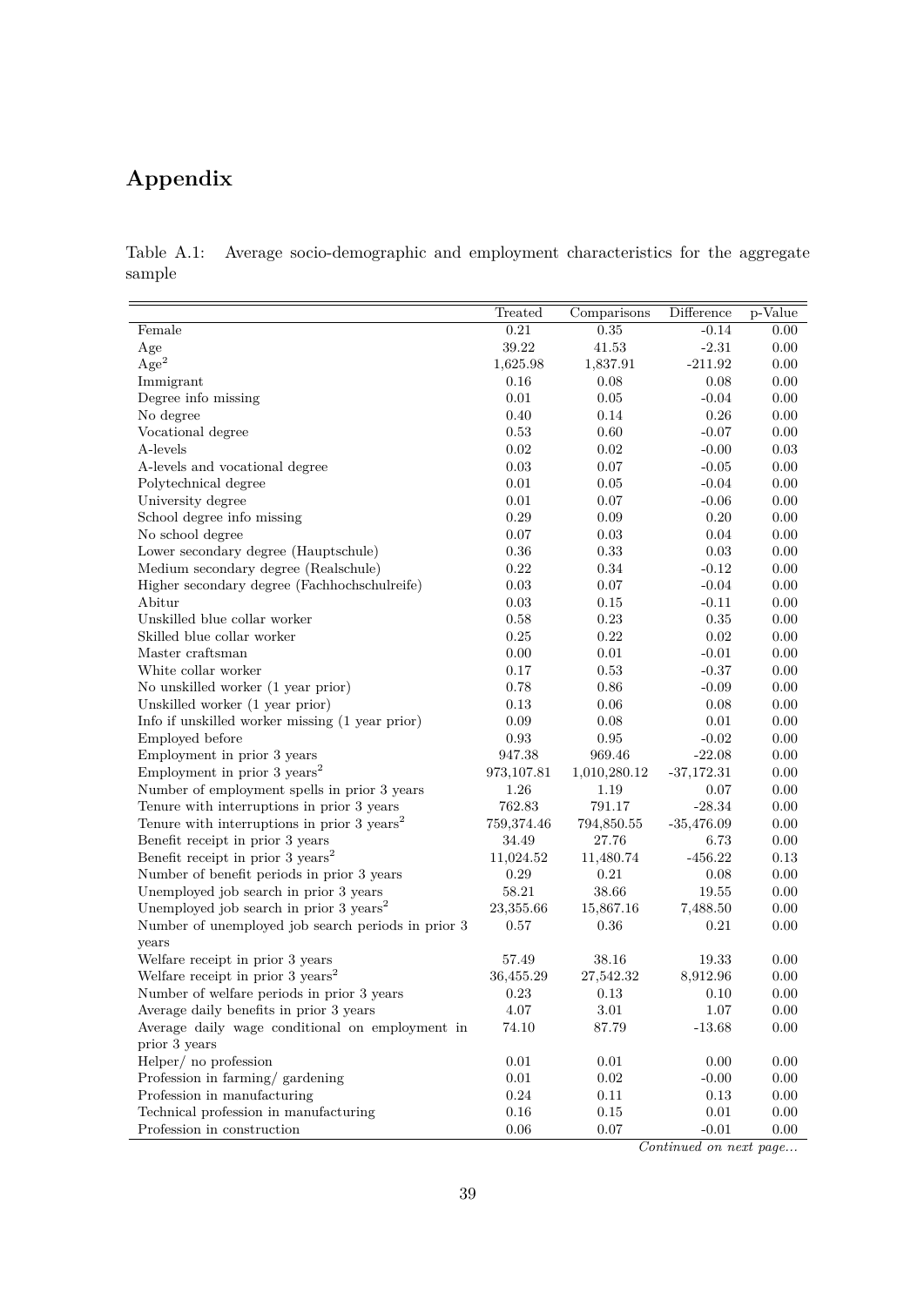# Appendix

Table A.1: Average socio-demographic and employment characteristics for the aggregate sample

| | Treated | Comparisons | Difference | p-Value |
|---|---|---|---|---|
| Female | 0.21 | 0.35 | -0.14 | 0.00 |
| Age | 39.22 | 41.53 | -2.31 | 0.00 |
| $\text{Age}^2$ | 1,625.98 | 1,837.91 | -211.92 | 0.00 |
| Immigrant | 0.16 | 0.08 | 0.08 | 0.00 |
| Degree info missing | 0.01 | 0.05 | -0.04 | 0.00 |
| No degree | 0.40 | 0.14 | 0.26 | 0.00 |
| Vocational degree | 0.53 | 0.60 | -0.07 | 0.00 |
| A-levels | 0.02 | 0.02 | -0.00 | 0.03 |
| A-levels and vocational degree | 0.03 | 0.07 | -0.05 | 0.00 |
| Polytechnical degree | 0.01 | 0.05 | -0.04 | 0.00 |
| University degree | 0.01 | 0.07 | -0.06 | 0.00 |
| School degree info missing | 0.29 | 0.09 | 0.20 | 0.00 |
| No school degree | 0.07 | 0.03 | 0.04 | 0.00 |
| Lower secondary degree (Hauptschule) | 0.36 | 0.33 | 0.03 | 0.00 |
| Medium secondary degree (Realschule) | 0.22 | 0.34 | -0.12 | 0.00 |
| Higher secondary degree (Fachhochschulreife) | 0.03 | 0.07 | -0.04 | 0.00 |
| Abitur | 0.03 | 0.15 | -0.11 | 0.00 |
| Unskilled blue collar worker | 0.58 | 0.23 | 0.35 | 0.00 |
| Skilled blue collar worker | 0.25 | 0.22 | 0.02 | 0.00 |
| Master craftsman | 0.00 | 0.01 | -0.01 | 0.00 |
| White collar worker | 0.17 | 0.53 | -0.37 | 0.00 |
| No unskilled worker (1 year prior) | 0.78 | 0.86 | -0.09 | 0.00 |
| Unskilled worker (1 year prior) | 0.13 | 0.06 | 0.08 | 0.00 |
| Info if unskilled worker missing (1 year prior) | 0.09 | 0.08 | 0.01 | 0.00 |
| Employed before | 0.93 | 0.95 | -0.02 | 0.00 |
| Employment in prior 3 years | 947.38 | 969.46 | -22.08 | 0.00 |
| Employment in prior 3 $\text{years}^2$ | 973,107.81 | 1,010,280.12 | -37,172.31 | 0.00 |
| Number of employment spells in prior 3 years | 1.26 | 1.19 | 0.07 | 0.00 |
| Tenure with interruptions in prior 3 years | 762.83 | 791.17 | -28.34 | 0.00 |
| Tenure with interruptions in prior 3 $\text{years}^2$ | 759,374.46 | 794,850.55 | -35,476.09 | 0.00 |
| Benefit receipt in prior 3 years | 34.49 | 27.76 | 6.73 | 0.00 |
| Benefit receipt in prior 3 $\text{years}^2$ | 11,024.52 | 11,480.74 | -456.22 | 0.13 |
| Number of benefit periods in prior 3 years | 0.29 | 0.21 | 0.08 | 0.00 |
| Unemployed job search in prior 3 years | 58.21 | 38.66 | 19.55 | 0.00 |
| Unemployed job search in prior 3 $\text{years}^2$ | 23,355.66 | 15,867.16 | 7,488.50 | 0.00 |
| Number of unemployed job search periods in prior 3 years | 0.57 | 0.36 | 0.21 | 0.00 |
| Welfare receipt in prior 3 years | 57.49 | 38.16 | 19.33 | 0.00 |
| Welfare receipt in prior 3 $\text{years}^2$ | 36,455.29 | 27,542.32 | 8,912.96 | 0.00 |
| Number of welfare periods in prior 3 years | 0.23 | 0.13 | 0.10 | 0.00 |
| Average daily benefits in prior 3 years | 4.07 | 3.01 | 1.07 | 0.00 |
| Average daily wage conditional on employment in prior 3 years | 74.10 | 87.79 | -13.68 | 0.00 |
| Helper/ no profession | 0.01 | 0.01 | 0.00 | 0.00 |
| Profession in farming/ gardening | 0.01 | 0.02 | -0.00 | 0.00 |
| Profession in manufacturing | 0.24 | 0.11 | 0.13 | 0.00 |
| Technical profession in manufacturing | 0.16 | 0.15 | 0.01 | 0.00 |
| Profession in construction | 0.06 | 0.07 | -0.01 | 0.00 |

*Continued on next page...*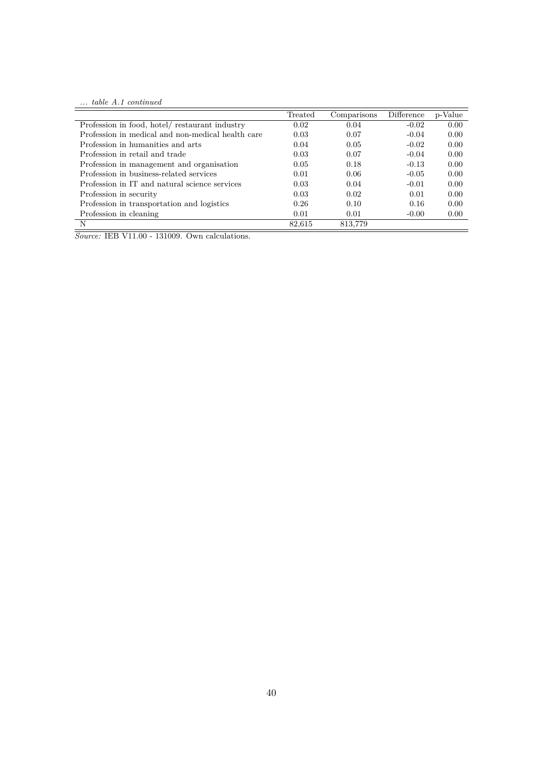*... table A.1 continued*

| | Treated | Comparisons | Difference | p-Value |
|---|---|---|---|---|
| Profession in food, hotel/ restaurant industry | 0.02 | 0.04 | -0.02 | 0.00 |
| Profession in medical and non-medical health care | 0.03 | 0.07 | -0.04 | 0.00 |
| Profession in humanities and arts | 0.04 | 0.05 | -0.02 | 0.00 |
| Profession in retail and trade | 0.03 | 0.07 | -0.04 | 0.00 |
| Profession in management and organisation | 0.05 | 0.18 | -0.13 | 0.00 |
| Profession in business-related services | 0.01 | 0.06 | -0.05 | 0.00 |
| Profession in IT and natural science services | 0.03 | 0.04 | -0.01 | 0.00 |
| Profession in security | 0.03 | 0.02 | 0.01 | 0.00 |
| Profession in transportation and logistics | 0.26 | 0.10 | 0.16 | 0.00 |
| Profession in cleaning | 0.01 | 0.01 | -0.00 | 0.00 |
| N | 82,615 | 813,779 | | |

*Source:* IEB V11.00 - 131009. Own calculations.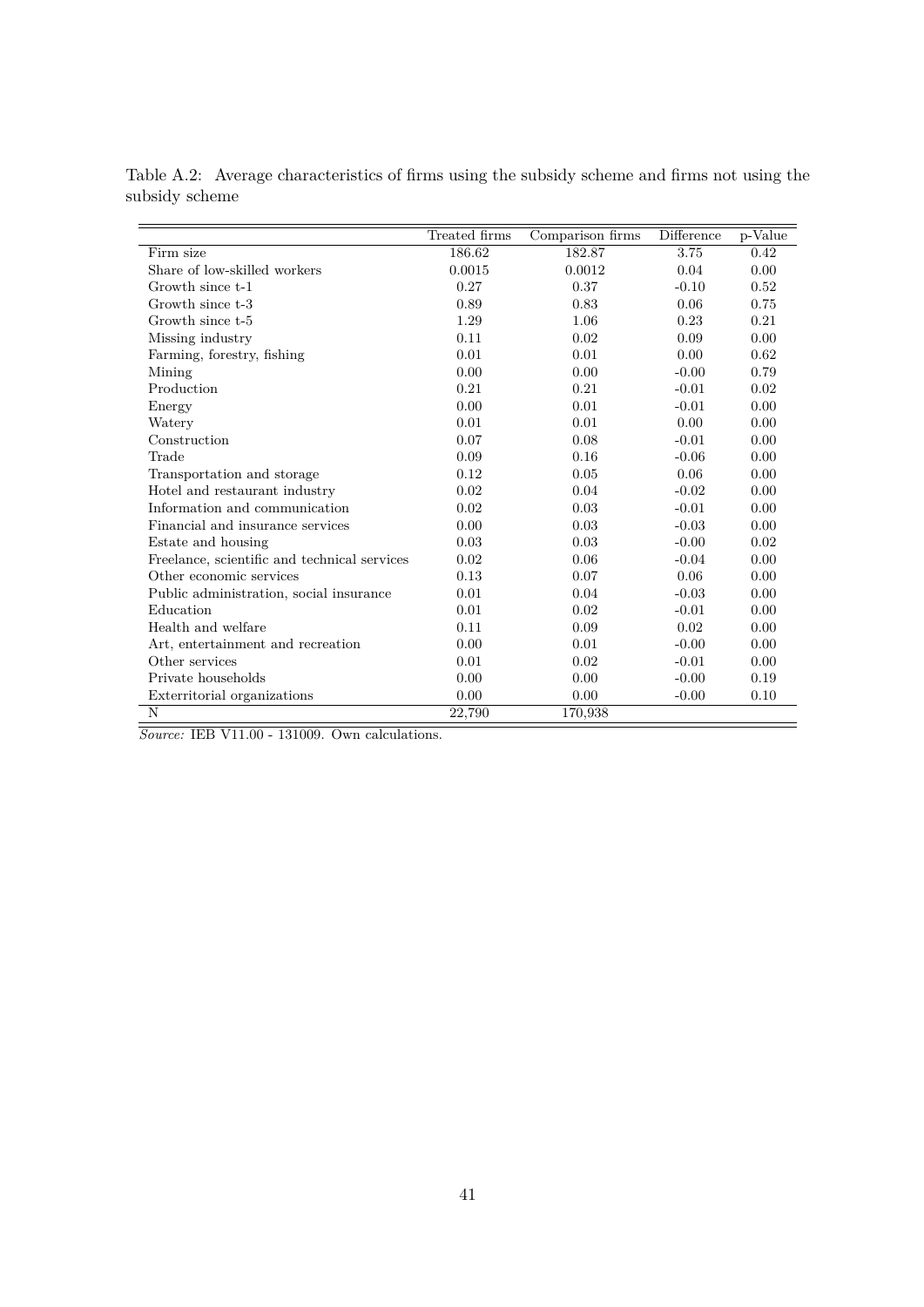Table A.2: Average characteristics of firms using the subsidy scheme and firms not using the subsidy scheme

| | Treated firms | Comparison firms | Difference | p-Value |
|---|---|---|---|---|
| Firm size | 186.62 | 182.87 | 3.75 | 0.42 |
| Share of low-skilled workers | 0.0015 | 0.0012 | 0.04 | 0.00 |
| Growth since t-1 | 0.27 | 0.37 | -0.10 | 0.52 |
| Growth since t-3 | 0.89 | 0.83 | 0.06 | 0.75 |
| Growth since t-5 | 1.29 | 1.06 | 0.23 | 0.21 |
| Missing industry | 0.11 | 0.02 | 0.09 | 0.00 |
| Farming, forestry, fishing | 0.01 | 0.01 | 0.00 | 0.62 |
| Mining | 0.00 | 0.00 | -0.00 | 0.79 |
| Production | 0.21 | 0.21 | -0.01 | 0.02 |
| Energy | 0.00 | 0.01 | -0.01 | 0.00 |
| Watery | 0.01 | 0.01 | 0.00 | 0.00 |
| Construction | 0.07 | 0.08 | -0.01 | 0.00 |
| Trade | 0.09 | 0.16 | -0.06 | 0.00 |
| Transportation and storage | 0.12 | 0.05 | 0.06 | 0.00 |
| Hotel and restaurant industry | 0.02 | 0.04 | -0.02 | 0.00 |
| Information and communication | 0.02 | 0.03 | -0.01 | 0.00 |
| Financial and insurance services | 0.00 | 0.03 | -0.03 | 0.00 |
| Estate and housing | 0.03 | 0.03 | -0.00 | 0.02 |
| Freelance, scientific and technical services | 0.02 | 0.06 | -0.04 | 0.00 |
| Other economic services | 0.13 | 0.07 | 0.06 | 0.00 |
| Public administration, social insurance | 0.01 | 0.04 | -0.03 | 0.00 |
| Education | 0.01 | 0.02 | -0.01 | 0.00 |
| Health and welfare | 0.11 | 0.09 | 0.02 | 0.00 |
| Art, entertainment and recreation | 0.00 | 0.01 | -0.00 | 0.00 |
| Other services | 0.01 | 0.02 | -0.01 | 0.00 |
| Private households | 0.00 | 0.00 | -0.00 | 0.19 |
| Exterritorial organizations | 0.00 | 0.00 | -0.00 | 0.10 |
| N | 22,790 | 170,938 | | |

*Source:* IEB V11.00 - 131009. Own calculations.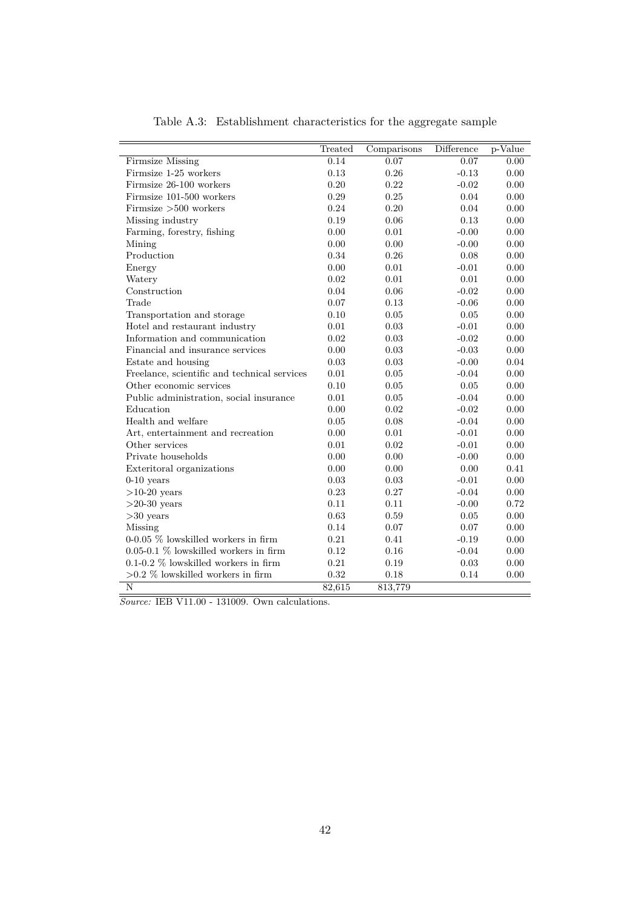Table A.3: Establishment characteristics for the aggregate sample

| | Treated | Comparisons | Difference | p-Value |
|---|---|---|---|---|
| Firmsize Missing | 0.14 | 0.07 | 0.07 | 0.00 |
| Firmsize 1-25 workers | 0.13 | 0.26 | -0.13 | 0.00 |
| Firmsize 26-100 workers | 0.20 | 0.22 | -0.02 | 0.00 |
| Firmsize 101-500 workers | 0.29 | 0.25 | 0.04 | 0.00 |
| Firmsize >500 workers | 0.24 | 0.20 | 0.04 | 0.00 |
| Missing industry | 0.19 | 0.06 | 0.13 | 0.00 |
| Farming, forestry, fishing | 0.00 | 0.01 | -0.00 | 0.00 |
| Mining | 0.00 | 0.00 | -0.00 | 0.00 |
| Production | 0.34 | 0.26 | 0.08 | 0.00 |
| Energy | 0.00 | 0.01 | -0.01 | 0.00 |
| Watery | 0.02 | 0.01 | 0.01 | 0.00 |
| Construction | 0.04 | 0.06 | -0.02 | 0.00 |
| Trade | 0.07 | 0.13 | -0.06 | 0.00 |
| Transportation and storage | 0.10 | 0.05 | 0.05 | 0.00 |
| Hotel and restaurant industry | 0.01 | 0.03 | -0.01 | 0.00 |
| Information and communication | 0.02 | 0.03 | -0.02 | 0.00 |
| Financial and insurance services | 0.00 | 0.03 | -0.03 | 0.00 |
| Estate and housing | 0.03 | 0.03 | -0.00 | 0.04 |
| Freelance, scientific and technical services | 0.01 | 0.05 | -0.04 | 0.00 |
| Other economic services | 0.10 | 0.05 | 0.05 | 0.00 |
| Public administration, social insurance | 0.01 | 0.05 | -0.04 | 0.00 |
| Education | 0.00 | 0.02 | -0.02 | 0.00 |
| Health and welfare | 0.05 | 0.08 | -0.04 | 0.00 |
| Art, entertainment and recreation | 0.00 | 0.01 | -0.01 | 0.00 |
| Other services | 0.01 | 0.02 | -0.01 | 0.00 |
| Private households | 0.00 | 0.00 | -0.00 | 0.00 |
| Exteritoral organizations | 0.00 | 0.00 | 0.00 | 0.41 |
| 0-10 years | 0.03 | 0.03 | -0.01 | 0.00 |
| >10-20 years | 0.23 | 0.27 | -0.04 | 0.00 |
| >20-30 years | 0.11 | 0.11 | -0.00 | 0.72 |
| >30 years | 0.63 | 0.59 | 0.05 | 0.00 |
| Missing | 0.14 | 0.07 | 0.07 | 0.00 |
| 0-0.05 % lowskilled workers in firm | 0.21 | 0.41 | -0.19 | 0.00 |
| 0.05-0.1 % lowskilled workers in firm | 0.12 | 0.16 | -0.04 | 0.00 |
| 0.1-0.2 % lowskilled workers in firm | 0.21 | 0.19 | 0.03 | 0.00 |
| >0.2 % lowskilled workers in firm | 0.32 | 0.18 | 0.14 | 0.00 |
| N | 82,615 | 813,779 | | |

*Source:* IEB V11.00 - 131009. Own calculations.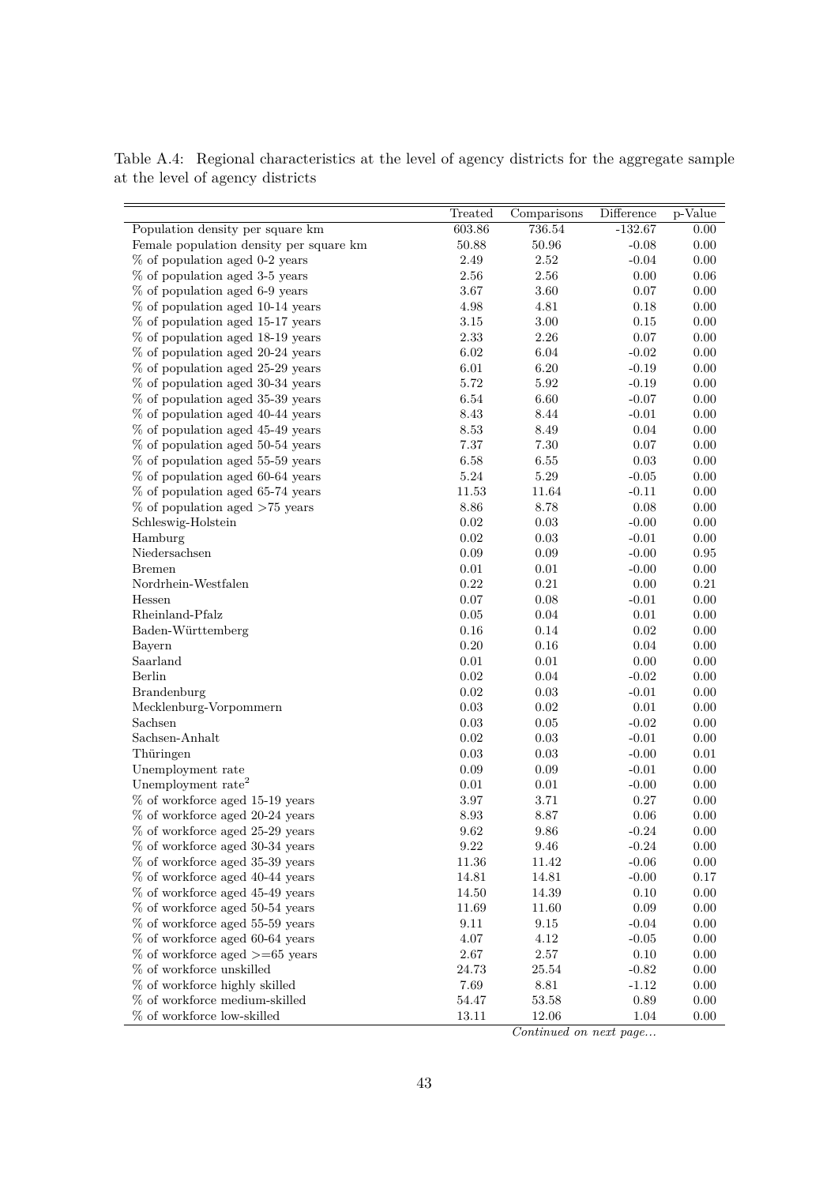Table A.4: Regional characteristics at the level of agency districts for the aggregate sample at the level of agency districts

| | Treated | Comparisons | Difference | p-Value |
|---|---|---|---|---|
| Population density per square km | 603.86 | 736.54 | -132.67 | 0.00 |
| Female population density per square km | 50.88 | 50.96 | -0.08 | 0.00 |
| % of population aged 0-2 years | 2.49 | 2.52 | -0.04 | 0.00 |
| % of population aged 3-5 years | 2.56 | 2.56 | 0.00 | 0.06 |
| % of population aged 6-9 years | 3.67 | 3.60 | 0.07 | 0.00 |
| % of population aged 10-14 years | 4.98 | 4.81 | 0.18 | 0.00 |
| % of population aged 15-17 years | 3.15 | 3.00 | 0.15 | 0.00 |
| % of population aged 18-19 years | 2.33 | 2.26 | 0.07 | 0.00 |
| % of population aged 20-24 years | 6.02 | 6.04 | -0.02 | 0.00 |
| % of population aged 25-29 years | 6.01 | 6.20 | -0.19 | 0.00 |
| % of population aged 30-34 years | 5.72 | 5.92 | -0.19 | 0.00 |
| % of population aged 35-39 years | 6.54 | 6.60 | -0.07 | 0.00 |
| % of population aged 40-44 years | 8.43 | 8.44 | -0.01 | 0.00 |
| % of population aged 45-49 years | 8.53 | 8.49 | 0.04 | 0.00 |
| % of population aged 50-54 years | 7.37 | 7.30 | 0.07 | 0.00 |
| % of population aged 55-59 years | 6.58 | 6.55 | 0.03 | 0.00 |
| % of population aged 60-64 years | 5.24 | 5.29 | -0.05 | 0.00 |
| % of population aged 65-74 years | 11.53 | 11.64 | -0.11 | 0.00 |
| % of population aged >75 years | 8.86 | 8.78 | 0.08 | 0.00 |
| Schleswig-Holstein | 0.02 | 0.03 | -0.00 | 0.00 |
| Hamburg | 0.02 | 0.03 | -0.01 | 0.00 |
| Niedersachsen | 0.09 | 0.09 | -0.00 | 0.95 |
| Bremen | 0.01 | 0.01 | -0.00 | 0.00 |
| Nordrhein-Westfalen | 0.22 | 0.21 | 0.00 | 0.21 |
| Hessen | 0.07 | 0.08 | -0.01 | 0.00 |
| Rheinland-Pfalz | 0.05 | 0.04 | 0.01 | 0.00 |
| Baden-Württemberg | 0.16 | 0.14 | 0.02 | 0.00 |
| Bayern | 0.20 | 0.16 | 0.04 | 0.00 |
| Saarland | 0.01 | 0.01 | 0.00 | 0.00 |
| Berlin | 0.02 | 0.04 | -0.02 | 0.00 |
| Brandenburg | 0.02 | 0.03 | -0.01 | 0.00 |
| Mecklenburg-Vorpommern | 0.03 | 0.02 | 0.01 | 0.00 |
| Sachsen | 0.03 | 0.05 | -0.02 | 0.00 |
| Sachsen-Anhalt | 0.02 | 0.03 | -0.01 | 0.00 |
| Thüringen | 0.03 | 0.03 | -0.00 | 0.01 |
| Unemployment rate | 0.09 | 0.09 | -0.01 | 0.00 |
| Unemployment rate$^2$ | 0.01 | 0.01 | -0.00 | 0.00 |
| % of workforce aged 15-19 years | 3.97 | 3.71 | 0.27 | 0.00 |
| % of workforce aged 20-24 years | 8.93 | 8.87 | 0.06 | 0.00 |
| % of workforce aged 25-29 years | 9.62 | 9.86 | -0.24 | 0.00 |
| % of workforce aged 30-34 years | 9.22 | 9.46 | -0.24 | 0.00 |
| % of workforce aged 35-39 years | 11.36 | 11.42 | -0.06 | 0.00 |
| % of workforce aged 40-44 years | 14.81 | 14.81 | -0.00 | 0.17 |
| % of workforce aged 45-49 years | 14.50 | 14.39 | 0.10 | 0.00 |
| % of workforce aged 50-54 years | 11.69 | 11.60 | 0.09 | 0.00 |
| % of workforce aged 55-59 years | 9.11 | 9.15 | -0.04 | 0.00 |
| % of workforce aged 60-64 years | 4.07 | 4.12 | -0.05 | 0.00 |
| % of workforce aged >=65 years | 2.67 | 2.57 | 0.10 | 0.00 |
| % of workforce unskilled | 24.73 | 25.54 | -0.82 | 0.00 |
| % of workforce highly skilled | 7.69 | 8.81 | -1.12 | 0.00 |
| % of workforce medium-skilled | 54.47 | 53.58 | 0.89 | 0.00 |
| % of workforce low-skilled | 13.11 | 12.06 | 1.04 | 0.00 |

*Continued on next page...*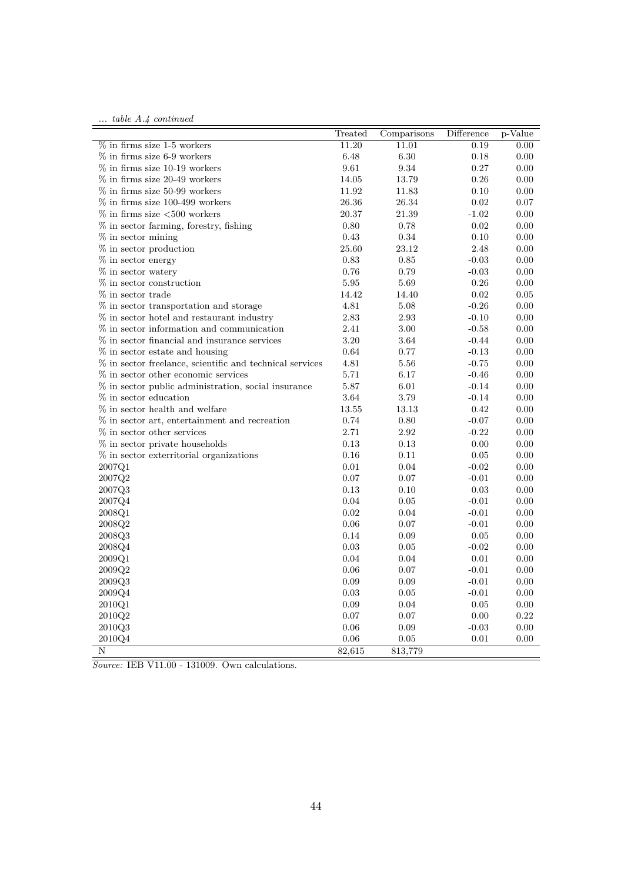*... table A.4 continued*

| | Treated | Comparisons | Difference | p-Value |
|---|---|---|---|---|
| % in firms size 1-5 workers | 11.20 | 11.01 | 0.19 | 0.00 |
| % in firms size 6-9 workers | 6.48 | 6.30 | 0.18 | 0.00 |
| % in firms size 10-19 workers | 9.61 | 9.34 | 0.27 | 0.00 |
| % in firms size 20-49 workers | 14.05 | 13.79 | 0.26 | 0.00 |
| % in firms size 50-99 workers | 11.92 | 11.83 | 0.10 | 0.00 |
| % in firms size 100-499 workers | 26.36 | 26.34 | 0.02 | 0.07 |
| % in firms size <500 workers | 20.37 | 21.39 | -1.02 | 0.00 |
| % in sector farming, forestry, fishing | 0.80 | 0.78 | 0.02 | 0.00 |
| % in sector mining | 0.43 | 0.34 | 0.10 | 0.00 |
| % in sector production | 25.60 | 23.12 | 2.48 | 0.00 |
| % in sector energy | 0.83 | 0.85 | -0.03 | 0.00 |
| % in sector watery | 0.76 | 0.79 | -0.03 | 0.00 |
| % in sector construction | 5.95 | 5.69 | 0.26 | 0.00 |
| % in sector trade | 14.42 | 14.40 | 0.02 | 0.05 |
| % in sector transportation and storage | 4.81 | 5.08 | -0.26 | 0.00 |
| % in sector hotel and restaurant industry | 2.83 | 2.93 | -0.10 | 0.00 |
| % in sector information and communication | 2.41 | 3.00 | -0.58 | 0.00 |
| % in sector financial and insurance services | 3.20 | 3.64 | -0.44 | 0.00 |
| % in sector estate and housing | 0.64 | 0.77 | -0.13 | 0.00 |
| % in sector freelance, scientific and technical services | 4.81 | 5.56 | -0.75 | 0.00 |
| % in sector other economic services | 5.71 | 6.17 | -0.46 | 0.00 |
| % in sector public administration, social insurance | 5.87 | 6.01 | -0.14 | 0.00 |
| % in sector education | 3.64 | 3.79 | -0.14 | 0.00 |
| % in sector health and welfare | 13.55 | 13.13 | 0.42 | 0.00 |
| % in sector art, entertainment and recreation | 0.74 | 0.80 | -0.07 | 0.00 |
| % in sector other services | 2.71 | 2.92 | -0.22 | 0.00 |
| % in sector private households | 0.13 | 0.13 | 0.00 | 0.00 |
| % in sector exterritorial organizations | 0.16 | 0.11 | 0.05 | 0.00 |
| 2007Q1 | 0.01 | 0.04 | -0.02 | 0.00 |
| 2007Q2 | 0.07 | 0.07 | -0.01 | 0.00 |
| 2007Q3 | 0.13 | 0.10 | 0.03 | 0.00 |
| 2007Q4 | 0.04 | 0.05 | -0.01 | 0.00 |
| 2008Q1 | 0.02 | 0.04 | -0.01 | 0.00 |
| 2008Q2 | 0.06 | 0.07 | -0.01 | 0.00 |
| 2008Q3 | 0.14 | 0.09 | 0.05 | 0.00 |
| 2008Q4 | 0.03 | 0.05 | -0.02 | 0.00 |
| 2009Q1 | 0.04 | 0.04 | 0.01 | 0.00 |
| 2009Q2 | 0.06 | 0.07 | -0.01 | 0.00 |
| 2009Q3 | 0.09 | 0.09 | -0.01 | 0.00 |
| 2009Q4 | 0.03 | 0.05 | -0.01 | 0.00 |
| 2010Q1 | 0.09 | 0.04 | 0.05 | 0.00 |
| 2010Q2 | 0.07 | 0.07 | 0.00 | 0.22 |
| 2010Q3 | 0.06 | 0.09 | -0.03 | 0.00 |
| 2010Q4 | 0.06 | 0.05 | 0.01 | 0.00 |
| N | 82,615 | 813,779 | | |

*Source:* IEB V11.00 - 131009. Own calculations.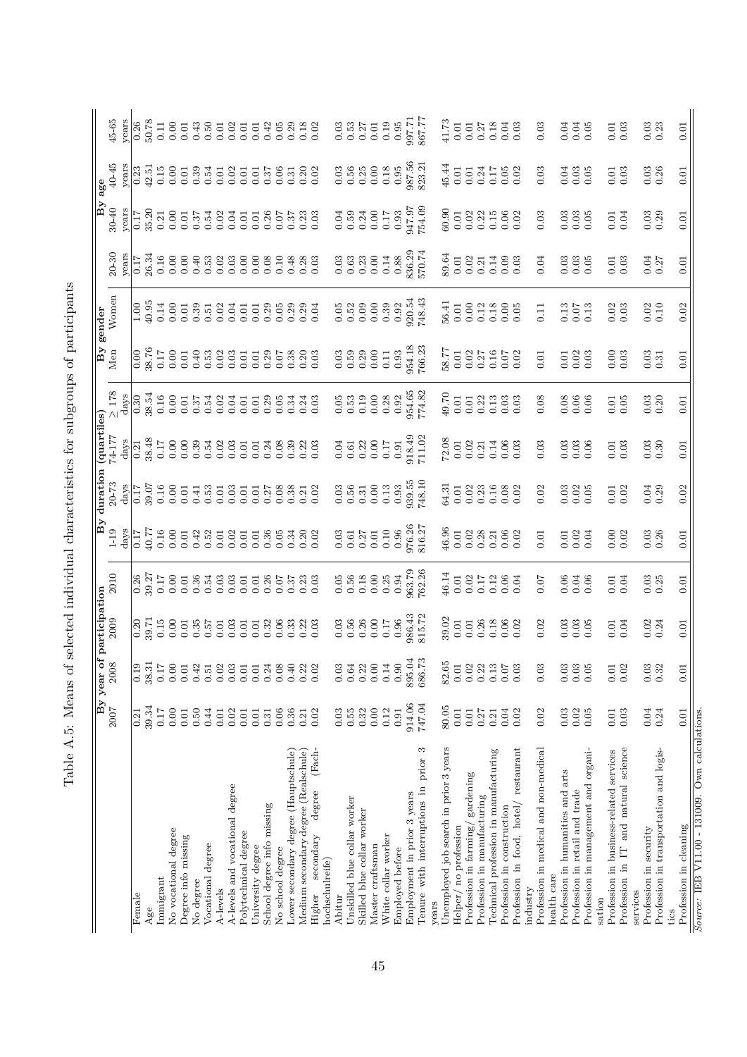Table A.5: Means of selected individual characteristics for subgroups of participants

| | By year of participation | | | | By duration (quartiles) | | | | By gender | | By age | | | |
|---|---|---|---|---|---|---|---|---|---|---|---|---|---|---|
| | 2007 | 2008 | 2009 | 2010 | 1-19 days | 20-73 days | 74-177 days | ≥ 178 days | Men | Women | 20-30 years | 30-40 years | 40-45 years | 45-65 years |
| Female | 0.21 | 0.19 | 0.20 | 0.26 | 0.17 | 0.17 | 0.21 | 0.30 | 0.00 | 1.00 | 0.17 | 0.17 | 0.23 | 0.26 |
| Age | 39.34 | 38.31 | 39.71 | 39.27 | 40.77 | 39.07 | 38.48 | 38.54 | 38.76 | 40.95 | 26.34 | 35.20 | 42.51 | 50.78 |
| Immigrant | 0.17 | 0.17 | 0.15 | 0.17 | 0.16 | 0.16 | 0.17 | 0.16 | 0.17 | 0.14 | 0.16 | 0.21 | 0.15 | 0.11 |
| No vocational degree | 0.00 | 0.00 | 0.00 | 0.00 | 0.00 | 0.00 | 0.00 | 0.00 | 0.00 | 0.00 | 0.00 | 0.00 | 0.00 | 0.00 |
| Degree info missing | 0.01 | 0.01 | 0.01 | 0.01 | 0.01 | 0.01 | 0.00 | 0.01 | 0.01 | 0.01 | 0.00 | 0.01 | 0.01 | 0.01 |
| No degree | 0.50 | 0.42 | 0.35 | 0.36 | 0.42 | 0.41 | 0.39 | 0.37 | 0.40 | 0.39 | 0.40 | 0.37 | 0.39 | 0.43 |
| Vocational degree | 0.44 | 0.51 | 0.57 | 0.54 | 0.52 | 0.53 | 0.54 | 0.54 | 0.53 | 0.51 | 0.53 | 0.54 | 0.54 | 0.50 |
| A-levels | 0.01 | 0.02 | 0.01 | 0.03 | 0.01 | 0.01 | 0.02 | 0.02 | 0.02 | 0.02 | 0.02 | 0.02 | 0.01 | 0.01 |
| A-levels and vocational degree | 0.02 | 0.03 | 0.03 | 0.03 | 0.02 | 0.03 | 0.03 | 0.04 | 0.03 | 0.04 | 0.03 | 0.04 | 0.02 | 0.02 |
| Polytechnical degree | 0.01 | 0.01 | 0.01 | 0.01 | 0.01 | 0.01 | 0.01 | 0.01 | 0.01 | 0.01 | 0.00 | 0.01 | 0.01 | 0.01 |
| University degree | 0.01 | 0.01 | 0.01 | 0.01 | 0.01 | 0.01 | 0.01 | 0.01 | 0.01 | 0.01 | 0.00 | 0.01 | 0.01 | 0.01 |
| School degree info missing | 0.31 | 0.24 | 0.32 | 0.26 | 0.36 | 0.27 | 0.24 | 0.29 | 0.29 | 0.29 | 0.08 | 0.26 | 0.37 | 0.42 |
| No school degree | 0.06 | 0.08 | 0.06 | 0.07 | 0.05 | 0.08 | 0.08 | 0.05 | 0.07 | 0.05 | 0.10 | 0.07 | 0.06 | 0.05 |
| Lower secondary degree (Hauptschule) | 0.36 | 0.40 | 0.33 | 0.37 | 0.34 | 0.38 | 0.39 | 0.34 | 0.38 | 0.29 | 0.48 | 0.37 | 0.31 | 0.29 |
| Medium secondary degree (Realschule) | 0.21 | 0.22 | 0.22 | 0.23 | 0.20 | 0.21 | 0.22 | 0.24 | 0.20 | 0.29 | 0.28 | 0.23 | 0.20 | 0.18 |
| Higher secondary degree (Fachhochschulreife) | 0.02 | 0.02 | 0.03 | 0.03 | 0.02 | 0.02 | 0.03 | 0.03 | 0.03 | 0.04 | 0.03 | 0.03 | 0.02 | 0.02 |
| Abitur | 0.03 | 0.03 | 0.03 | 0.05 | 0.03 | 0.03 | 0.04 | 0.05 | 0.03 | 0.05 | 0.03 | 0.04 | 0.03 | 0.03 |
| Unskilled blue collar worker | 0.55 | 0.64 | 0.56 | 0.56 | 0.61 | 0.56 | 0.61 | 0.53 | 0.59 | 0.52 | 0.63 | 0.59 | 0.56 | 0.53 |
| Skilled blue collar worker | 0.32 | 0.22 | 0.26 | 0.18 | 0.27 | 0.31 | 0.22 | 0.19 | 0.29 | 0.09 | 0.23 | 0.24 | 0.25 | 0.27 |
| Master craftsman | 0.00 | 0.00 | 0.00 | 0.00 | 0.01 | 0.00 | 0.00 | 0.00 | 0.00 | 0.00 | 0.00 | 0.00 | 0.00 | 0.01 |
| White collar worker | 0.12 | 0.14 | 0.17 | 0.25 | 0.10 | 0.13 | 0.17 | 0.28 | 0.11 | 0.39 | 0.14 | 0.17 | 0.18 | 0.19 |
| Employed before | 0.91 | 0.90 | 0.96 | 0.94 | 0.96 | 0.93 | 0.91 | 0.92 | 0.93 | 0.92 | 0.88 | 0.93 | 0.95 | 0.95 |
| Employment in prior 3 years | 914.06 | 895.04 | 986.43 | 963.79 | 976.26 | 939.55 | 918.49 | 954.65 | 954.18 | 920.54 | 836.29 | 947.97 | 987.56 | 997.71 |
| Tenure with interruptions in prior 3 years | 747.04 | 686.73 | 815.72 | 762.26 | 816.27 | 748.10 | 711.02 | 774.82 | 766.23 | 748.43 | 570.74 | 754.09 | 823.21 | 867.77 |
| Unemployed job search in prior 3 years | 80.05 | 82.65 | 39.02 | 46.14 | 46.96 | 64.31 | 72.08 | 49.70 | 58.77 | 56.41 | 89.64 | 60.90 | 45.44 | 41.73 |
| Helper/ no profession | 0.01 | 0.01 | 0.01 | 0.01 | 0.01 | 0.01 | 0.01 | 0.01 | 0.01 | 0.01 | 0.01 | 0.01 | 0.01 | 0.01 |
| Profession in farming/ gardening | 0.01 | 0.02 | 0.01 | 0.02 | 0.02 | 0.02 | 0.02 | 0.01 | 0.02 | 0.00 | 0.02 | 0.02 | 0.01 | 0.01 |
| Profession in manufacturing | 0.27 | 0.22 | 0.26 | 0.17 | 0.28 | 0.23 | 0.21 | 0.22 | 0.27 | 0.12 | 0.21 | 0.22 | 0.24 | 0.27 |
| Technical profession in manufacturing | 0.21 | 0.13 | 0.18 | 0.12 | 0.21 | 0.16 | 0.14 | 0.13 | 0.16 | 0.18 | 0.14 | 0.15 | 0.17 | 0.18 |
| Profession in construction | 0.04 | 0.07 | 0.06 | 0.06 | 0.06 | 0.08 | 0.06 | 0.03 | 0.07 | 0.00 | 0.09 | 0.06 | 0.05 | 0.04 |
| Profession in food, hotel/ restaurant industry | 0.02 | 0.03 | 0.02 | 0.04 | 0.02 | 0.02 | 0.03 | 0.03 | 0.02 | 0.05 | 0.03 | 0.02 | 0.02 | 0.03 |
| Profession in medical and non-medical health care | 0.02 | 0.03 | 0.02 | 0.07 | 0.01 | 0.02 | 0.03 | 0.08 | 0.01 | 0.11 | 0.04 | 0.03 | 0.03 | 0.03 |
| Profession in humanities and arts | 0.03 | 0.03 | 0.03 | 0.06 | 0.01 | 0.03 | 0.03 | 0.08 | 0.01 | 0.13 | 0.03 | 0.03 | 0.04 | 0.04 |
| Profession in retail and trade | 0.02 | 0.03 | 0.03 | 0.04 | 0.02 | 0.02 | 0.03 | 0.06 | 0.02 | 0.07 | 0.03 | 0.03 | 0.03 | 0.04 |
| Profession in management and organisation | 0.05 | 0.05 | 0.05 | 0.06 | 0.04 | 0.05 | 0.06 | 0.06 | 0.03 | 0.13 | 0.05 | 0.05 | 0.05 | 0.05 |
| Profession in business-related services | 0.01 | 0.01 | 0.01 | 0.01 | 0.00 | 0.01 | 0.01 | 0.01 | 0.00 | 0.02 | 0.01 | 0.01 | 0.01 | 0.01 |
| Profession in IT and natural science services | 0.03 | 0.02 | 0.04 | 0.04 | 0.02 | 0.02 | 0.03 | 0.05 | 0.03 | 0.03 | 0.03 | 0.04 | 0.03 | 0.03 |
| Profession in security | 0.04 | 0.03 | 0.02 | 0.03 | 0.03 | 0.04 | 0.03 | 0.03 | 0.03 | 0.02 | 0.04 | 0.03 | 0.03 | 0.03 |
| Profession in transportation and logistics | 0.24 | 0.32 | 0.24 | 0.25 | 0.26 | 0.29 | 0.30 | 0.20 | 0.31 | 0.10 | 0.27 | 0.29 | 0.26 | 0.23 |
| Profession in cleaning | 0.01 | 0.01 | 0.01 | 0.01 | 0.01 | 0.02 | 0.01 | 0.01 | 0.01 | 0.02 | 0.01 | 0.01 | 0.01 | 0.01 |

*Source:* IEB V11.00 - 131009. Own calculations.